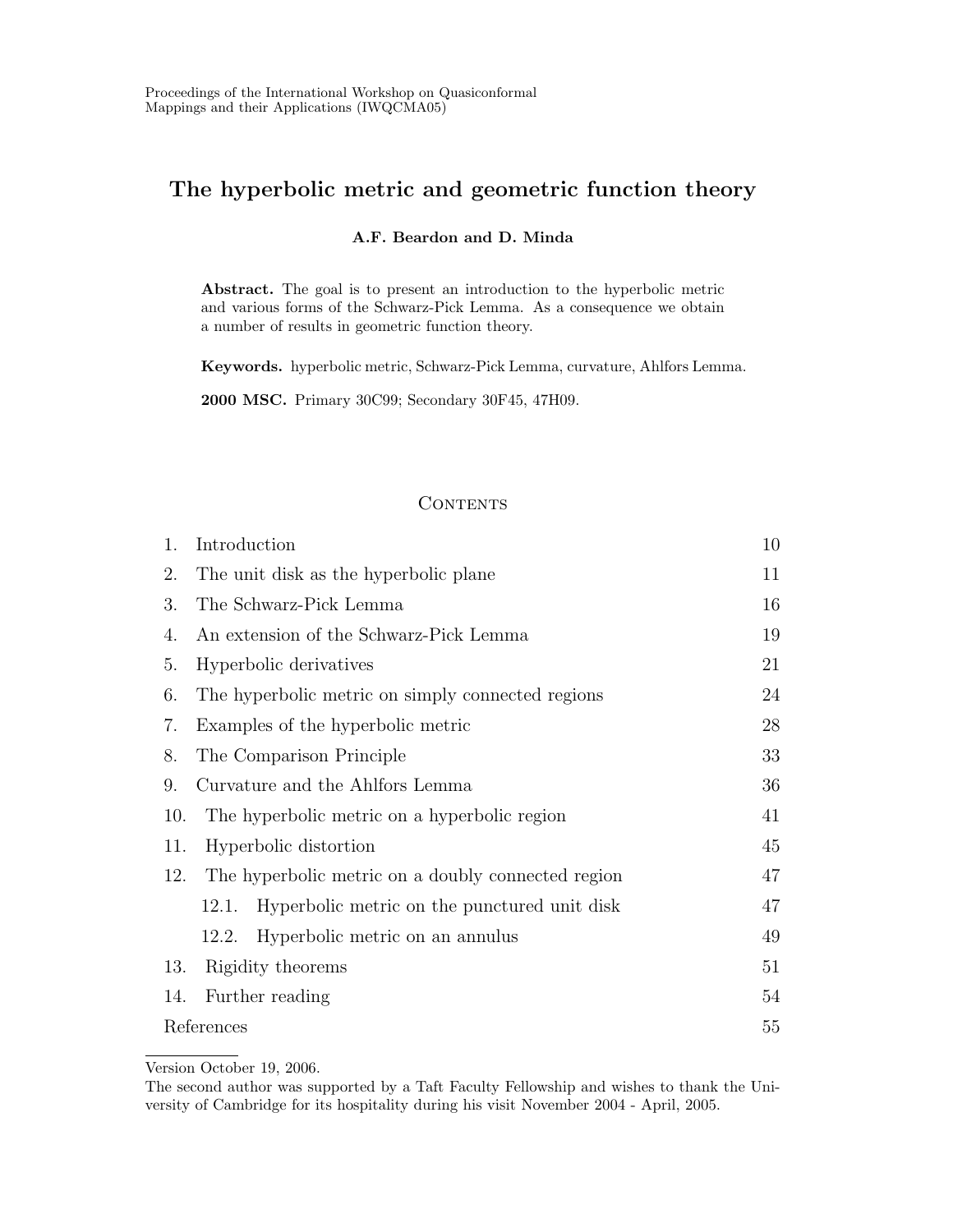Proceedings of the International Workshop on Quasiconformal Mappings and their Applications (IWQCMA05)

# The hyperbolic metric and geometric function theory

**A.F. Beardon and D. Minda**

**Abstract.** The goal is to present an introduction to the hyperbolic metric and various forms of the Schwarz-Pick Lemma. As a consequence we obtain a number of results in geometric function theory.

**Keywords.** hyperbolic metric, Schwarz-Pick Lemma, curvature, Ahlfors Lemma.

**2000 MSC.** Primary 30C99; Secondary 30F45, 47H09.

## Contents

| | | |
|---|---|---|
| 1. | Introduction | 10 |
| 2. | The unit disk as the hyperbolic plane | 11 |
| 3. | The Schwarz-Pick Lemma | 16 |
| 4. | An extension of the Schwarz-Pick Lemma | 19 |
| 5. | Hyperbolic derivatives | 21 |
| 6. | The hyperbolic metric on simply connected regions | 24 |
| 7. | Examples of the hyperbolic metric | 28 |
| 8. | The Comparison Principle | 33 |
| 9. | Curvature and the Ahlfors Lemma | 36 |
| 10. | The hyperbolic metric on a hyperbolic region | 41 |
| 11. | Hyperbolic distortion | 45 |
| 12. | The hyperbolic metric on a doubly connected region | 47 |
| 12.1. | Hyperbolic metric on the punctured unit disk | 47 |
| 12.2. | Hyperbolic metric on an annulus | 49 |
| 13. | Rigidity theorems | 51 |
| 14. | Further reading | 54 |
| | References | 55 |

Version October 19, 2006.

The second author was supported by a Taft Faculty Fellowship and wishes to thank the University of Cambridge for its hospitality during his visit November 2004 - April, 2005.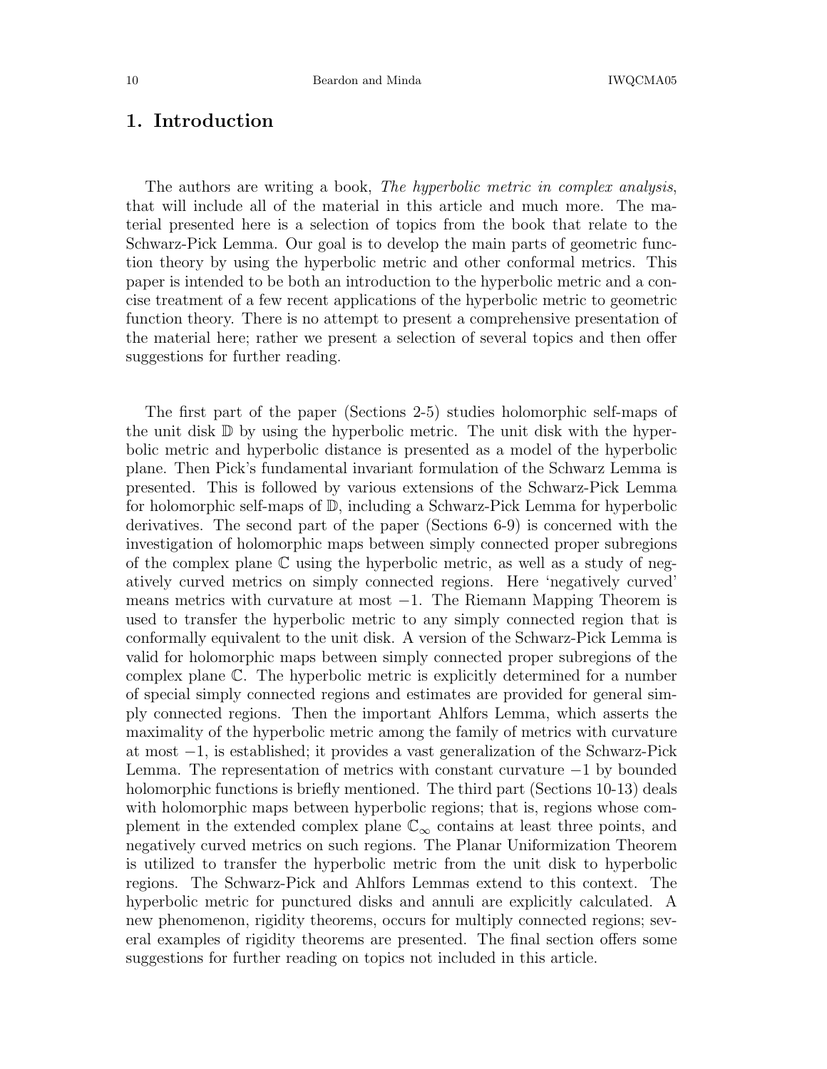## 1. Introduction

The authors are writing a book, *The hyperbolic metric in complex analysis*, that will include all of the material in this article and much more. The material presented here is a selection of topics from the book that relate to the Schwarz-Pick Lemma. Our goal is to develop the main parts of geometric function theory by using the hyperbolic metric and other conformal metrics. This paper is intended to be both an introduction to the hyperbolic metric and a concise treatment of a few recent applications of the hyperbolic metric to geometric function theory. There is no attempt to present a comprehensive presentation of the material here; rather we present a selection of several topics and then offer suggestions for further reading.

The first part of the paper (Sections 2-5) studies holomorphic self-maps of the unit disk $\mathbb{D}$ by using the hyperbolic metric. The unit disk with the hyperbolic metric and hyperbolic distance is presented as a model of the hyperbolic plane. Then Pick's fundamental invariant formulation of the Schwarz Lemma is presented. This is followed by various extensions of the Schwarz-Pick Lemma for holomorphic self-maps of $\mathbb{D}$, including a Schwarz-Pick Lemma for hyperbolic derivatives. The second part of the paper (Sections 6-9) is concerned with the investigation of holomorphic maps between simply connected proper subregions of the complex plane $\mathbb{C}$ using the hyperbolic metric, as well as a study of negatively curved metrics on simply connected regions. Here 'negatively curved' means metrics with curvature at most $-1$. The Riemann Mapping Theorem is used to transfer the hyperbolic metric to any simply connected region that is conformally equivalent to the unit disk. A version of the Schwarz-Pick Lemma is valid for holomorphic maps between simply connected proper subregions of the complex plane $\mathbb{C}$. The hyperbolic metric is explicitly determined for a number of special simply connected regions and estimates are provided for general simply connected regions. Then the important Ahlfors Lemma, which asserts the maximality of the hyperbolic metric among the family of metrics with curvature at most $-1$, is established; it provides a vast generalization of the Schwarz-Pick Lemma. The representation of metrics with constant curvature $-1$ by bounded holomorphic functions is briefly mentioned. The third part (Sections 10-13) deals with holomorphic maps between hyperbolic regions; that is, regions whose complement in the extended complex plane $\mathbb{C}_\infty$ contains at least three points, and negatively curved metrics on such regions. The Planar Uniformization Theorem is utilized to transfer the hyperbolic metric from the unit disk to hyperbolic regions. The Schwarz-Pick and Ahlfors Lemmas extend to this context. The hyperbolic metric for punctured disks and annuli are explicitly calculated. A new phenomenon, rigidity theorems, occurs for multiply connected regions; several examples of rigidity theorems are presented. The final section offers some suggestions for further reading on topics not included in this article.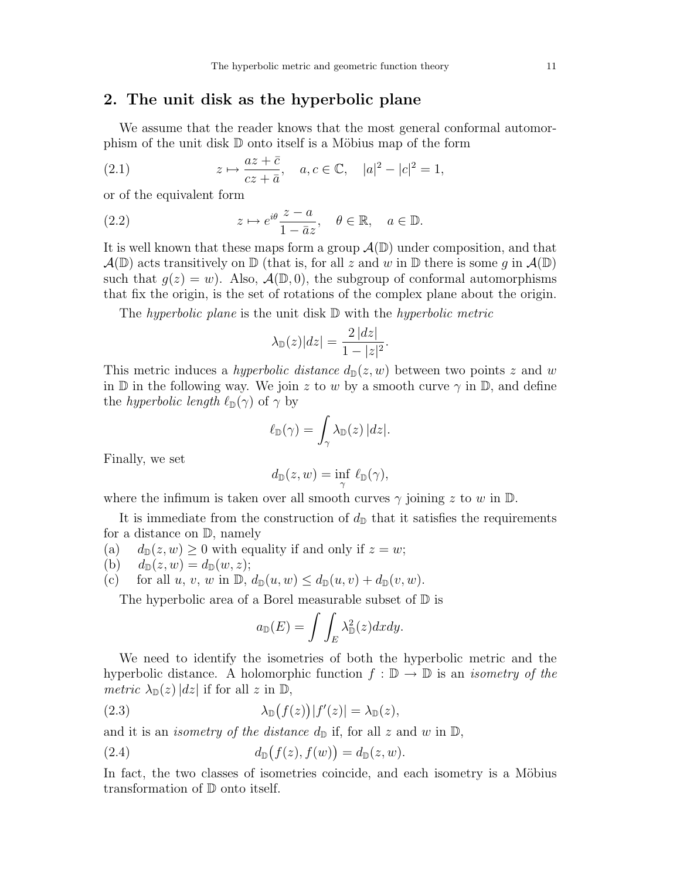## 2. The unit disk as the hyperbolic plane

We assume that the reader knows that the most general conformal automorphism of the unit disk $\mathbb{D}$ onto itself is a Möbius map of the form

$$z \mapsto \frac{az + \bar{c}}{cz + \bar{a}}, \quad a, c \in \mathbb{C}, \quad |a|^2 - |c|^2 = 1, \tag{2.1}$$

or of the equivalent form

$$z \mapsto e^{i\theta} \frac{z - a}{1 - \bar{a}z}, \quad \theta \in \mathbb{R}, \quad a \in \mathbb{D}. \tag{2.2}$$

It is well known that these maps form a group $\mathcal{A}(\mathbb{D})$ under composition, and that $\mathcal{A}(\mathbb{D})$ acts transitively on $\mathbb{D}$ (that is, for all $z$ and $w$ in $\mathbb{D}$ there is some $g$ in $\mathcal{A}(\mathbb{D})$ such that $g(z) = w$). Also, $\mathcal{A}(\mathbb{D}, 0)$, the subgroup of conformal automorphisms that fix the origin, is the set of rotations of the complex plane about the origin.

The *hyperbolic plane* is the unit disk $\mathbb{D}$ with the *hyperbolic metric*

$$\lambda_{\mathbb{D}}(z)|dz| = \frac{2\,|dz|}{1 - |z|^2}.$$

This metric induces a *hyperbolic distance* $d_{\mathbb{D}}(z, w)$ between two points $z$ and $w$ in $\mathbb{D}$ in the following way. We join $z$ to $w$ by a smooth curve $\gamma$ in $\mathbb{D}$, and define the *hyperbolic length* $\ell_{\mathbb{D}}(\gamma)$ of $\gamma$ by

$$\ell_{\mathbb{D}}(\gamma) = \int_{\gamma} \lambda_{\mathbb{D}}(z)\,|dz|.$$

Finally, we set

$$d_{\mathbb{D}}(z, w) = \inf_{\gamma}\, \ell_{\mathbb{D}}(\gamma),$$

where the infimum is taken over all smooth curves $\gamma$ joining $z$ to $w$ in $\mathbb{D}$.

It is immediate from the construction of $d_{\mathbb{D}}$ that it satisfies the requirements for a distance on $\mathbb{D}$, namely

(a) $d_{\mathbb{D}}(z, w) \geq 0$ with equality if and only if $z = w$;

(b) $d_{\mathbb{D}}(z, w) = d_{\mathbb{D}}(w, z)$;

(c) for all $u$, $v$, $w$ in $\mathbb{D}$, $d_{\mathbb{D}}(u, w) \leq d_{\mathbb{D}}(u, v) + d_{\mathbb{D}}(v, w)$.

The hyperbolic area of a Borel measurable subset of $\mathbb{D}$ is

$$a_{\mathbb{D}}(E) = \int\int_{E} \lambda_{\mathbb{D}}^2(z)\,dxdy.$$

We need to identify the isometries of both the hyperbolic metric and the hyperbolic distance. A holomorphic function $f : \mathbb{D} \to \mathbb{D}$ is an *isometry of the metric* $\lambda_{\mathbb{D}}(z)\,|dz|$ if for all $z$ in $\mathbb{D}$,

$$\lambda_{\mathbb{D}}\big(f(z)\big)|f'(z)| = \lambda_{\mathbb{D}}(z), \tag{2.3}$$

and it is an *isometry of the distance* $d_{\mathbb{D}}$ if, for all $z$ and $w$ in $\mathbb{D}$,

$$d_{\mathbb{D}}\big(f(z), f(w)\big) = d_{\mathbb{D}}(z, w). \tag{2.4}$$

In fact, the two classes of isometries coincide, and each isometry is a Möbius transformation of $\mathbb{D}$ onto itself.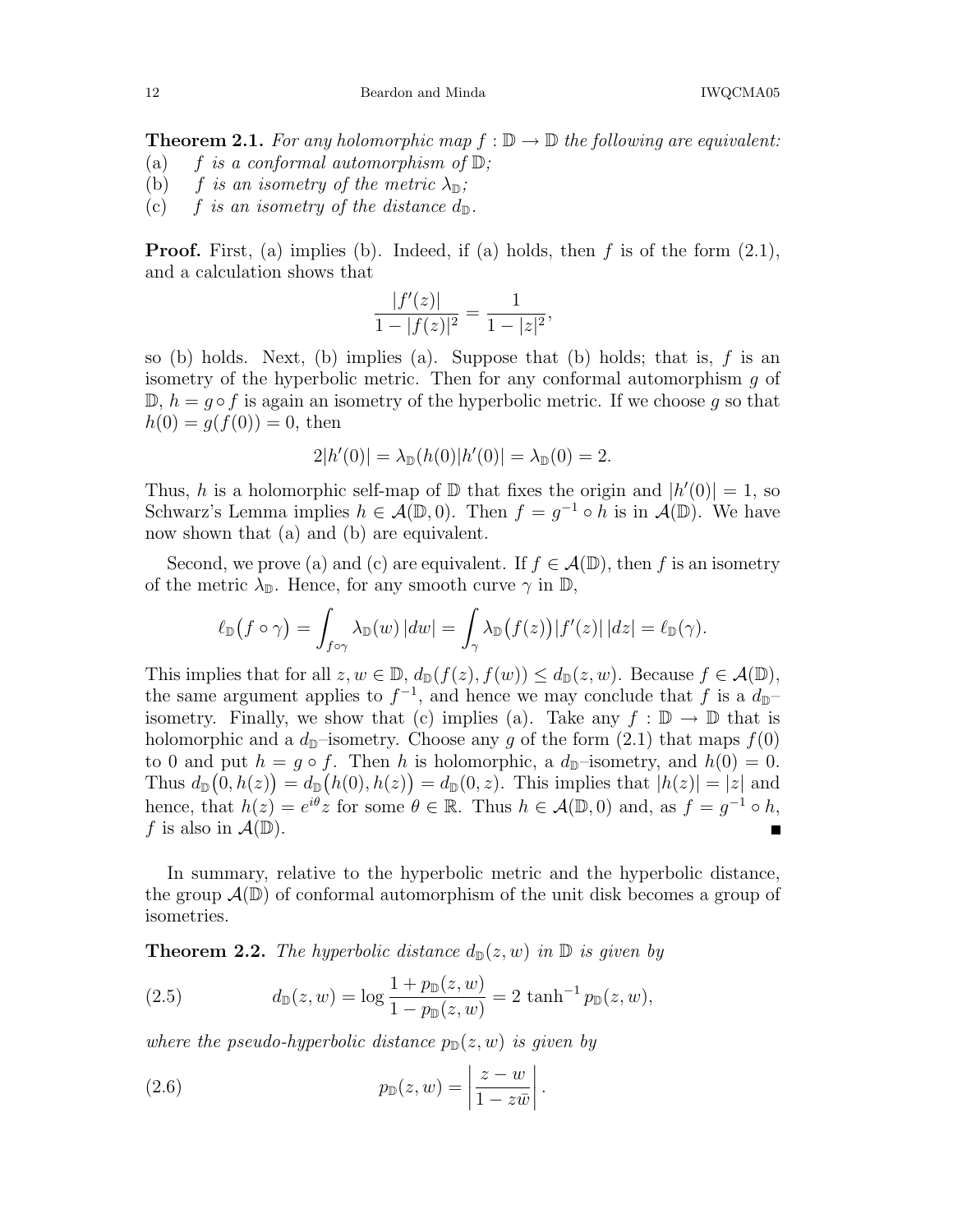**Theorem 2.1.** *For any holomorphic map $f : \mathbb{D} \to \mathbb{D}$ the following are equivalent:*
(a) *$f$ is a conformal automorphism of $\mathbb{D}$;*
(b) *$f$ is an isometry of the metric $\lambda_{\mathbb{D}}$;*
(c) *$f$ is an isometry of the distance $d_{\mathbb{D}}$.*

**Proof.** First, (a) implies (b). Indeed, if (a) holds, then $f$ is of the form (2.1), and a calculation shows that

$$\frac{|f'(z)|}{1 - |f(z)|^2} = \frac{1}{1 - |z|^2},$$

so (b) holds. Next, (b) implies (a). Suppose that (b) holds; that is, $f$ is an isometry of the hyperbolic metric. Then for any conformal automorphism $g$ of $\mathbb{D}$, $h = g \circ f$ is again an isometry of the hyperbolic metric. If we choose $g$ so that $h(0) = g(f(0)) = 0$, then

$$2|h'(0)| = \lambda_{\mathbb{D}}(h(0)|h'(0)| = \lambda_{\mathbb{D}}(0) = 2.$$

Thus, $h$ is a holomorphic self-map of $\mathbb{D}$ that fixes the origin and $|h'(0)| = 1$, so Schwarz's Lemma implies $h \in \mathcal{A}(\mathbb{D}, 0)$. Then $f = g^{-1} \circ h$ is in $\mathcal{A}(\mathbb{D})$. We have now shown that (a) and (b) are equivalent.

Second, we prove (a) and (c) are equivalent. If $f \in \mathcal{A}(\mathbb{D})$, then $f$ is an isometry of the metric $\lambda_{\mathbb{D}}$. Hence, for any smooth curve $\gamma$ in $\mathbb{D}$,

$$\ell_{\mathbb{D}}\big(f \circ \gamma\big) = \int_{f\circ\gamma} \lambda_{\mathbb{D}}(w)\,|dw| = \int_{\gamma} \lambda_{\mathbb{D}}\big(f(z)\big)|f'(z)|\,|dz| = \ell_{\mathbb{D}}(\gamma).$$

This implies that for all $z, w \in \mathbb{D}$, $d_{\mathbb{D}}(f(z), f(w)) \leq d_{\mathbb{D}}(z, w)$. Because $f \in \mathcal{A}(\mathbb{D})$, the same argument applies to $f^{-1}$, and hence we may conclude that $f$ is a $d_{\mathbb{D}}$–isometry. Finally, we show that (c) implies (a). Take any $f : \mathbb{D} \to \mathbb{D}$ that is holomorphic and a $d_{\mathbb{D}}$–isometry. Choose any $g$ of the form (2.1) that maps $f(0)$ to 0 and put $h = g \circ f$. Then $h$ is holomorphic, a $d_{\mathbb{D}}$–isometry, and $h(0) = 0$. Thus $d_{\mathbb{D}}\big(0, h(z)\big) = d_{\mathbb{D}}\big(h(0), h(z)\big) = d_{\mathbb{D}}(0, z)$. This implies that $|h(z)| = |z|$ and hence, that $h(z) = e^{i\theta}z$ for some $\theta \in \mathbb{R}$. Thus $h \in \mathcal{A}(\mathbb{D}, 0)$ and, as $f = g^{-1} \circ h$, $f$ is also in $\mathcal{A}(\mathbb{D})$. ∎

In summary, relative to the hyperbolic metric and the hyperbolic distance, the group $\mathcal{A}(\mathbb{D})$ of conformal automorphism of the unit disk becomes a group of isometries.

**Theorem 2.2.** *The hyperbolic distance $d_{\mathbb{D}}(z, w)$ in $\mathbb{D}$ is given by*

$$d_{\mathbb{D}}(z, w) = \log \frac{1 + p_{\mathbb{D}}(z, w)}{1 - p_{\mathbb{D}}(z, w)} = 2\,\tanh^{-1} p_{\mathbb{D}}(z, w), \tag{2.5}$$

*where the pseudo-hyperbolic distance $p_{\mathbb{D}}(z, w)$ is given by*

$$p_{\mathbb{D}}(z, w) = \left| \frac{z - w}{1 - z\bar{w}} \right|. \tag{2.6}$$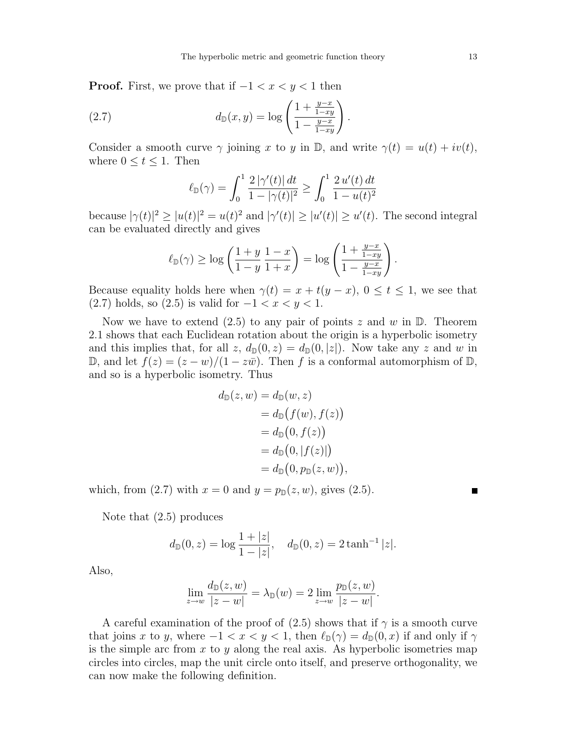**Proof.** First, we prove that if $-1 < x < y < 1$ then

$$d_{\mathbb{D}}(x,y) = \log\left(\frac{1+\frac{y-x}{1-xy}}{1-\frac{y-x}{1-xy}}\right). \tag{2.7}$$

Consider a smooth curve $\gamma$ joining $x$ to $y$ in $\mathbb{D}$, and write $\gamma(t) = u(t) + iv(t)$, where $0 \leq t \leq 1$. Then

$$\ell_{\mathbb{D}}(\gamma) = \int_0^1 \frac{2\,|\gamma'(t)|\,dt}{1-|\gamma(t)|^2} \geq \int_0^1 \frac{2\,u'(t)\,dt}{1-u(t)^2}$$

because $|\gamma(t)|^2 \geq |u(t)|^2 = u(t)^2$ and $|\gamma'(t)| \geq |u'(t)| \geq u'(t)$. The second integral can be evaluated directly and gives

$$\ell_{\mathbb{D}}(\gamma) \geq \log\left(\frac{1+y}{1-y}\,\frac{1-x}{1+x}\right) = \log\left(\frac{1+\frac{y-x}{1-xy}}{1-\frac{y-x}{1-xy}}\right).$$

Because equality holds here when $\gamma(t) = x + t(y-x)$, $0 \leq t \leq 1$, we see that (2.7) holds, so (2.5) is valid for $-1 < x < y < 1$.

Now we have to extend (2.5) to any pair of points $z$ and $w$ in $\mathbb{D}$. Theorem 2.1 shows that each Euclidean rotation about the origin is a hyperbolic isometry and this implies that, for all $z$, $d_{\mathbb{D}}(0,z) = d_{\mathbb{D}}(0,|z|)$. Now take any $z$ and $w$ in $\mathbb{D}$, and let $f(z) = (z-w)/(1-z\bar{w})$. Then $f$ is a conformal automorphism of $\mathbb{D}$, and so is a hyperbolic isometry. Thus

$$\begin{aligned}
d_{\mathbb{D}}(z,w) &= d_{\mathbb{D}}(w,z) \\
&= d_{\mathbb{D}}\big(f(w), f(z)\big) \\
&= d_{\mathbb{D}}\big(0, f(z)\big) \\
&= d_{\mathbb{D}}\big(0, |f(z)|\big) \\
&= d_{\mathbb{D}}\big(0, p_{\mathbb{D}}(z,w)\big),
\end{aligned}$$

which, from (2.7) with $x = 0$ and $y = p_{\mathbb{D}}(z,w)$, gives (2.5). ∎

Note that (2.5) produces

$$d_{\mathbb{D}}(0,z) = \log\frac{1+|z|}{1-|z|}, \quad d_{\mathbb{D}}(0,z) = 2\tanh^{-1}|z|.$$

Also,

$$\lim_{z\to w}\frac{d_{\mathbb{D}}(z,w)}{|z-w|} = \lambda_{\mathbb{D}}(w) = 2\lim_{z\to w}\frac{p_{\mathbb{D}}(z,w)}{|z-w|}.$$

A careful examination of the proof of (2.5) shows that if $\gamma$ is a smooth curve that joins $x$ to $y$, where $-1 < x < y < 1$, then $\ell_{\mathbb{D}}(\gamma) = d_{\mathbb{D}}(0,x)$ if and only if $\gamma$ is the simple arc from $x$ to $y$ along the real axis. As hyperbolic isometries map circles into circles, map the unit circle onto itself, and preserve orthogonality, we can now make the following definition.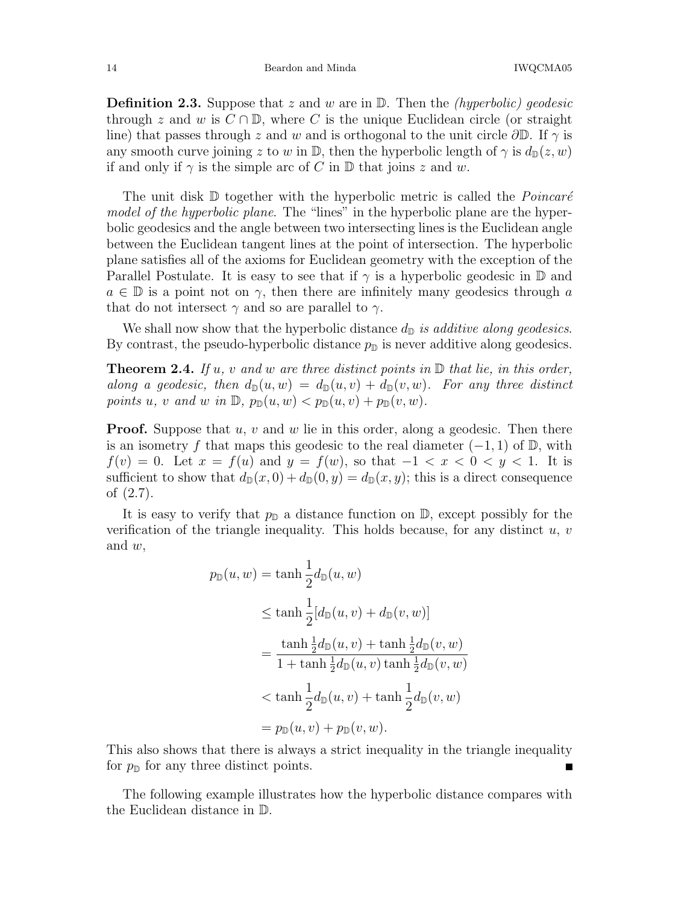**Definition 2.3.** Suppose that $z$ and $w$ are in $\mathbb{D}$. Then the *(hyperbolic) geodesic* through $z$ and $w$ is $C \cap \mathbb{D}$, where $C$ is the unique Euclidean circle (or straight line) that passes through $z$ and $w$ and is orthogonal to the unit circle $\partial\mathbb{D}$. If $\gamma$ is any smooth curve joining $z$ to $w$ in $\mathbb{D}$, then the hyperbolic length of $\gamma$ is $d_{\mathbb{D}}(z, w)$ if and only if $\gamma$ is the simple arc of $C$ in $\mathbb{D}$ that joins $z$ and $w$.

The unit disk $\mathbb{D}$ together with the hyperbolic metric is called the *Poincaré model of the hyperbolic plane*. The "lines" in the hyperbolic plane are the hyperbolic geodesics and the angle between two intersecting lines is the Euclidean angle between the Euclidean tangent lines at the point of intersection. The hyperbolic plane satisfies all of the axioms for Euclidean geometry with the exception of the Parallel Postulate. It is easy to see that if $\gamma$ is a hyperbolic geodesic in $\mathbb{D}$ and $a \in \mathbb{D}$ is a point not on $\gamma$, then there are infinitely many geodesics through $a$ that do not intersect $\gamma$ and so are parallel to $\gamma$.

We shall now show that the hyperbolic distance $d_{\mathbb{D}}$ *is additive along geodesics*. By contrast, the pseudo-hyperbolic distance $p_{\mathbb{D}}$ is never additive along geodesics.

**Theorem 2.4.** *If $u$, $v$ and $w$ are three distinct points in $\mathbb{D}$ that lie, in this order, along a geodesic, then $d_{\mathbb{D}}(u, w) = d_{\mathbb{D}}(u, v) + d_{\mathbb{D}}(v, w)$. For any three distinct points $u$, $v$ and $w$ in $\mathbb{D}$, $p_{\mathbb{D}}(u, w) < p_{\mathbb{D}}(u, v) + p_{\mathbb{D}}(v, w)$.*

**Proof.** Suppose that $u$, $v$ and $w$ lie in this order, along a geodesic. Then there is an isometry $f$ that maps this geodesic to the real diameter $(-1, 1)$ of $\mathbb{D}$, with $f(v) = 0$. Let $x = f(u)$ and $y = f(w)$, so that $-1 < x < 0 < y < 1$. It is sufficient to show that $d_{\mathbb{D}}(x, 0) + d_{\mathbb{D}}(0, y) = d_{\mathbb{D}}(x, y)$; this is a direct consequence of (2.7).

It is easy to verify that $p_{\mathbb{D}}$ a distance function on $\mathbb{D}$, except possibly for the verification of the triangle inequality. This holds because, for any distinct $u$, $v$ and $w$,

$$
\begin{aligned}
p_{\mathbb{D}}(u, w) &= \tanh \frac{1}{2} d_{\mathbb{D}}(u, w) \\
&\leq \tanh \frac{1}{2} [d_{\mathbb{D}}(u, v) + d_{\mathbb{D}}(v, w)] \\
&= \frac{\tanh \frac{1}{2} d_{\mathbb{D}}(u, v) + \tanh \frac{1}{2} d_{\mathbb{D}}(v, w)}{1 + \tanh \frac{1}{2} d_{\mathbb{D}}(u, v) \tanh \frac{1}{2} d_{\mathbb{D}}(v, w)} \\
&< \tanh \frac{1}{2} d_{\mathbb{D}}(u, v) + \tanh \frac{1}{2} d_{\mathbb{D}}(v, w) \\
&= p_{\mathbb{D}}(u, v) + p_{\mathbb{D}}(v, w).
\end{aligned}
$$

This also shows that there is always a strict inequality in the triangle inequality for $p_{\mathbb{D}}$ for any three distinct points. ■

The following example illustrates how the hyperbolic distance compares with the Euclidean distance in $\mathbb{D}$.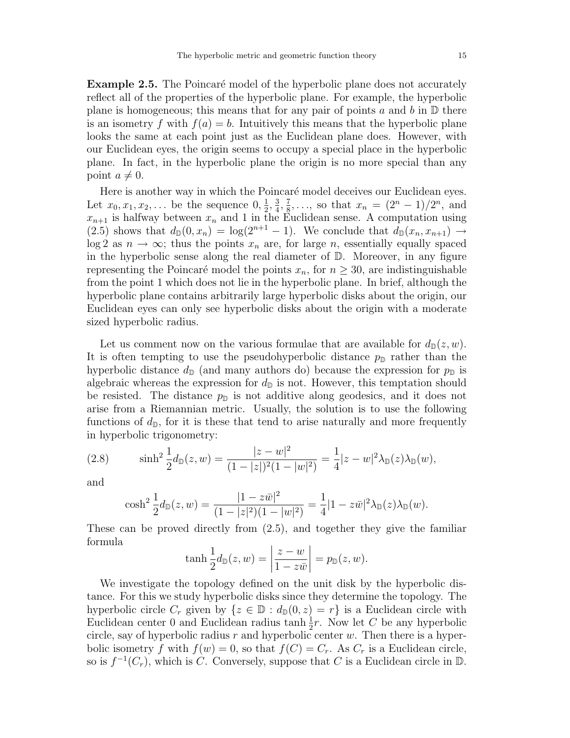**Example 2.5.** The Poincaré model of the hyperbolic plane does not accurately reflect all of the properties of the hyperbolic plane. For example, the hyperbolic plane is homogeneous; this means that for any pair of points $a$ and $b$ in $\mathbb{D}$ there is an isometry $f$ with $f(a) = b$. Intuitively this means that the hyperbolic plane looks the same at each point just as the Euclidean plane does. However, with our Euclidean eyes, the origin seems to occupy a special place in the hyperbolic plane. In fact, in the hyperbolic plane the origin is no more special than any point $a \neq 0$.

Here is another way in which the Poincaré model deceives our Euclidean eyes. Let $x_0, x_1, x_2, \ldots$ be the sequence $0, \frac{1}{2}, \frac{3}{4}, \frac{7}{8}, \ldots$, so that $x_n = (2^n - 1)/2^n$, and $x_{n+1}$ is halfway between $x_n$ and 1 in the Euclidean sense. A computation using (2.5) shows that $d_{\mathbb{D}}(0, x_n) = \log(2^{n+1} - 1)$. We conclude that $d_{\mathbb{D}}(x_n, x_{n+1}) \to \log 2$ as $n \to \infty$; thus the points $x_n$ are, for large $n$, essentially equally spaced in the hyperbolic sense along the real diameter of $\mathbb{D}$. Moreover, in any figure representing the Poincaré model the points $x_n$, for $n \geq 30$, are indistinguishable from the point 1 which does not lie in the hyperbolic plane. In brief, although the hyperbolic plane contains arbitrarily large hyperbolic disks about the origin, our Euclidean eyes can only see hyperbolic disks about the origin with a moderate sized hyperbolic radius.

Let us comment now on the various formulae that are available for $d_{\mathbb{D}}(z, w)$. It is often tempting to use the pseudohyperbolic distance $p_{\mathbb{D}}$ rather than the hyperbolic distance $d_{\mathbb{D}}$ (and many authors do) because the expression for $p_{\mathbb{D}}$ is algebraic whereas the expression for $d_{\mathbb{D}}$ is not. However, this temptation should be resisted. The distance $p_{\mathbb{D}}$ is not additive along geodesics, and it does not arise from a Riemannian metric. Usually, the solution is to use the following functions of $d_{\mathbb{D}}$, for it is these that tend to arise naturally and more frequently in hyperbolic trigonometry:

$$\sinh^2 \frac{1}{2} d_{\mathbb{D}}(z, w) = \frac{|z - w|^2}{(1 - |z|)^2 (1 - |w|^2)} = \frac{1}{4} |z - w|^2 \lambda_{\mathbb{D}}(z) \lambda_{\mathbb{D}}(w), \tag{2.8}$$

and

$$\cosh^2 \frac{1}{2} d_{\mathbb{D}}(z, w) = \frac{|1 - z\bar{w}|^2}{(1 - |z|^2)(1 - |w|^2)} = \frac{1}{4} |1 - z\bar{w}|^2 \lambda_{\mathbb{D}}(z) \lambda_{\mathbb{D}}(w).$$

These can be proved directly from (2.5), and together they give the familiar formula

$$\tanh \frac{1}{2} d_{\mathbb{D}}(z, w) = \left| \frac{z - w}{1 - z\bar{w}} \right| = p_{\mathbb{D}}(z, w).$$

We investigate the topology defined on the unit disk by the hyperbolic distance. For this we study hyperbolic disks since they determine the topology. The hyperbolic circle $C_r$ given by $\{z \in \mathbb{D} : d_{\mathbb{D}}(0, z) = r\}$ is a Euclidean circle with Euclidean center 0 and Euclidean radius $\tanh \frac{1}{2} r$. Now let $C$ be any hyperbolic circle, say of hyperbolic radius $r$ and hyperbolic center $w$. Then there is a hyperbolic isometry $f$ with $f(w) = 0$, so that $f(C) = C_r$. As $C_r$ is a Euclidean circle, so is $f^{-1}(C_r)$, which is $C$. Conversely, suppose that $C$ is a Euclidean circle in $\mathbb{D}$.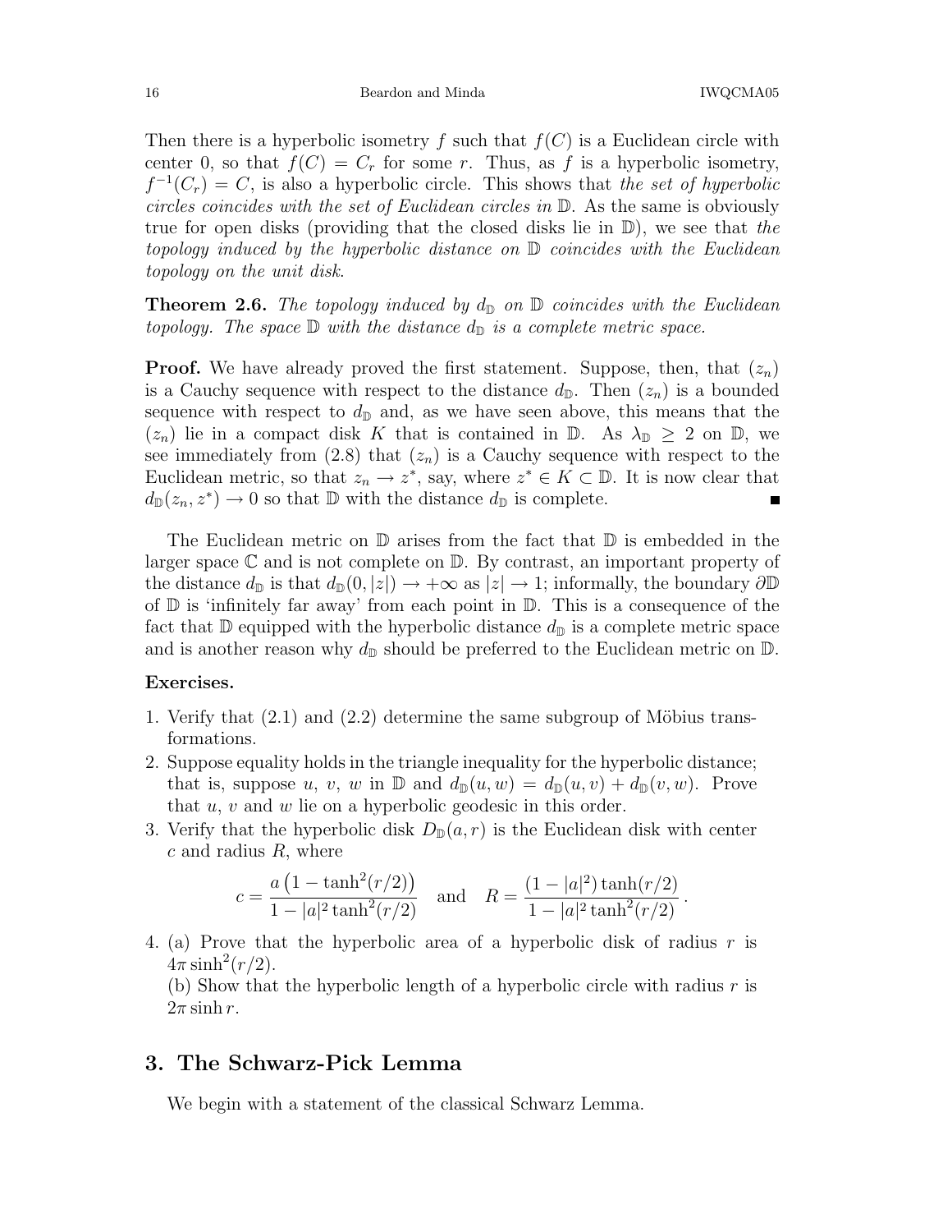Then there is a hyperbolic isometry $f$ such that $f(C)$ is a Euclidean circle with center 0, so that $f(C) = C_r$ for some $r$. Thus, as $f$ is a hyperbolic isometry, $f^{-1}(C_r) = C$, is also a hyperbolic circle. This shows that *the set of hyperbolic circles coincides with the set of Euclidean circles in* $\mathbb{D}$. As the same is obviously true for open disks (providing that the closed disks lie in $\mathbb{D}$), we see that *the topology induced by the hyperbolic distance on* $\mathbb{D}$ *coincides with the Euclidean topology on the unit disk*.

**Theorem 2.6.** *The topology induced by* $d_{\mathbb{D}}$ *on* $\mathbb{D}$ *coincides with the Euclidean topology. The space* $\mathbb{D}$ *with the distance* $d_{\mathbb{D}}$ *is a complete metric space.*

**Proof.** We have already proved the first statement. Suppose, then, that $(z_n)$ is a Cauchy sequence with respect to the distance $d_{\mathbb{D}}$. Then $(z_n)$ is a bounded sequence with respect to $d_{\mathbb{D}}$ and, as we have seen above, this means that the $(z_n)$ lie in a compact disk $K$ that is contained in $\mathbb{D}$. As $\lambda_{\mathbb{D}} \geq 2$ on $\mathbb{D}$, we see immediately from (2.8) that $(z_n)$ is a Cauchy sequence with respect to the Euclidean metric, so that $z_n \to z^*$, say, where $z^* \in K \subset \mathbb{D}$. It is now clear that $d_{\mathbb{D}}(z_n, z^*) \to 0$ so that $\mathbb{D}$ with the distance $d_{\mathbb{D}}$ is complete. ∎

The Euclidean metric on $\mathbb{D}$ arises from the fact that $\mathbb{D}$ is embedded in the larger space $\mathbb{C}$ and is not complete on $\mathbb{D}$. By contrast, an important property of the distance $d_{\mathbb{D}}$ is that $d_{\mathbb{D}}(0, |z|) \to +\infty$ as $|z| \to 1$; informally, the boundary $\partial\mathbb{D}$ of $\mathbb{D}$ is 'infinitely far away' from each point in $\mathbb{D}$. This is a consequence of the fact that $\mathbb{D}$ equipped with the hyperbolic distance $d_{\mathbb{D}}$ is a complete metric space and is another reason why $d_{\mathbb{D}}$ should be preferred to the Euclidean metric on $\mathbb{D}$.

**Exercises.**

1. Verify that (2.1) and (2.2) determine the same subgroup of Möbius transformations.
2. Suppose equality holds in the triangle inequality for the hyperbolic distance; that is, suppose $u$, $v$, $w$ in $\mathbb{D}$ and $d_{\mathbb{D}}(u, w) = d_{\mathbb{D}}(u, v) + d_{\mathbb{D}}(v, w)$. Prove that $u$, $v$ and $w$ lie on a hyperbolic geodesic in this order.
3. Verify that the hyperbolic disk $D_{\mathbb{D}}(a, r)$ is the Euclidean disk with center $c$ and radius $R$, where
$$c = \frac{a\left(1 - \tanh^2(r/2)\right)}{1 - |a|^2 \tanh^2(r/2)} \quad \text{and} \quad R = \frac{(1 - |a|^2)\tanh(r/2)}{1 - |a|^2 \tanh^2(r/2)}.$$
4. (a) Prove that the hyperbolic area of a hyperbolic disk of radius $r$ is $4\pi \sinh^2(r/2)$.
(b) Show that the hyperbolic length of a hyperbolic circle with radius $r$ is $2\pi \sinh r$.

## 3. The Schwarz-Pick Lemma

We begin with a statement of the classical Schwarz Lemma.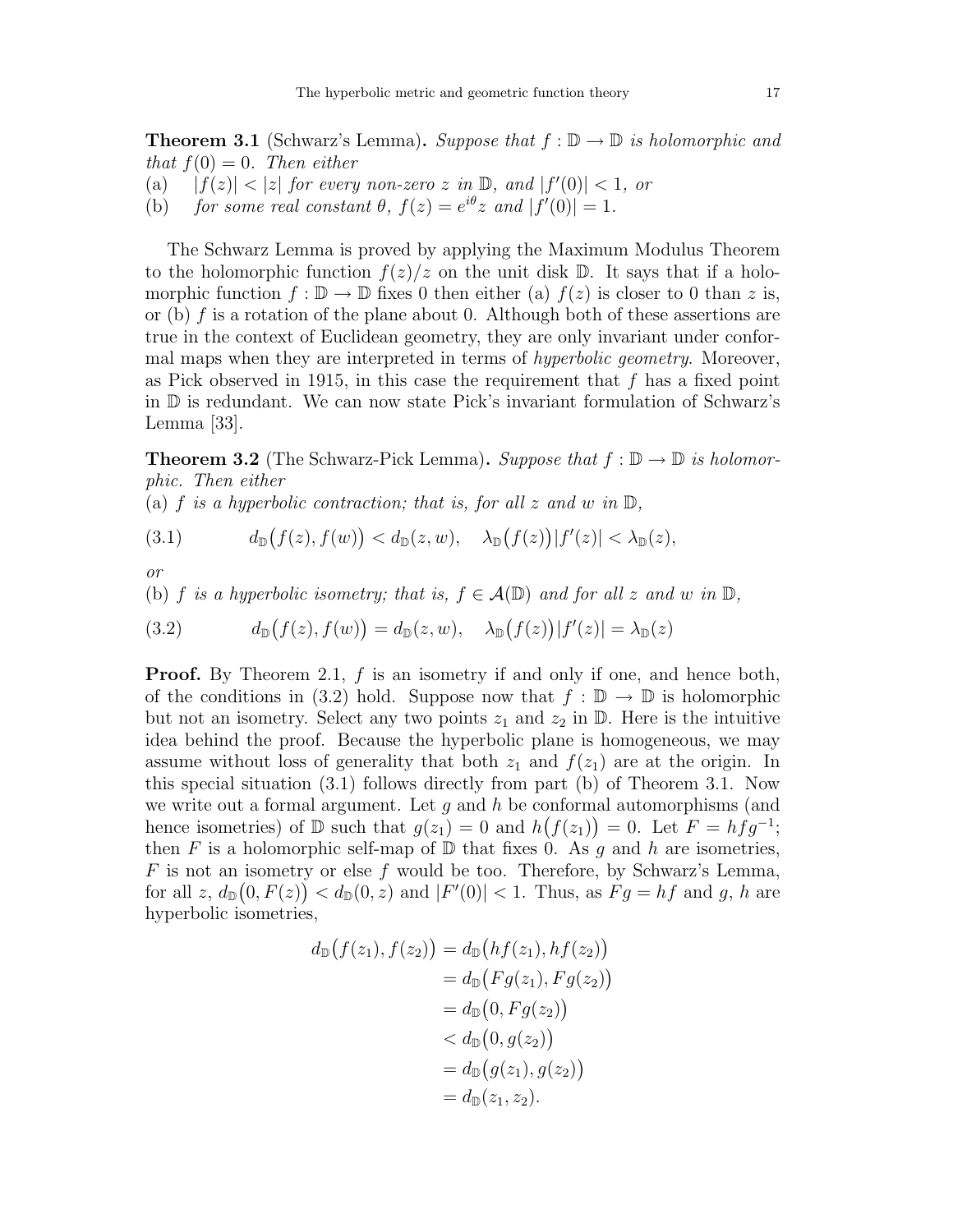**Theorem 3.1** (Schwarz's Lemma)**.** *Suppose that $f : \mathbb{D} \to \mathbb{D}$ is holomorphic and that $f(0) = 0$. Then either*
(a) $|f(z)| < |z|$ *for every non-zero $z$ in $\mathbb{D}$, and $|f'(0)| < 1$, or*
(b) *for some real constant $\theta$, $f(z) = e^{i\theta}z$ and $|f'(0)| = 1$.*

The Schwarz Lemma is proved by applying the Maximum Modulus Theorem to the holomorphic function $f(z)/z$ on the unit disk $\mathbb{D}$. It says that if a holomorphic function $f : \mathbb{D} \to \mathbb{D}$ fixes 0 then either (a) $f(z)$ is closer to 0 than $z$ is, or (b) $f$ is a rotation of the plane about 0. Although both of these assertions are true in the context of Euclidean geometry, they are only invariant under conformal maps when they are interpreted in terms of *hyperbolic geometry*. Moreover, as Pick observed in 1915, in this case the requirement that $f$ has a fixed point in $\mathbb{D}$ is redundant. We can now state Pick's invariant formulation of Schwarz's Lemma [33].

**Theorem 3.2** (The Schwarz-Pick Lemma)**.** *Suppose that $f : \mathbb{D} \to \mathbb{D}$ is holomorphic. Then either*
(a) *$f$ is a hyperbolic contraction; that is, for all $z$ and $w$ in $\mathbb{D}$,*

$$d_{\mathbb{D}}\big(f(z), f(w)\big) < d_{\mathbb{D}}(z, w), \quad \lambda_{\mathbb{D}}\big(f(z)\big)|f'(z)| < \lambda_{\mathbb{D}}(z), \tag{3.1}$$

*or*
(b) *$f$ is a hyperbolic isometry; that is, $f \in \mathcal{A}(\mathbb{D})$ and for all $z$ and $w$ in $\mathbb{D}$,*

$$d_{\mathbb{D}}\big(f(z), f(w)\big) = d_{\mathbb{D}}(z, w), \quad \lambda_{\mathbb{D}}\big(f(z)\big)|f'(z)| = \lambda_{\mathbb{D}}(z) \tag{3.2}$$

**Proof.** By Theorem 2.1, $f$ is an isometry if and only if one, and hence both, of the conditions in (3.2) hold. Suppose now that $f : \mathbb{D} \to \mathbb{D}$ is holomorphic but not an isometry. Select any two points $z_1$ and $z_2$ in $\mathbb{D}$. Here is the intuitive idea behind the proof. Because the hyperbolic plane is homogeneous, we may assume without loss of generality that both $z_1$ and $f(z_1)$ are at the origin. In this special situation (3.1) follows directly from part (b) of Theorem 3.1. Now we write out a formal argument. Let $g$ and $h$ be conformal automorphisms (and hence isometries) of $\mathbb{D}$ such that $g(z_1) = 0$ and $h\big(f(z_1)\big) = 0$. Let $F = hfg^{-1}$; then $F$ is a holomorphic self-map of $\mathbb{D}$ that fixes 0. As $g$ and $h$ are isometries, $F$ is not an isometry or else $f$ would be too. Therefore, by Schwarz's Lemma, for all $z$, $d_{\mathbb{D}}\big(0, F(z)\big) < d_{\mathbb{D}}(0, z)$ and $|F'(0)| < 1$. Thus, as $Fg = hf$ and $g$, $h$ are hyperbolic isometries,

$$\begin{aligned}
d_{\mathbb{D}}\big(f(z_1), f(z_2)\big) &= d_{\mathbb{D}}\big(hf(z_1), hf(z_2)\big) \\
&= d_{\mathbb{D}}\big(Fg(z_1), Fg(z_2)\big) \\
&= d_{\mathbb{D}}\big(0, Fg(z_2)\big) \\
&< d_{\mathbb{D}}\big(0, g(z_2)\big) \\
&= d_{\mathbb{D}}\big(g(z_1), g(z_2)\big) \\
&= d_{\mathbb{D}}(z_1, z_2).
\end{aligned}$$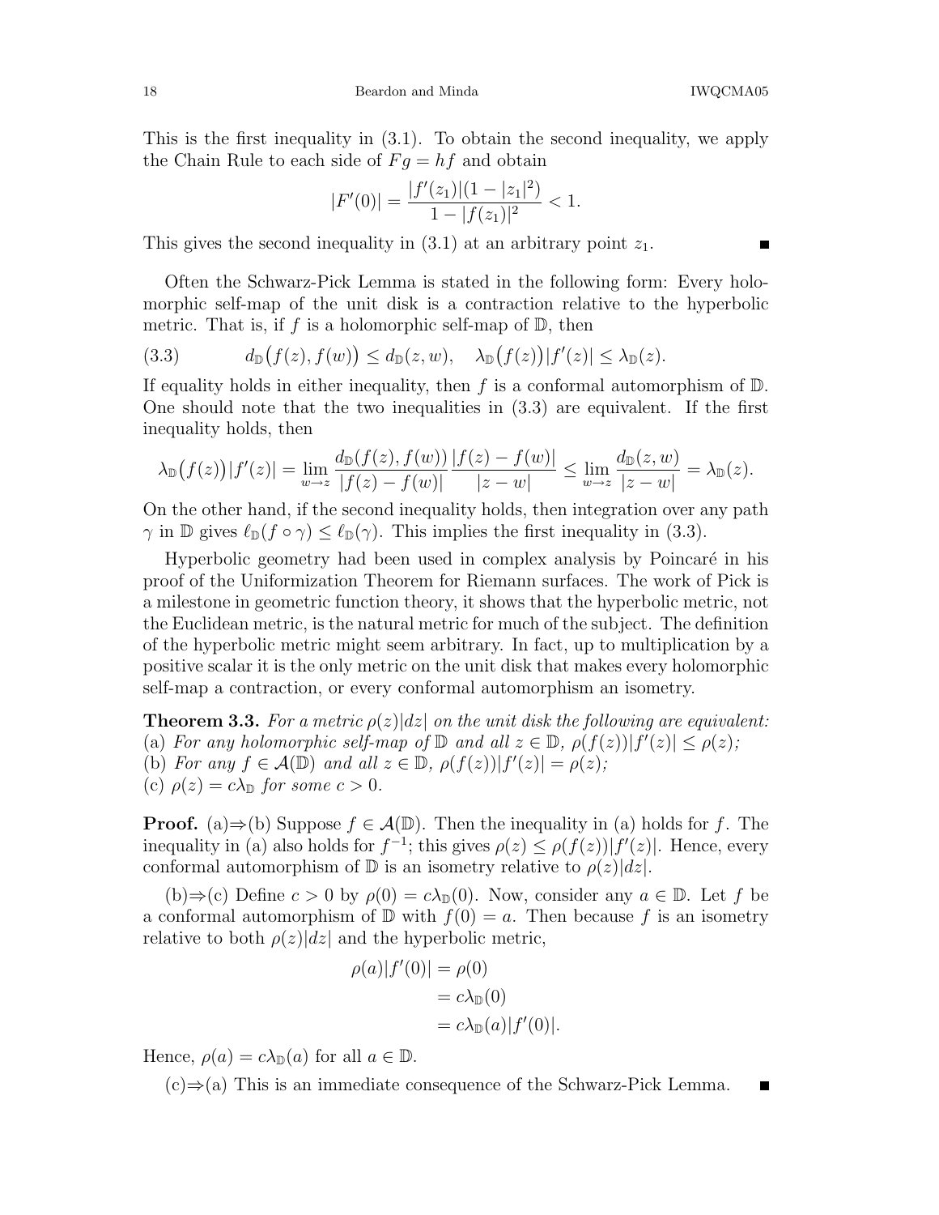This is the first inequality in (3.1). To obtain the second inequality, we apply the Chain Rule to each side of $Fg = hf$ and obtain

$$|F'(0)| = \frac{|f'(z_1)|(1-|z_1|^2)}{1-|f(z_1)|^2} < 1.$$

This gives the second inequality in (3.1) at an arbitrary point $z_1$. ∎

Often the Schwarz-Pick Lemma is stated in the following form: Every holomorphic self-map of the unit disk is a contraction relative to the hyperbolic metric. That is, if $f$ is a holomorphic self-map of $\mathbb{D}$, then

$$d_{\mathbb{D}}\big(f(z), f(w)\big) \le d_{\mathbb{D}}(z,w), \quad \lambda_{\mathbb{D}}\big(f(z)\big)|f'(z)| \le \lambda_{\mathbb{D}}(z). \tag{3.3}$$

If equality holds in either inequality, then $f$ is a conformal automorphism of $\mathbb{D}$. One should note that the two inequalities in (3.3) are equivalent. If the first inequality holds, then

$$\lambda_{\mathbb{D}}\big(f(z)\big)|f'(z)| = \lim_{w\to z} \frac{d_{\mathbb{D}}(f(z),f(w))}{|f(z)-f(w)|}\frac{|f(z)-f(w)|}{|z-w|} \le \lim_{w\to z}\frac{d_{\mathbb{D}}(z,w)}{|z-w|} = \lambda_{\mathbb{D}}(z).$$

On the other hand, if the second inequality holds, then integration over any path $\gamma$ in $\mathbb{D}$ gives $\ell_{\mathbb{D}}(f\circ\gamma) \le \ell_{\mathbb{D}}(\gamma)$. This implies the first inequality in (3.3).

Hyperbolic geometry had been used in complex analysis by Poincaré in his proof of the Uniformization Theorem for Riemann surfaces. The work of Pick is a milestone in geometric function theory, it shows that the hyperbolic metric, not the Euclidean metric, is the natural metric for much of the subject. The definition of the hyperbolic metric might seem arbitrary. In fact, up to multiplication by a positive scalar it is the only metric on the unit disk that makes every holomorphic self-map a contraction, or every conformal automorphism an isometry.

**Theorem 3.3.** *For a metric $\rho(z)|dz|$ on the unit disk the following are equivalent:*
(a) *For any holomorphic self-map of $\mathbb{D}$ and all $z \in \mathbb{D}$, $\rho(f(z))|f'(z)| \le \rho(z)$;*
(b) *For any $f \in \mathcal{A}(\mathbb{D})$ and all $z\in\mathbb{D}$, $\rho(f(z))|f'(z)| = \rho(z)$;*
(c) *$\rho(z) = c\lambda_{\mathbb{D}}$ for some $c>0$.*

**Proof.** (a)⇒(b) Suppose $f \in \mathcal{A}(\mathbb{D})$. Then the inequality in (a) holds for $f$. The inequality in (a) also holds for $f^{-1}$; this gives $\rho(z) \le \rho(f(z))|f'(z)|$. Hence, every conformal automorphism of $\mathbb{D}$ is an isometry relative to $\rho(z)|dz|$.

(b)⇒(c) Define $c>0$ by $\rho(0) = c\lambda_{\mathbb{D}}(0)$. Now, consider any $a \in \mathbb{D}$. Let $f$ be a conformal automorphism of $\mathbb{D}$ with $f(0) = a$. Then because $f$ is an isometry relative to both $\rho(z)|dz|$ and the hyperbolic metric,

$$\begin{aligned}\rho(a)|f'(0)| &= \rho(0)\\ &= c\lambda_{\mathbb{D}}(0)\\ &= c\lambda_{\mathbb{D}}(a)|f'(0)|.\end{aligned}$$

Hence, $\rho(a) = c\lambda_{\mathbb{D}}(a)$ for all $a\in\mathbb{D}$.

(c)⇒(a) This is an immediate consequence of the Schwarz-Pick Lemma. ∎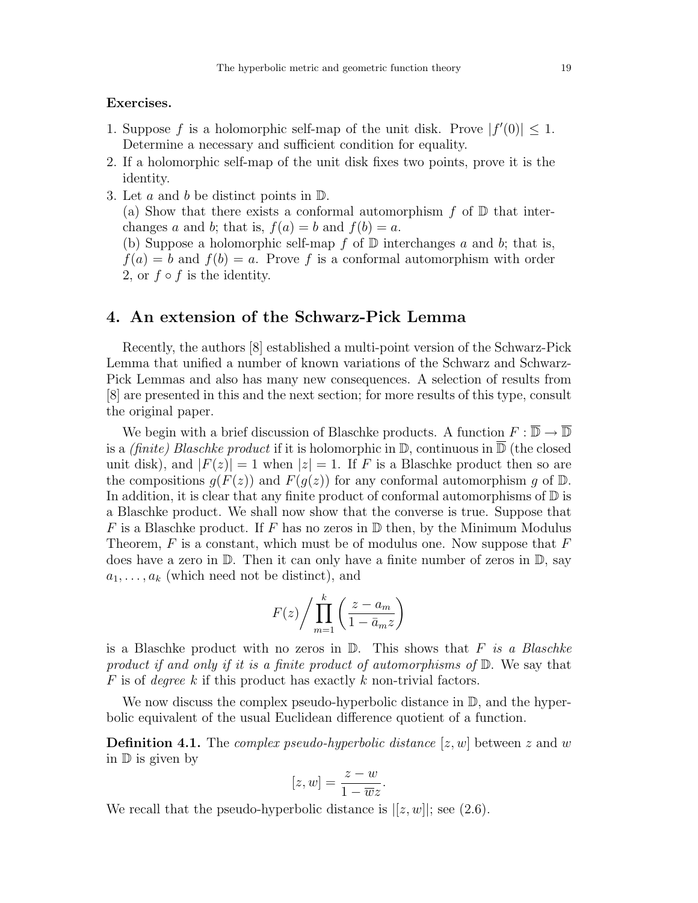**Exercises.**

1. Suppose $f$ is a holomorphic self-map of the unit disk. Prove $|f'(0)| \leq 1$. Determine a necessary and sufficient condition for equality.
2. If a holomorphic self-map of the unit disk fixes two points, prove it is the identity.
3. Let $a$ and $b$ be distinct points in $\mathbb{D}$.
   (a) Show that there exists a conformal automorphism $f$ of $\mathbb{D}$ that interchanges $a$ and $b$; that is, $f(a) = b$ and $f(b) = a$.
   (b) Suppose a holomorphic self-map $f$ of $\mathbb{D}$ interchanges $a$ and $b$; that is, $f(a) = b$ and $f(b) = a$. Prove $f$ is a conformal automorphism with order 2, or $f \circ f$ is the identity.

## 4. An extension of the Schwarz-Pick Lemma

Recently, the authors [8] established a multi-point version of the Schwarz-Pick Lemma that unified a number of known variations of the Schwarz and Schwarz-Pick Lemmas and also has many new consequences. A selection of results from [8] are presented in this and the next section; for more results of this type, consult the original paper.

We begin with a brief discussion of Blaschke products. A function $F : \overline{\mathbb{D}} \to \overline{\mathbb{D}}$ is a *(finite) Blaschke product* if it is holomorphic in $\mathbb{D}$, continuous in $\overline{\mathbb{D}}$ (the closed unit disk), and $|F(z)| = 1$ when $|z| = 1$. If $F$ is a Blaschke product then so are the compositions $g(F(z))$ and $F(g(z))$ for any conformal automorphism $g$ of $\mathbb{D}$. In addition, it is clear that any finite product of conformal automorphisms of $\mathbb{D}$ is a Blaschke product. We shall now show that the converse is true. Suppose that $F$ is a Blaschke product. If $F$ has no zeros in $\mathbb{D}$ then, by the Minimum Modulus Theorem, $F$ is a constant, which must be of modulus one. Now suppose that $F$ does have a zero in $\mathbb{D}$. Then it can only have a finite number of zeros in $\mathbb{D}$, say $a_1, \ldots, a_k$ (which need not be distinct), and

$$F(z) \bigg/ \prod_{m=1}^{k} \left( \frac{z - a_m}{1 - \bar{a}_m z} \right)$$

is a Blaschke product with no zeros in $\mathbb{D}$. This shows that *$F$ is a Blaschke product if and only if it is a finite product of automorphisms of $\mathbb{D}$*. We say that $F$ is of *degree* $k$ if this product has exactly $k$ non-trivial factors.

We now discuss the complex pseudo-hyperbolic distance in $\mathbb{D}$, and the hyperbolic equivalent of the usual Euclidean difference quotient of a function.

**Definition 4.1.** The *complex pseudo-hyperbolic distance* $[z, w]$ between $z$ and $w$ in $\mathbb{D}$ is given by

$$[z, w] = \frac{z - w}{1 - \overline{w} z}.$$

We recall that the pseudo-hyperbolic distance is $|[z, w]|$; see (2.6).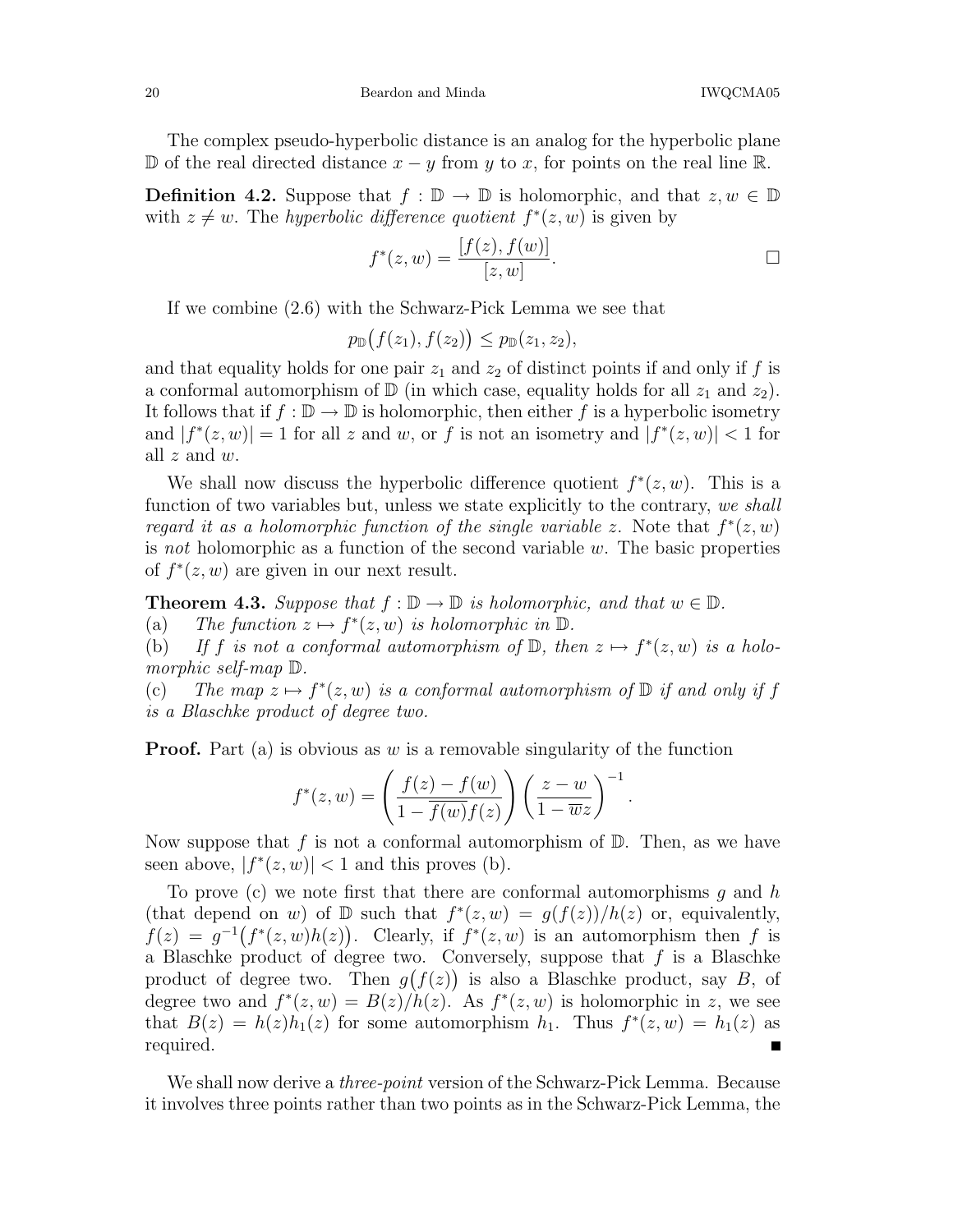The complex pseudo-hyperbolic distance is an analog for the hyperbolic plane $\mathbb{D}$ of the real directed distance $x - y$ from $y$ to $x$, for points on the real line $\mathbb{R}$.

**Definition 4.2.** Suppose that $f : \mathbb{D} \to \mathbb{D}$ is holomorphic, and that $z, w \in \mathbb{D}$ with $z \neq w$. The *hyperbolic difference quotient* $f^*(z, w)$ is given by

$$f^*(z, w) = \frac{[f(z), f(w)]}{[z, w]}. \qquad \square$$

If we combine (2.6) with the Schwarz-Pick Lemma we see that

$$p_{\mathbb{D}}\big(f(z_1), f(z_2)\big) \leq p_{\mathbb{D}}(z_1, z_2),$$

and that equality holds for one pair $z_1$ and $z_2$ of distinct points if and only if $f$ is a conformal automorphism of $\mathbb{D}$ (in which case, equality holds for all $z_1$ and $z_2$). It follows that if $f : \mathbb{D} \to \mathbb{D}$ is holomorphic, then either $f$ is a hyperbolic isometry and $|f^*(z, w)| = 1$ for all $z$ and $w$, or $f$ is not an isometry and $|f^*(z, w)| < 1$ for all $z$ and $w$.

We shall now discuss the hyperbolic difference quotient $f^*(z, w)$. This is a function of two variables but, unless we state explicitly to the contrary, *we shall regard it as a holomorphic function of the single variable* $z$. Note that $f^*(z, w)$ is *not* holomorphic as a function of the second variable $w$. The basic properties of $f^*(z, w)$ are given in our next result.

**Theorem 4.3.** *Suppose that $f : \mathbb{D} \to \mathbb{D}$ is holomorphic, and that $w \in \mathbb{D}$.*
(a) *The function $z \mapsto f^*(z, w)$ is holomorphic in $\mathbb{D}$.*
(b) *If $f$ is not a conformal automorphism of $\mathbb{D}$, then $z \mapsto f^*(z, w)$ is a holomorphic self-map $\mathbb{D}$.*
(c) *The map $z \mapsto f^*(z, w)$ is a conformal automorphism of $\mathbb{D}$ if and only if $f$ is a Blaschke product of degree two.*

**Proof.** Part (a) is obvious as $w$ is a removable singularity of the function

$$f^*(z, w) = \left( \frac{f(z) - f(w)}{1 - \overline{f(w)} f(z)} \right) \left( \frac{z - w}{1 - \overline{w} z} \right)^{-1}.$$

Now suppose that $f$ is not a conformal automorphism of $\mathbb{D}$. Then, as we have seen above, $|f^*(z, w)| < 1$ and this proves (b).

To prove (c) we note first that there are conformal automorphisms $g$ and $h$ (that depend on $w$) of $\mathbb{D}$ such that $f^*(z, w) = g(f(z))/h(z)$ or, equivalently, $f(z) = g^{-1}\big(f^*(z, w) h(z)\big)$. Clearly, if $f^*(z, w)$ is an automorphism then $f$ is a Blaschke product of degree two. Conversely, suppose that $f$ is a Blaschke product of degree two. Then $g\big(f(z)\big)$ is also a Blaschke product, say $B$, of degree two and $f^*(z, w) = B(z)/h(z)$. As $f^*(z, w)$ is holomorphic in $z$, we see that $B(z) = h(z) h_1(z)$ for some automorphism $h_1$. Thus $f^*(z, w) = h_1(z)$ as required. $\blacksquare$

We shall now derive a *three-point* version of the Schwarz-Pick Lemma. Because it involves three points rather than two points as in the Schwarz-Pick Lemma, the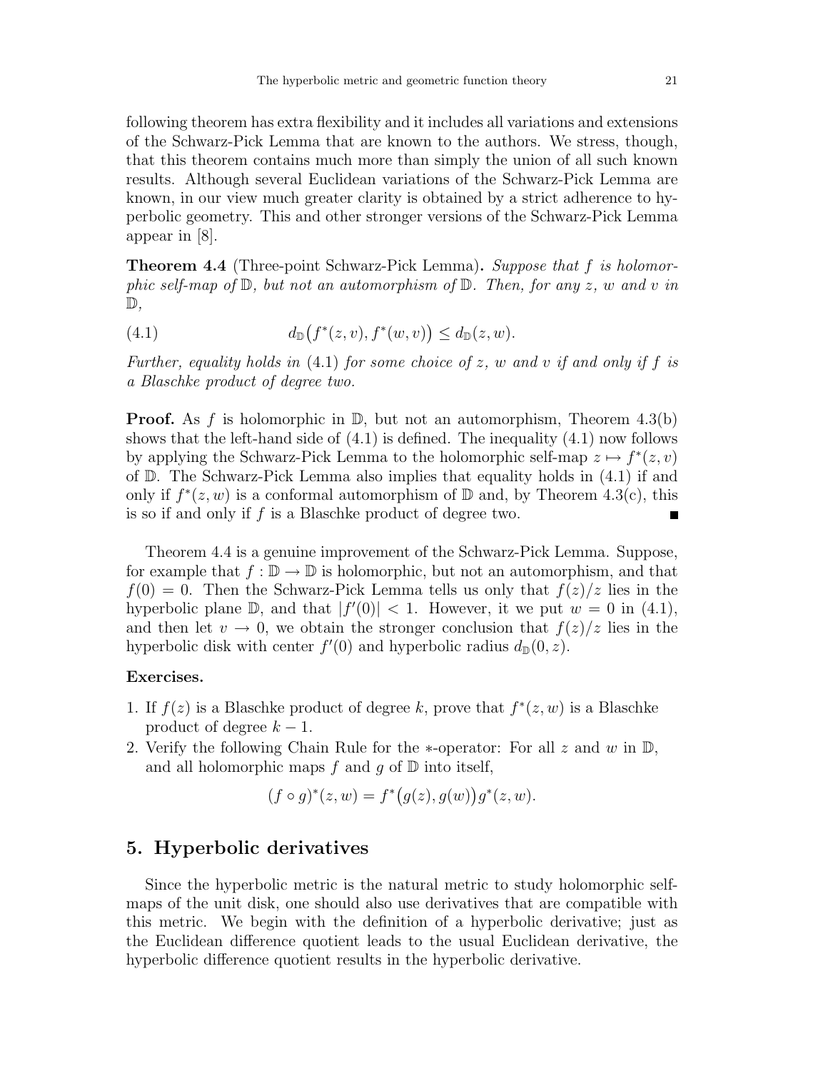following theorem has extra flexibility and it includes all variations and extensions of the Schwarz-Pick Lemma that are known to the authors. We stress, though, that this theorem contains much more than simply the union of all such known results. Although several Euclidean variations of the Schwarz-Pick Lemma are known, in our view much greater clarity is obtained by a strict adherence to hyperbolic geometry. This and other stronger versions of the Schwarz-Pick Lemma appear in [8].

**Theorem 4.4** (Three-point Schwarz-Pick Lemma). *Suppose that $f$ is holomorphic self-map of $\mathbb{D}$, but not an automorphism of $\mathbb{D}$. Then, for any $z$, $w$ and $v$ in $\mathbb{D}$,*

$$d_{\mathbb{D}}\big(f^*(z,v), f^*(w,v)\big) \leq d_{\mathbb{D}}(z,w). \tag{4.1}$$

*Further, equality holds in (4.1) for some choice of $z$, $w$ and $v$ if and only if $f$ is a Blaschke product of degree two.*

**Proof.** As $f$ is holomorphic in $\mathbb{D}$, but not an automorphism, Theorem 4.3(b) shows that the left-hand side of (4.1) is defined. The inequality (4.1) now follows by applying the Schwarz-Pick Lemma to the holomorphic self-map $z \mapsto f^*(z,v)$ of $\mathbb{D}$. The Schwarz-Pick Lemma also implies that equality holds in (4.1) if and only if $f^*(z,w)$ is a conformal automorphism of $\mathbb{D}$ and, by Theorem 4.3(c), this is so if and only if $f$ is a Blaschke product of degree two. ∎

Theorem 4.4 is a genuine improvement of the Schwarz-Pick Lemma. Suppose, for example that $f : \mathbb{D} \to \mathbb{D}$ is holomorphic, but not an automorphism, and that $f(0) = 0$. Then the Schwarz-Pick Lemma tells us only that $f(z)/z$ lies in the hyperbolic plane $\mathbb{D}$, and that $|f'(0)| < 1$. However, it we put $w = 0$ in (4.1), and then let $v \to 0$, we obtain the stronger conclusion that $f(z)/z$ lies in the hyperbolic disk with center $f'(0)$ and hyperbolic radius $d_{\mathbb{D}}(0,z)$.

**Exercises.**

1. If $f(z)$ is a Blaschke product of degree $k$, prove that $f^*(z,w)$ is a Blaschke product of degree $k-1$.
2. Verify the following Chain Rule for the $*$-operator: For all $z$ and $w$ in $\mathbb{D}$, and all holomorphic maps $f$ and $g$ of $\mathbb{D}$ into itself,

$$(f \circ g)^*(z,w) = f^*\big(g(z), g(w)\big)g^*(z,w).$$

## 5. Hyperbolic derivatives

Since the hyperbolic metric is the natural metric to study holomorphic self-maps of the unit disk, one should also use derivatives that are compatible with this metric. We begin with the definition of a hyperbolic derivative; just as the Euclidean difference quotient leads to the usual Euclidean derivative, the hyperbolic difference quotient results in the hyperbolic derivative.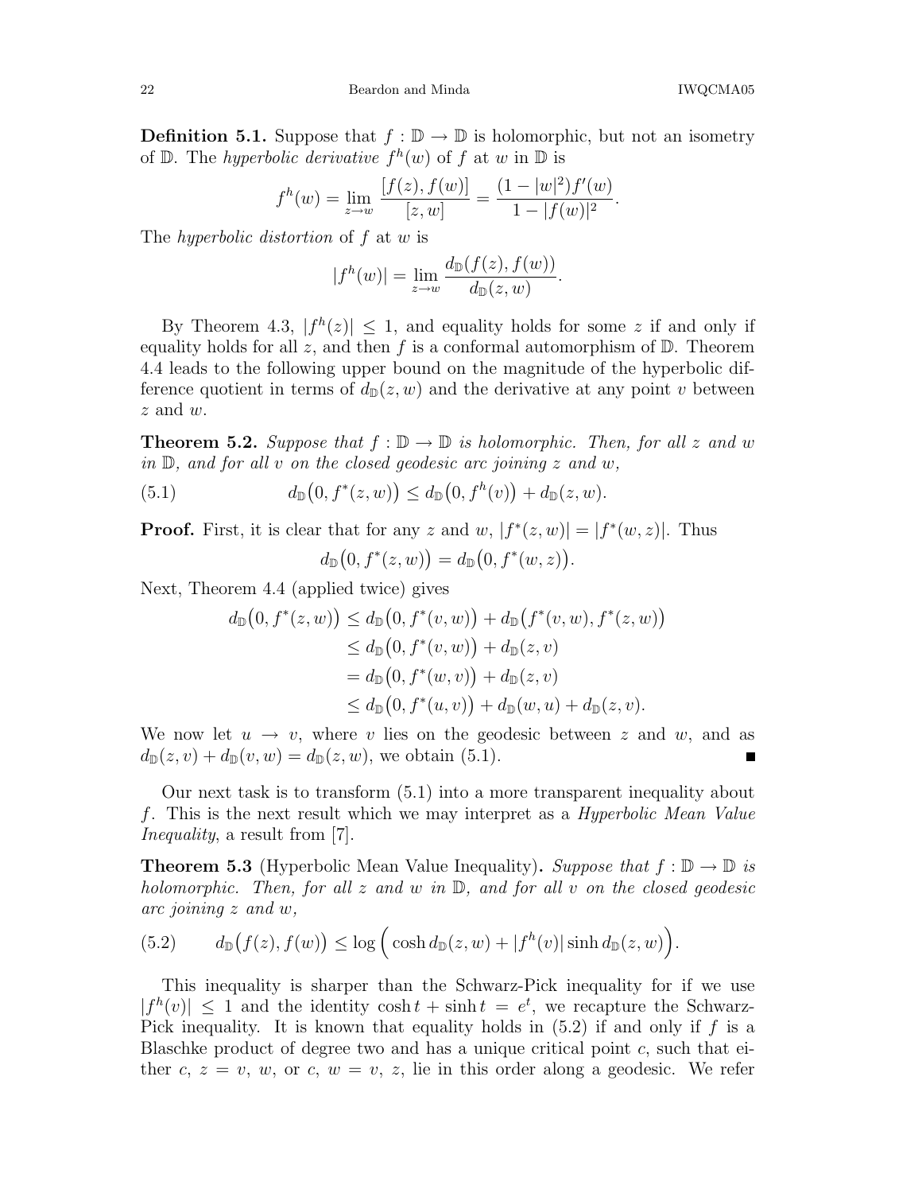**Definition 5.1.** Suppose that $f : \mathbb{D} \to \mathbb{D}$ is holomorphic, but not an isometry of $\mathbb{D}$. The *hyperbolic derivative* $f^h(w)$ of $f$ at $w$ in $\mathbb{D}$ is

$$f^h(w) = \lim_{z \to w} \frac{[f(z), f(w)]}{[z, w]} = \frac{(1 - |w|^2) f'(w)}{1 - |f(w)|^2}.$$

The *hyperbolic distortion* of $f$ at $w$ is

$$|f^h(w)| = \lim_{z \to w} \frac{d_{\mathbb{D}}(f(z), f(w))}{d_{\mathbb{D}}(z, w)}.$$

By Theorem 4.3, $|f^h(z)| \le 1$, and equality holds for some $z$ if and only if equality holds for all $z$, and then $f$ is a conformal automorphism of $\mathbb{D}$. Theorem 4.4 leads to the following upper bound on the magnitude of the hyperbolic difference quotient in terms of $d_{\mathbb{D}}(z, w)$ and the derivative at any point $v$ between $z$ and $w$.

**Theorem 5.2.** *Suppose that $f : \mathbb{D} \to \mathbb{D}$ is holomorphic. Then, for all $z$ and $w$ in $\mathbb{D}$, and for all $v$ on the closed geodesic arc joining $z$ and $w$,*

$$d_{\mathbb{D}}\big(0, f^*(z, w)\big) \le d_{\mathbb{D}}\big(0, f^h(v)\big) + d_{\mathbb{D}}(z, w). \tag{5.1}$$

**Proof.** First, it is clear that for any $z$ and $w$, $|f^*(z, w)| = |f^*(w, z)|$. Thus

$$d_{\mathbb{D}}\big(0, f^*(z, w)\big) = d_{\mathbb{D}}\big(0, f^*(w, z)\big).$$

Next, Theorem 4.4 (applied twice) gives

$$\begin{aligned}
d_{\mathbb{D}}\big(0, f^*(z, w)\big) &\le d_{\mathbb{D}}\big(0, f^*(v, w)\big) + d_{\mathbb{D}}\big(f^*(v, w), f^*(z, w)\big) \\
&\le d_{\mathbb{D}}\big(0, f^*(v, w)\big) + d_{\mathbb{D}}(z, v) \\
&= d_{\mathbb{D}}\big(0, f^*(w, v)\big) + d_{\mathbb{D}}(z, v) \\
&\le d_{\mathbb{D}}\big(0, f^*(u, v)\big) + d_{\mathbb{D}}(w, u) + d_{\mathbb{D}}(z, v).
\end{aligned}$$

We now let $u \to v$, where $v$ lies on the geodesic between $z$ and $w$, and as $d_{\mathbb{D}}(z, v) + d_{\mathbb{D}}(v, w) = d_{\mathbb{D}}(z, w)$, we obtain (5.1). ∎

Our next task is to transform (5.1) into a more transparent inequality about $f$. This is the next result which we may interpret as a *Hyperbolic Mean Value Inequality*, a result from [7].

**Theorem 5.3** (Hyperbolic Mean Value Inequality)**.** *Suppose that $f : \mathbb{D} \to \mathbb{D}$ is holomorphic. Then, for all $z$ and $w$ in $\mathbb{D}$, and for all $v$ on the closed geodesic arc joining $z$ and $w$,*

$$d_{\mathbb{D}}\big(f(z), f(w)\big) \le \log\Big(\cosh d_{\mathbb{D}}(z, w) + |f^h(v)| \sinh d_{\mathbb{D}}(z, w)\Big). \tag{5.2}$$

This inequality is sharper than the Schwarz-Pick inequality for if we use $|f^h(v)| \le 1$ and the identity $\cosh t + \sinh t = e^t$, we recapture the Schwarz-Pick inequality. It is known that equality holds in (5.2) if and only if $f$ is a Blaschke product of degree two and has a unique critical point $c$, such that either $c$, $z = v$, $w$, or $c$, $w = v$, $z$, lie in this order along a geodesic. We refer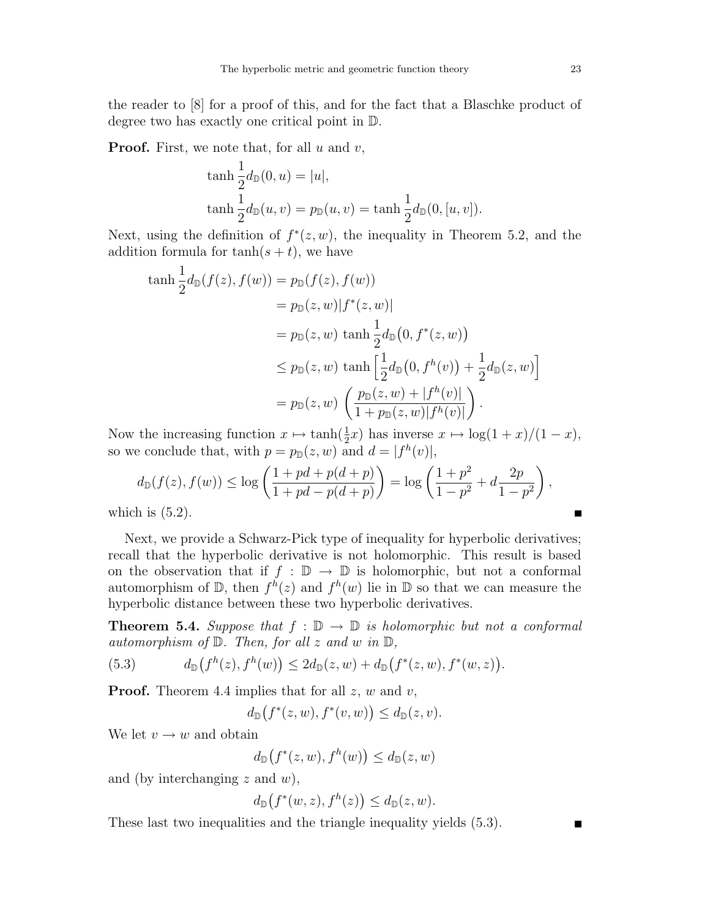the reader to [8] for a proof of this, and for the fact that a Blaschke product of degree two has exactly one critical point in $\mathbb{D}$.

**Proof.** First, we note that, for all $u$ and $v$,

$$\tanh \frac{1}{2} d_{\mathbb{D}}(0, u) = |u|,$$

$$\tanh \frac{1}{2} d_{\mathbb{D}}(u, v) = p_{\mathbb{D}}(u, v) = \tanh \frac{1}{2} d_{\mathbb{D}}(0, [u, v]).$$

Next, using the definition of $f^*(z,w)$, the inequality in Theorem 5.2, and the addition formula for $\tanh(s+t)$, we have

$$\begin{aligned}
\tanh \frac{1}{2} d_{\mathbb{D}}(f(z), f(w)) &= p_{\mathbb{D}}(f(z), f(w)) \\
&= p_{\mathbb{D}}(z, w) |f^*(z, w)| \\
&= p_{\mathbb{D}}(z, w) \, \tanh \frac{1}{2} d_{\mathbb{D}}\big(0, f^*(z, w)\big) \\
&\leq p_{\mathbb{D}}(z, w) \, \tanh \left[ \frac{1}{2} d_{\mathbb{D}}\big(0, f^h(v)\big) + \frac{1}{2} d_{\mathbb{D}}(z, w) \right] \\
&= p_{\mathbb{D}}(z, w) \, \left( \frac{p_{\mathbb{D}}(z, w) + |f^h(v)|}{1 + p_{\mathbb{D}}(z, w)|f^h(v)|} \right).
\end{aligned}$$

Now the increasing function $x \mapsto \tanh(\frac{1}{2}x)$ has inverse $x \mapsto \log(1+x)/(1-x)$, so we conclude that, with $p = p_{\mathbb{D}}(z,w)$ and $d = |f^h(v)|$,

$$d_{\mathbb{D}}(f(z), f(w)) \leq \log \left( \frac{1 + pd + p(d+p)}{1 + pd - p(d+p)} \right) = \log \left( \frac{1+p^2}{1-p^2} + d \frac{2p}{1-p^2} \right),$$

which is (5.2). ∎

Next, we provide a Schwarz-Pick type of inequality for hyperbolic derivatives; recall that the hyperbolic derivative is not holomorphic. This result is based on the observation that if $f : \mathbb{D} \to \mathbb{D}$ is holomorphic, but not a conformal automorphism of $\mathbb{D}$, then $f^h(z)$ and $f^h(w)$ lie in $\mathbb{D}$ so that we can measure the hyperbolic distance between these two hyperbolic derivatives.

**Theorem 5.4.** *Suppose that $f : \mathbb{D} \to \mathbb{D}$ is holomorphic but not a conformal automorphism of $\mathbb{D}$. Then, for all $z$ and $w$ in $\mathbb{D}$,*

$$d_{\mathbb{D}}\big(f^h(z), f^h(w)\big) \leq 2 d_{\mathbb{D}}(z, w) + d_{\mathbb{D}}\big(f^*(z, w), f^*(w, z)\big). \tag{5.3}$$

**Proof.** Theorem 4.4 implies that for all $z$, $w$ and $v$,

$$d_{\mathbb{D}}\big(f^*(z, w), f^*(v, w)\big) \leq d_{\mathbb{D}}(z, v).$$

We let $v \to w$ and obtain

$$d_{\mathbb{D}}\big(f^*(z, w), f^h(w)\big) \leq d_{\mathbb{D}}(z, w)$$

and (by interchanging $z$ and $w$),

$$d_{\mathbb{D}}\big(f^*(w, z), f^h(z)\big) \leq d_{\mathbb{D}}(z, w).$$

These last two inequalities and the triangle inequality yields (5.3). ∎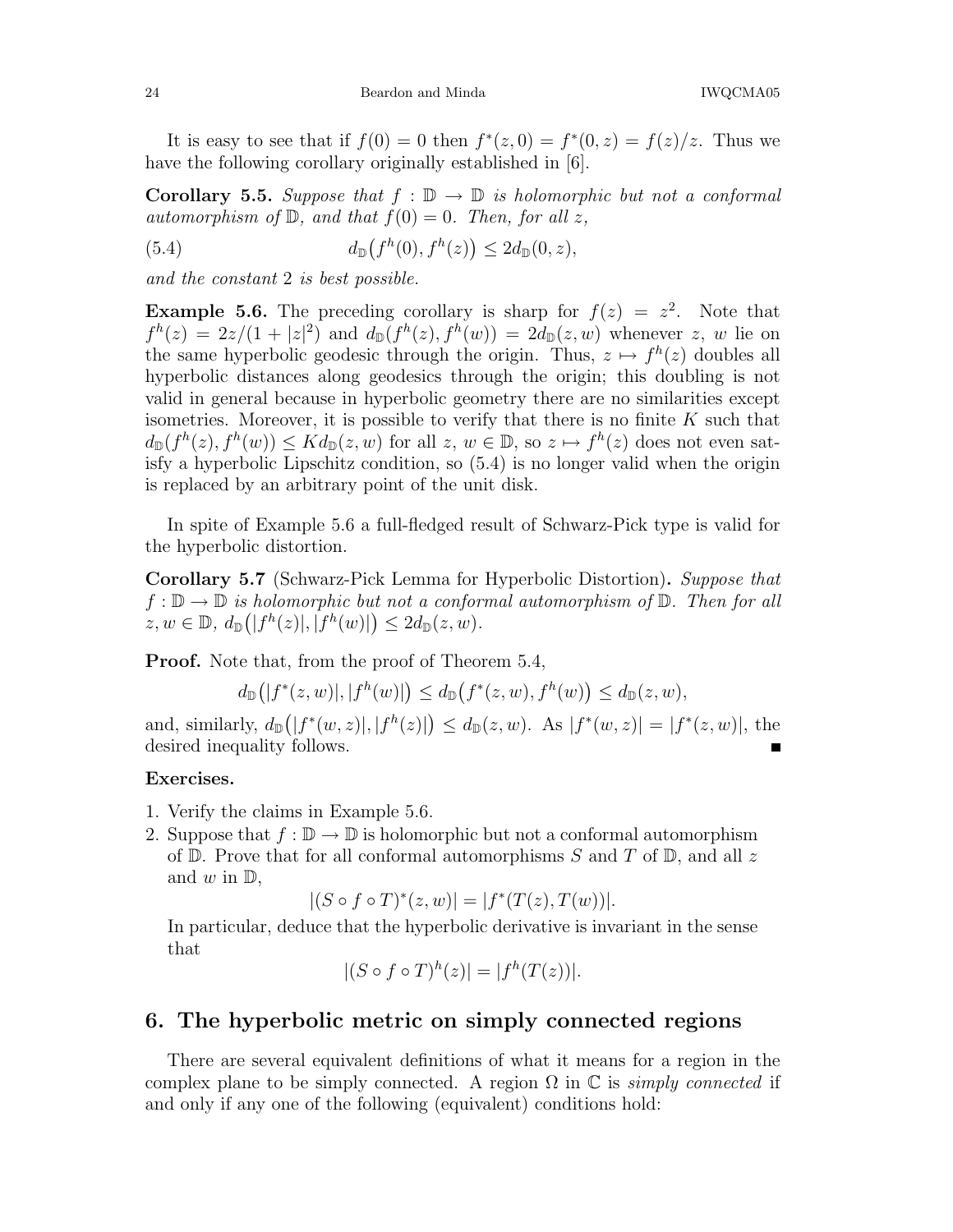It is easy to see that if $f(0) = 0$ then $f^*(z,0) = f^*(0,z) = f(z)/z$. Thus we have the following corollary originally established in [6].

**Corollary 5.5.** *Suppose that $f : \mathbb{D} \to \mathbb{D}$ is holomorphic but not a conformal automorphism of $\mathbb{D}$, and that $f(0) = 0$. Then, for all $z$,*

$$d_{\mathbb{D}}\big(f^h(0), f^h(z)\big) \le 2d_{\mathbb{D}}(0,z), \tag{5.4}$$

*and the constant 2 is best possible.*

**Example 5.6.** The preceding corollary is sharp for $f(z) = z^2$. Note that $f^h(z) = 2z/(1+|z|^2)$ and $d_{\mathbb{D}}(f^h(z), f^h(w)) = 2d_{\mathbb{D}}(z,w)$ whenever $z$, $w$ lie on the same hyperbolic geodesic through the origin. Thus, $z \mapsto f^h(z)$ doubles all hyperbolic distances along geodesics through the origin; this doubling is not valid in general because in hyperbolic geometry there are no similarities except isometries. Moreover, it is possible to verify that there is no finite $K$ such that $d_{\mathbb{D}}(f^h(z), f^h(w)) \le K d_{\mathbb{D}}(z,w)$ for all $z$, $w \in \mathbb{D}$, so $z \mapsto f^h(z)$ does not even satisfy a hyperbolic Lipschitz condition, so (5.4) is no longer valid when the origin is replaced by an arbitrary point of the unit disk.

In spite of Example 5.6 a full-fledged result of Schwarz-Pick type is valid for the hyperbolic distortion.

**Corollary 5.7** (Schwarz-Pick Lemma for Hyperbolic Distortion)**.** *Suppose that $f : \mathbb{D} \to \mathbb{D}$ is holomorphic but not a conformal automorphism of $\mathbb{D}$. Then for all $z, w \in \mathbb{D}$, $d_{\mathbb{D}}\big(|f^h(z)|, |f^h(w)|\big) \le 2d_{\mathbb{D}}(z,w)$.*

**Proof.** Note that, from the proof of Theorem 5.4,

$$d_{\mathbb{D}}\big(|f^*(z,w)|, |f^h(w)|\big) \le d_{\mathbb{D}}\big(f^*(z,w), f^h(w)\big) \le d_{\mathbb{D}}(z,w),$$

and, similarly, $d_{\mathbb{D}}\big(|f^*(w,z)|, |f^h(z)|\big) \le d_{\mathbb{D}}(z,w)$. As $|f^*(w,z)| = |f^*(z,w)|$, the desired inequality follows. ∎

**Exercises.**

1. Verify the claims in Example 5.6.
2. Suppose that $f : \mathbb{D} \to \mathbb{D}$ is holomorphic but not a conformal automorphism of $\mathbb{D}$. Prove that for all conformal automorphisms $S$ and $T$ of $\mathbb{D}$, and all $z$ and $w$ in $\mathbb{D}$,
$$|(S \circ f \circ T)^*(z,w)| = |f^*(T(z), T(w))|.$$
In particular, deduce that the hyperbolic derivative is invariant in the sense that
$$|(S \circ f \circ T)^h(z)| = |f^h(T(z))|.$$

## 6. The hyperbolic metric on simply connected regions

There are several equivalent definitions of what it means for a region in the complex plane to be simply connected. A region $\Omega$ in $\mathbb{C}$ is *simply connected* if and only if any one of the following (equivalent) conditions hold: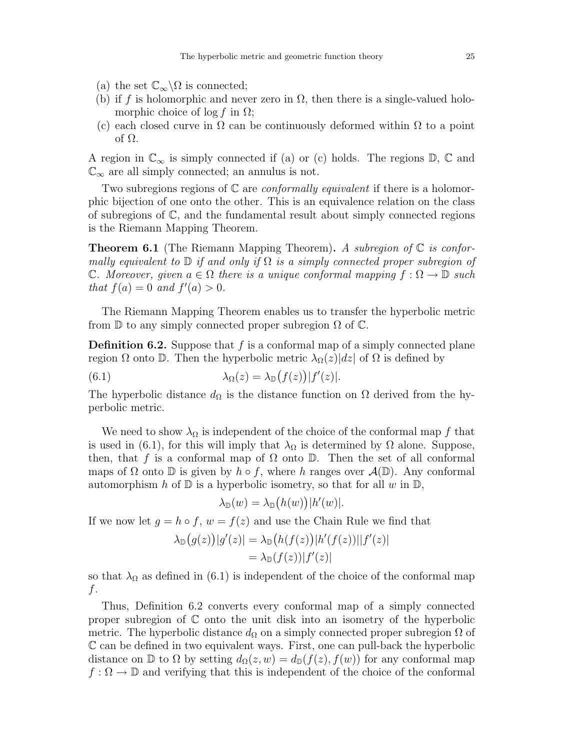(a) the set $\mathbb{C}_\infty \backslash \Omega$ is connected;
(b) if $f$ is holomorphic and never zero in $\Omega$, then there is a single-valued holomorphic choice of $\log f$ in $\Omega$;
(c) each closed curve in $\Omega$ can be continuously deformed within $\Omega$ to a point of $\Omega$.

A region in $\mathbb{C}_\infty$ is simply connected if (a) or (c) holds. The regions $\mathbb{D}$, $\mathbb{C}$ and $\mathbb{C}_\infty$ are all simply connected; an annulus is not.

Two subregions regions of $\mathbb{C}$ are *conformally equivalent* if there is a holomorphic bijection of one onto the other. This is an equivalence relation on the class of subregions of $\mathbb{C}$, and the fundamental result about simply connected regions is the Riemann Mapping Theorem.

**Theorem 6.1** (The Riemann Mapping Theorem)**.** *A subregion of $\mathbb{C}$ is conformally equivalent to $\mathbb{D}$ if and only if $\Omega$ is a simply connected proper subregion of $\mathbb{C}$. Moreover, given $a \in \Omega$ there is a unique conformal mapping $f : \Omega \to \mathbb{D}$ such that $f(a) = 0$ and $f'(a) > 0$.*

The Riemann Mapping Theorem enables us to transfer the hyperbolic metric from $\mathbb{D}$ to any simply connected proper subregion $\Omega$ of $\mathbb{C}$.

**Definition 6.2.** Suppose that $f$ is a conformal map of a simply connected plane region $\Omega$ onto $\mathbb{D}$. Then the hyperbolic metric $\lambda_\Omega(z)|dz|$ of $\Omega$ is defined by

$$\lambda_\Omega(z) = \lambda_{\mathbb{D}}\big(f(z)\big)|f'(z)|. \tag{6.1}$$

The hyperbolic distance $d_\Omega$ is the distance function on $\Omega$ derived from the hyperbolic metric.

We need to show $\lambda_\Omega$ is independent of the choice of the conformal map $f$ that is used in (6.1), for this will imply that $\lambda_\Omega$ is determined by $\Omega$ alone. Suppose, then, that $f$ is a conformal map of $\Omega$ onto $\mathbb{D}$. Then the set of all conformal maps of $\Omega$ onto $\mathbb{D}$ is given by $h \circ f$, where $h$ ranges over $\mathcal{A}(\mathbb{D})$. Any conformal automorphism $h$ of $\mathbb{D}$ is a hyperbolic isometry, so that for all $w$ in $\mathbb{D}$,

$$\lambda_{\mathbb{D}}(w) = \lambda_{\mathbb{D}}\big(h(w)\big)|h'(w)|.$$

If we now let $g = h \circ f$, $w = f(z)$ and use the Chain Rule we find that

$$\begin{aligned}
\lambda_{\mathbb{D}}\big(g(z)\big)|g'(z)| &= \lambda_{\mathbb{D}}\big(h(f(z))\big)|h'(f(z))||f'(z)| \\
&= \lambda_{\mathbb{D}}(f(z))|f'(z)|
\end{aligned}$$

so that $\lambda_\Omega$ as defined in (6.1) is independent of the choice of the conformal map $f$.

Thus, Definition 6.2 converts every conformal map of a simply connected proper subregion of $\mathbb{C}$ onto the unit disk into an isometry of the hyperbolic metric. The hyperbolic distance $d_\Omega$ on a simply connected proper subregion $\Omega$ of $\mathbb{C}$ can be defined in two equivalent ways. First, one can pull-back the hyperbolic distance on $\mathbb{D}$ to $\Omega$ by setting $d_\Omega(z, w) = d_{\mathbb{D}}(f(z), f(w))$ for any conformal map $f : \Omega \to \mathbb{D}$ and verifying that this is independent of the choice of the conformal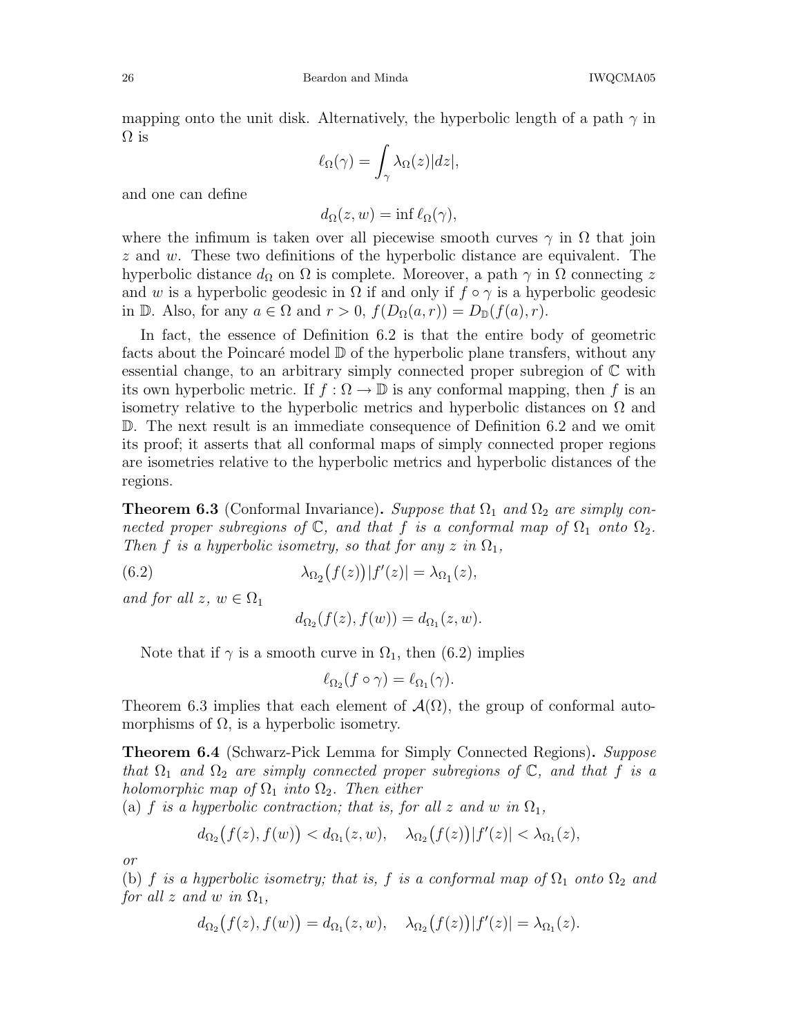mapping onto the unit disk. Alternatively, the hyperbolic length of a path $\gamma$ in $\Omega$ is

$$\ell_\Omega(\gamma) = \int_\gamma \lambda_\Omega(z)|dz|,$$

and one can define

$$d_\Omega(z, w) = \inf \ell_\Omega(\gamma),$$

where the infimum is taken over all piecewise smooth curves $\gamma$ in $\Omega$ that join $z$ and $w$. These two definitions of the hyperbolic distance are equivalent. The hyperbolic distance $d_\Omega$ on $\Omega$ is complete. Moreover, a path $\gamma$ in $\Omega$ connecting $z$ and $w$ is a hyperbolic geodesic in $\Omega$ if and only if $f \circ \gamma$ is a hyperbolic geodesic in $\mathbb{D}$. Also, for any $a \in \Omega$ and $r > 0$, $f(D_\Omega(a, r)) = D_\mathbb{D}(f(a), r)$.

In fact, the essence of Definition 6.2 is that the entire body of geometric facts about the Poincaré model $\mathbb{D}$ of the hyperbolic plane transfers, without any essential change, to an arbitrary simply connected proper subregion of $\mathbb{C}$ with its own hyperbolic metric. If $f : \Omega \to \mathbb{D}$ is any conformal mapping, then $f$ is an isometry relative to the hyperbolic metrics and hyperbolic distances on $\Omega$ and $\mathbb{D}$. The next result is an immediate consequence of Definition 6.2 and we omit its proof; it asserts that all conformal maps of simply connected proper regions are isometries relative to the hyperbolic metrics and hyperbolic distances of the regions.

**Theorem 6.3** (Conformal Invariance)**.** *Suppose that $\Omega_1$ and $\Omega_2$ are simply connected proper subregions of $\mathbb{C}$, and that $f$ is a conformal map of $\Omega_1$ onto $\Omega_2$. Then $f$ is a hyperbolic isometry, so that for any $z$ in $\Omega_1$,*

$$\lambda_{\Omega_2}\big(f(z)\big)|f'(z)| = \lambda_{\Omega_1}(z), \tag{6.2}$$

*and for all $z$, $w \in \Omega_1$*

$$d_{\Omega_2}(f(z), f(w)) = d_{\Omega_1}(z, w).$$

Note that if $\gamma$ is a smooth curve in $\Omega_1$, then (6.2) implies

$$\ell_{\Omega_2}(f \circ \gamma) = \ell_{\Omega_1}(\gamma).$$

Theorem 6.3 implies that each element of $\mathcal{A}(\Omega)$, the group of conformal automorphisms of $\Omega$, is a hyperbolic isometry.

**Theorem 6.4** (Schwarz-Pick Lemma for Simply Connected Regions)**.** *Suppose that $\Omega_1$ and $\Omega_2$ are simply connected proper subregions of $\mathbb{C}$, and that $f$ is a holomorphic map of $\Omega_1$ into $\Omega_2$. Then either*
(a) *$f$ is a hyperbolic contraction; that is, for all $z$ and $w$ in $\Omega_1$,*

$$d_{\Omega_2}\big(f(z), f(w)\big) < d_{\Omega_1}(z, w), \quad \lambda_{\Omega_2}\big(f(z)\big)|f'(z)| < \lambda_{\Omega_1}(z),$$

*or*
(b) *$f$ is a hyperbolic isometry; that is, $f$ is a conformal map of $\Omega_1$ onto $\Omega_2$ and for all $z$ and $w$ in $\Omega_1$,*

$$d_{\Omega_2}\big(f(z), f(w)\big) = d_{\Omega_1}(z, w), \quad \lambda_{\Omega_2}\big(f(z)\big)|f'(z)| = \lambda_{\Omega_1}(z).$$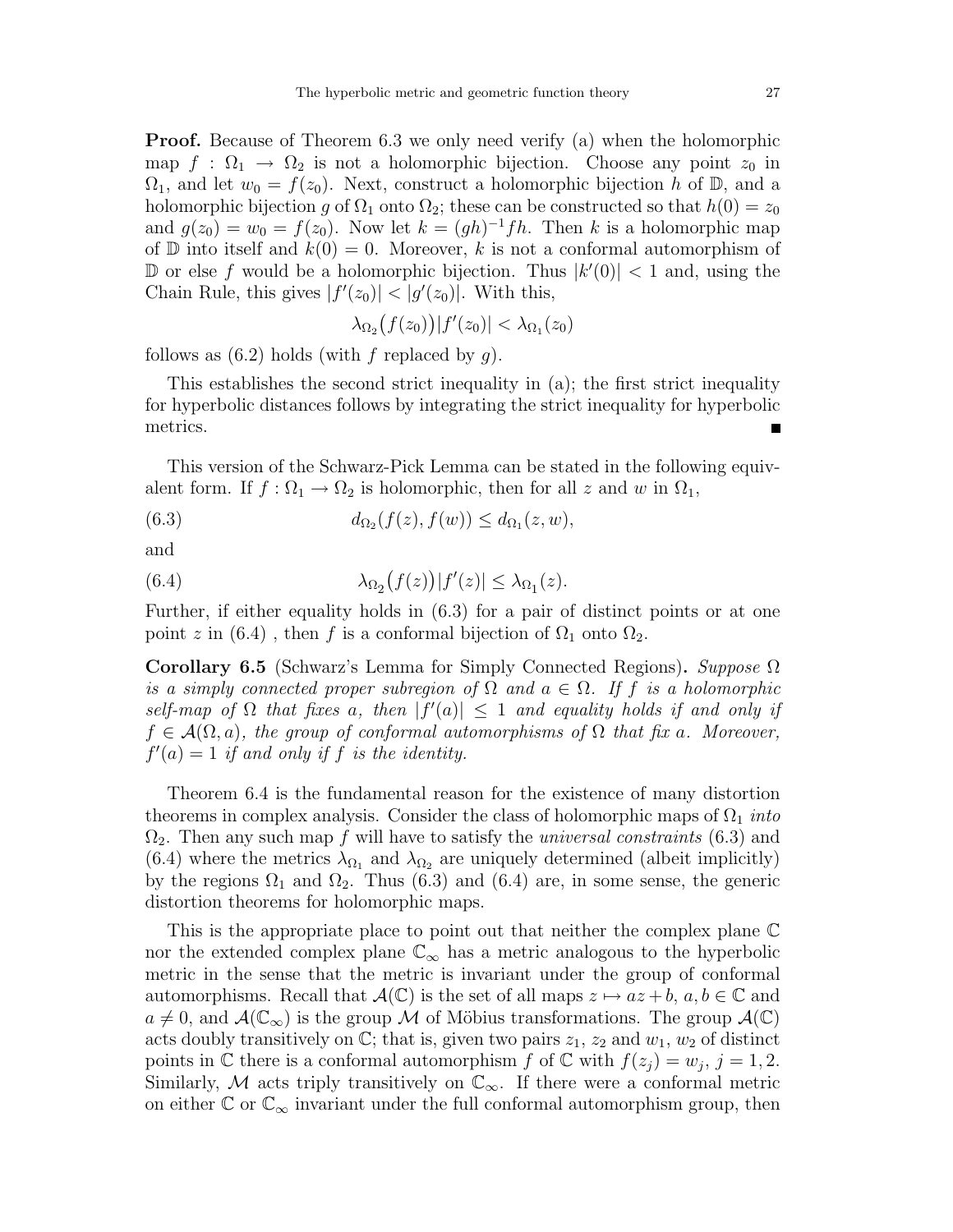**Proof.** Because of Theorem 6.3 we only need verify (a) when the holomorphic map $f : \Omega_1 \to \Omega_2$ is not a holomorphic bijection. Choose any point $z_0$ in $\Omega_1$, and let $w_0 = f(z_0)$. Next, construct a holomorphic bijection $h$ of $\mathbb{D}$, and a holomorphic bijection $g$ of $\Omega_1$ onto $\Omega_2$; these can be constructed so that $h(0) = z_0$ and $g(z_0) = w_0 = f(z_0)$. Now let $k = (gh)^{-1}fh$. Then $k$ is a holomorphic map of $\mathbb{D}$ into itself and $k(0) = 0$. Moreover, $k$ is not a conformal automorphism of $\mathbb{D}$ or else $f$ would be a holomorphic bijection. Thus $|k'(0)| < 1$ and, using the Chain Rule, this gives $|f'(z_0)| < |g'(z_0)|$. With this,

$$\lambda_{\Omega_2}\big(f(z_0)\big)|f'(z_0)| < \lambda_{\Omega_1}(z_0)$$

follows as (6.2) holds (with $f$ replaced by $g$).

This establishes the second strict inequality in (a); the first strict inequality for hyperbolic distances follows by integrating the strict inequality for hyperbolic metrics. ∎

This version of the Schwarz-Pick Lemma can be stated in the following equivalent form. If $f : \Omega_1 \to \Omega_2$ is holomorphic, then for all $z$ and $w$ in $\Omega_1$,

$$d_{\Omega_2}(f(z), f(w)) \le d_{\Omega_1}(z, w), \tag{6.3}$$

and

$$\lambda_{\Omega_2}\big(f(z)\big)|f'(z)| \le \lambda_{\Omega_1}(z). \tag{6.4}$$

Further, if either equality holds in (6.3) for a pair of distinct points or at one point $z$ in (6.4) , then $f$ is a conformal bijection of $\Omega_1$ onto $\Omega_2$.

**Corollary 6.5** (Schwarz's Lemma for Simply Connected Regions)**.** *Suppose $\Omega$ is a simply connected proper subregion of $\Omega$ and $a \in \Omega$. If $f$ is a holomorphic self-map of $\Omega$ that fixes $a$, then $|f'(a)| \le 1$ and equality holds if and only if $f \in \mathcal{A}(\Omega, a)$, the group of conformal automorphisms of $\Omega$ that fix $a$. Moreover, $f'(a) = 1$ if and only if $f$ is the identity.*

Theorem 6.4 is the fundamental reason for the existence of many distortion theorems in complex analysis. Consider the class of holomorphic maps of $\Omega_1$ *into* $\Omega_2$. Then any such map $f$ will have to satisfy the *universal constraints* (6.3) and (6.4) where the metrics $\lambda_{\Omega_1}$ and $\lambda_{\Omega_2}$ are uniquely determined (albeit implicitly) by the regions $\Omega_1$ and $\Omega_2$. Thus (6.3) and (6.4) are, in some sense, the generic distortion theorems for holomorphic maps.

This is the appropriate place to point out that neither the complex plane $\mathbb{C}$ nor the extended complex plane $\mathbb{C}_\infty$ has a metric analogous to the hyperbolic metric in the sense that the metric is invariant under the group of conformal automorphisms. Recall that $\mathcal{A}(\mathbb{C})$ is the set of all maps $z \mapsto az + b$, $a, b \in \mathbb{C}$ and $a \ne 0$, and $\mathcal{A}(\mathbb{C}_\infty)$ is the group $\mathcal{M}$ of Möbius transformations. The group $\mathcal{A}(\mathbb{C})$ acts doubly transitively on $\mathbb{C}$; that is, given two pairs $z_1$, $z_2$ and $w_1$, $w_2$ of distinct points in $\mathbb{C}$ there is a conformal automorphism $f$ of $\mathbb{C}$ with $f(z_j) = w_j$, $j = 1, 2$. Similarly, $\mathcal{M}$ acts triply transitively on $\mathbb{C}_\infty$. If there were a conformal metric on either $\mathbb{C}$ or $\mathbb{C}_\infty$ invariant under the full conformal automorphism group, then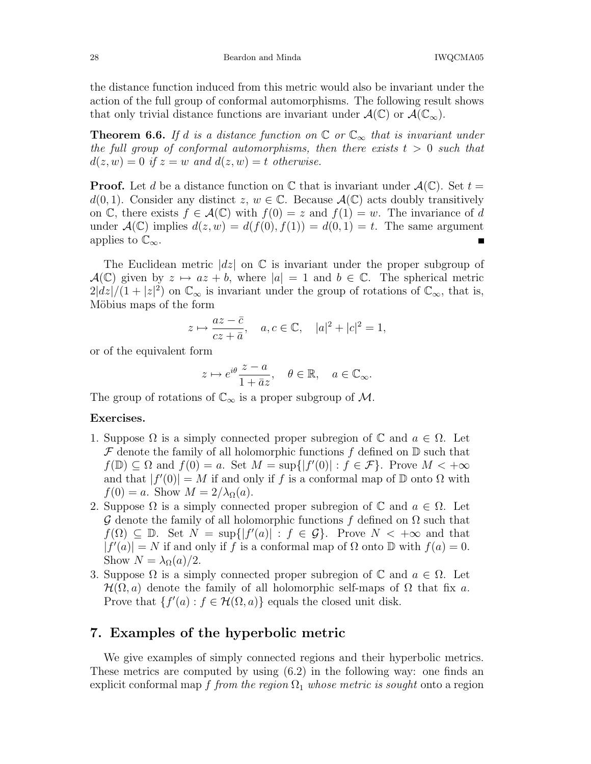the distance function induced from this metric would also be invariant under the action of the full group of conformal automorphisms. The following result shows that only trivial distance functions are invariant under $\mathcal{A}(\mathbb{C})$ or $\mathcal{A}(\mathbb{C}_\infty)$.

**Theorem 6.6.** *If $d$ is a distance function on $\mathbb{C}$ or $\mathbb{C}_\infty$ that is invariant under the full group of conformal automorphisms, then there exists $t > 0$ such that $d(z, w) = 0$ if $z = w$ and $d(z, w) = t$ otherwise.*

**Proof.** Let $d$ be a distance function on $\mathbb{C}$ that is invariant under $\mathcal{A}(\mathbb{C})$. Set $t = d(0, 1)$. Consider any distinct $z$, $w \in \mathbb{C}$. Because $\mathcal{A}(\mathbb{C})$ acts doubly transitively on $\mathbb{C}$, there exists $f \in \mathcal{A}(\mathbb{C})$ with $f(0) = z$ and $f(1) = w$. The invariance of $d$ under $\mathcal{A}(\mathbb{C})$ implies $d(z, w) = d(f(0), f(1)) = d(0, 1) = t$. The same argument applies to $\mathbb{C}_\infty$. ∎

The Euclidean metric $|dz|$ on $\mathbb{C}$ is invariant under the proper subgroup of $\mathcal{A}(\mathbb{C})$ given by $z \mapsto az + b$, where $|a| = 1$ and $b \in \mathbb{C}$. The spherical metric $2|dz|/(1 + |z|^2)$ on $\mathbb{C}_\infty$ is invariant under the group of rotations of $\mathbb{C}_\infty$, that is, Möbius maps of the form

$$z \mapsto \frac{az - \bar{c}}{cz + \bar{a}}, \quad a, c \in \mathbb{C}, \quad |a|^2 + |c|^2 = 1,$$

or of the equivalent form

$$z \mapsto e^{i\theta} \frac{z - a}{1 + \bar{a}z}, \quad \theta \in \mathbb{R}, \quad a \in \mathbb{C}_\infty.$$

The group of rotations of $\mathbb{C}_\infty$ is a proper subgroup of $\mathcal{M}$.

**Exercises.**

1. Suppose $\Omega$ is a simply connected proper subregion of $\mathbb{C}$ and $a \in \Omega$. Let $\mathcal{F}$ denote the family of all holomorphic functions $f$ defined on $\mathbb{D}$ such that $f(\mathbb{D}) \subseteq \Omega$ and $f(0) = a$. Set $M = \sup\{|f'(0)| : f \in \mathcal{F}\}$. Prove $M < +\infty$ and that $|f'(0)| = M$ if and only if $f$ is a conformal map of $\mathbb{D}$ onto $\Omega$ with $f(0) = a$. Show $M = 2/\lambda_\Omega(a)$.
2. Suppose $\Omega$ is a simply connected proper subregion of $\mathbb{C}$ and $a \in \Omega$. Let $\mathcal{G}$ denote the family of all holomorphic functions $f$ defined on $\Omega$ such that $f(\Omega) \subseteq \mathbb{D}$. Set $N = \sup\{|f'(a)| : f \in \mathcal{G}\}$. Prove $N < +\infty$ and that $|f'(a)| = N$ if and only if $f$ is a conformal map of $\Omega$ onto $\mathbb{D}$ with $f(a) = 0$. Show $N = \lambda_\Omega(a)/2$.
3. Suppose $\Omega$ is a simply connected proper subregion of $\mathbb{C}$ and $a \in \Omega$. Let $\mathcal{H}(\Omega, a)$ denote the family of all holomorphic self-maps of $\Omega$ that fix $a$. Prove that $\{f'(a) : f \in \mathcal{H}(\Omega, a)\}$ equals the closed unit disk.

## 7. Examples of the hyperbolic metric

We give examples of simply connected regions and their hyperbolic metrics. These metrics are computed by using (6.2) in the following way: one finds an explicit conformal map $f$ *from the region $\Omega_1$ whose metric is sought* onto a region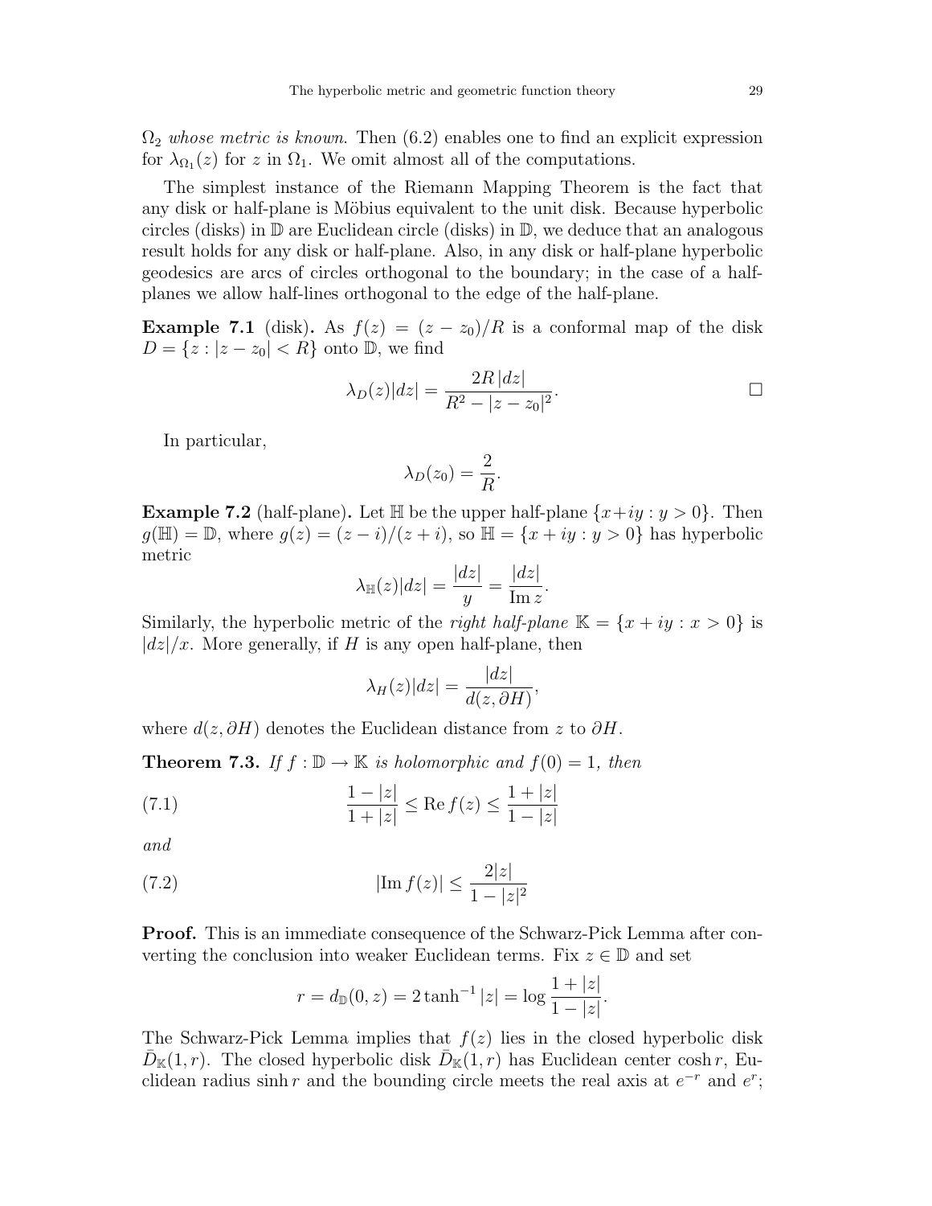$\Omega_2$ *whose metric is known.* Then (6.2) enables one to find an explicit expression for $\lambda_{\Omega_1}(z)$ for $z$ in $\Omega_1$. We omit almost all of the computations.

The simplest instance of the Riemann Mapping Theorem is the fact that any disk or half-plane is Möbius equivalent to the unit disk. Because hyperbolic circles (disks) in $\mathbb{D}$ are Euclidean circle (disks) in $\mathbb{D}$, we deduce that an analogous result holds for any disk or half-plane. Also, in any disk or half-plane hyperbolic geodesics are arcs of circles orthogonal to the boundary; in the case of a half-planes we allow half-lines orthogonal to the edge of the half-plane.

**Example 7.1** (disk)**.** As $f(z) = (z - z_0)/R$ is a conformal map of the disk $D = \{z : |z - z_0| < R\}$ onto $\mathbb{D}$, we find

$$\lambda_D(z)|dz| = \frac{2R\,|dz|}{R^2 - |z - z_0|^2}. \qquad \square$$

In particular,

$$\lambda_D(z_0) = \frac{2}{R}.$$

**Example 7.2** (half-plane)**.** Let $\mathbb{H}$ be the upper half-plane $\{x+iy : y > 0\}$. Then $g(\mathbb{H}) = \mathbb{D}$, where $g(z) = (z-i)/(z+i)$, so $\mathbb{H} = \{x + iy : y > 0\}$ has hyperbolic metric

$$\lambda_{\mathbb{H}}(z)|dz| = \frac{|dz|}{y} = \frac{|dz|}{\operatorname{Im} z}.$$

Similarly, the hyperbolic metric of the *right half-plane* $\mathbb{K} = \{x + iy : x > 0\}$ is $|dz|/x$. More generally, if $H$ is any open half-plane, then

$$\lambda_H(z)|dz| = \frac{|dz|}{d(z, \partial H)},$$

where $d(z, \partial H)$ denotes the Euclidean distance from $z$ to $\partial H$.

**Theorem 7.3.** *If $f : \mathbb{D} \to \mathbb{K}$ is holomorphic and $f(0) = 1$, then*

$$\frac{1 - |z|}{1 + |z|} \le \operatorname{Re} f(z) \le \frac{1 + |z|}{1 - |z|} \tag{7.1}$$

*and*

$$|\operatorname{Im} f(z)| \le \frac{2|z|}{1 - |z|^2} \tag{7.2}$$

**Proof.** This is an immediate consequence of the Schwarz-Pick Lemma after converting the conclusion into weaker Euclidean terms. Fix $z \in \mathbb{D}$ and set

$$r = d_{\mathbb{D}}(0, z) = 2\tanh^{-1}|z| = \log\frac{1 + |z|}{1 - |z|}.$$

The Schwarz-Pick Lemma implies that $f(z)$ lies in the closed hyperbolic disk $\bar{D}_{\mathbb{K}}(1, r)$. The closed hyperbolic disk $\bar{D}_{\mathbb{K}}(1, r)$ has Euclidean center $\cosh r$, Euclidean radius $\sinh r$ and the bounding circle meets the real axis at $e^{-r}$ and $e^{r}$;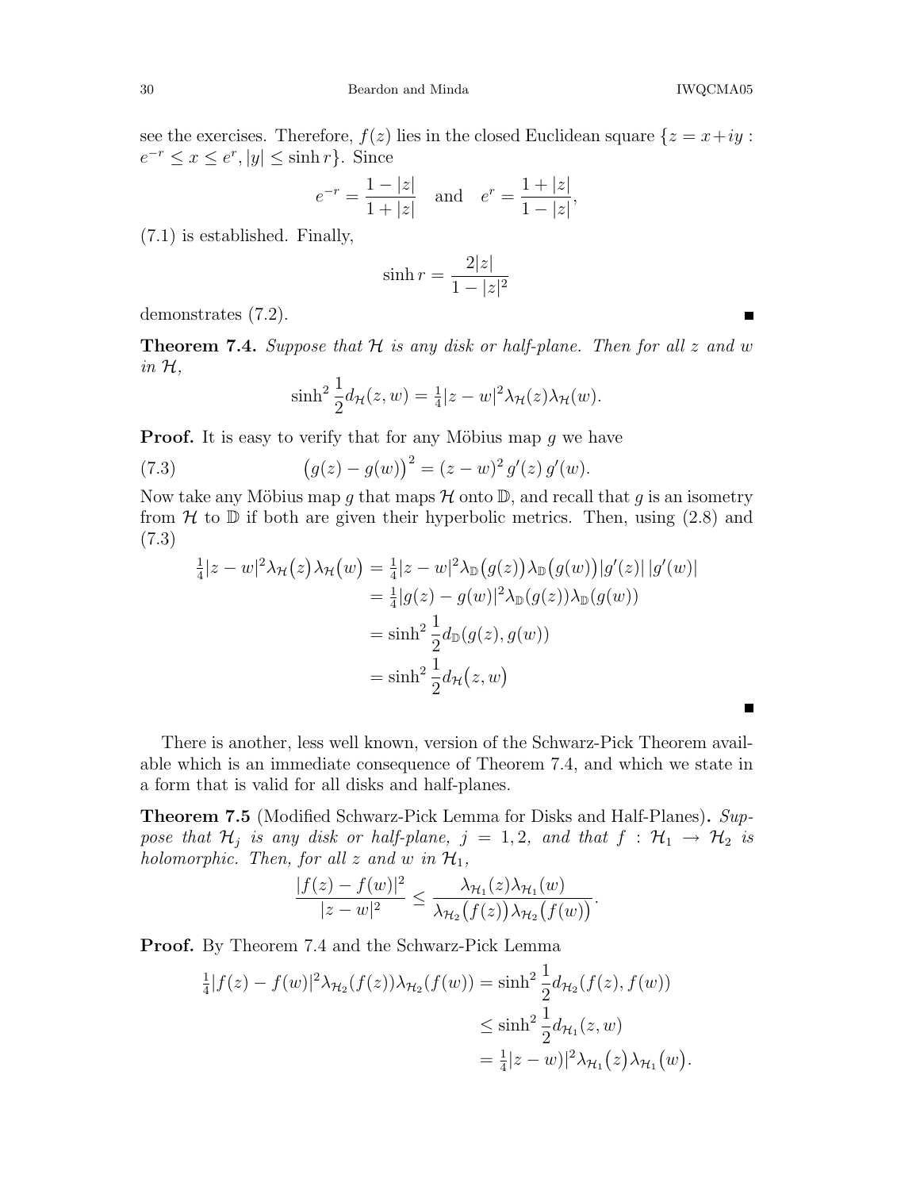see the exercises. Therefore, $f(z)$ lies in the closed Euclidean square $\{z = x+iy : e^{-r} \le x \le e^r, |y| \le \sinh r\}$. Since

$$e^{-r} = \frac{1-|z|}{1+|z|} \quad \text{and} \quad e^r = \frac{1+|z|}{1-|z|},$$

(7.1) is established. Finally,

$$\sinh r = \frac{2|z|}{1-|z|^2}$$

demonstrates (7.2). ∎

**Theorem 7.4.** *Suppose that $\mathcal{H}$ is any disk or half-plane. Then for all $z$ and $w$ in $\mathcal{H}$,*

$$\sinh^2 \frac{1}{2} d_{\mathcal{H}}(z,w) = \tfrac{1}{4}|z-w|^2 \lambda_{\mathcal{H}}(z)\lambda_{\mathcal{H}}(w).$$

**Proof.** It is easy to verify that for any Möbius map $g$ we have

$$\big(g(z)-g(w)\big)^2 = (z-w)^2\, g'(z)\, g'(w). \tag{7.3}$$

Now take any Möbius map $g$ that maps $\mathcal{H}$ onto $\mathbb{D}$, and recall that $g$ is an isometry from $\mathcal{H}$ to $\mathbb{D}$ if both are given their hyperbolic metrics. Then, using (2.8) and (7.3)

$$\begin{aligned}
\tfrac{1}{4}|z-w|^2 \lambda_{\mathcal{H}}\big(z\big)\lambda_{\mathcal{H}}\big(w\big) &= \tfrac{1}{4}|z-w|^2 \lambda_{\mathbb{D}}\big(g(z)\big)\lambda_{\mathbb{D}}\big(g(w)\big)|g'(z)|\,|g'(w)| \\
&= \tfrac{1}{4}|g(z)-g(w)|^2 \lambda_{\mathbb{D}}(g(z))\lambda_{\mathbb{D}}(g(w)) \\
&= \sinh^2 \frac{1}{2} d_{\mathbb{D}}(g(z), g(w)) \\
&= \sinh^2 \frac{1}{2} d_{\mathcal{H}}\big(z, w\big)
\end{aligned}$$

∎

There is another, less well known, version of the Schwarz-Pick Theorem available which is an immediate consequence of Theorem 7.4, and which we state in a form that is valid for all disks and half-planes.

**Theorem 7.5** (Modified Schwarz-Pick Lemma for Disks and Half-Planes)**.** *Suppose that $\mathcal{H}_j$ is any disk or half-plane, $j = 1, 2$, and that $f : \mathcal{H}_1 \to \mathcal{H}_2$ is holomorphic. Then, for all $z$ and $w$ in $\mathcal{H}_1$,*

$$\frac{|f(z)-f(w)|^2}{|z-w|^2} \le \frac{\lambda_{\mathcal{H}_1}(z)\lambda_{\mathcal{H}_1}(w)}{\lambda_{\mathcal{H}_2}\big(f(z)\big)\lambda_{\mathcal{H}_2}\big(f(w)\big)}.$$

**Proof.** By Theorem 7.4 and the Schwarz-Pick Lemma

$$\begin{aligned}
\tfrac{1}{4}|f(z)-f(w)|^2 \lambda_{\mathcal{H}_2}(f(z))\lambda_{\mathcal{H}_2}(f(w)) &= \sinh^2 \frac{1}{2} d_{\mathcal{H}_2}(f(z), f(w)) \\
&\le \sinh^2 \frac{1}{2} d_{\mathcal{H}_1}(z, w) \\
&= \tfrac{1}{4}|z-w)|^2 \lambda_{\mathcal{H}_1}\big(z\big)\lambda_{\mathcal{H}_1}\big(w\big).
\end{aligned}$$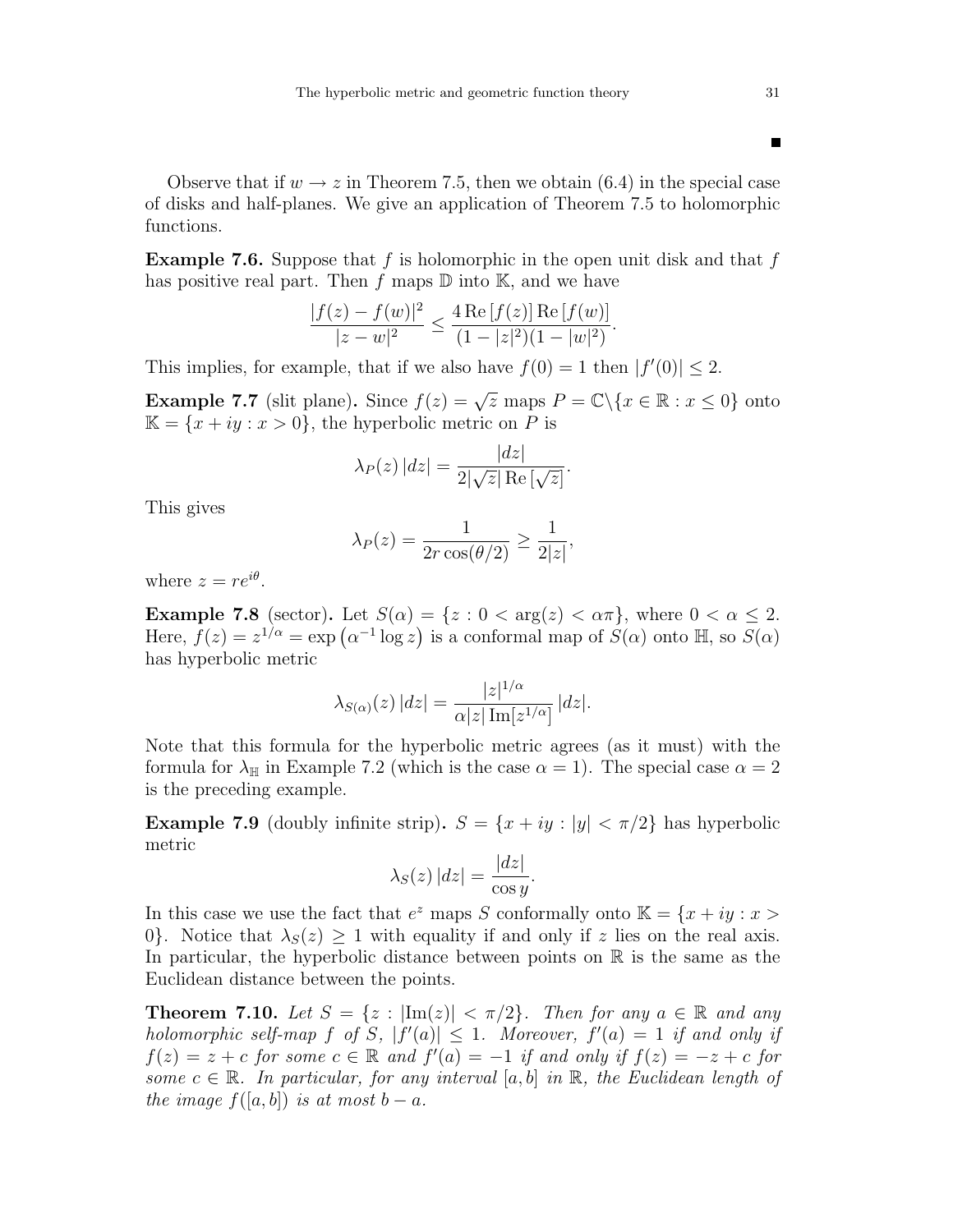■

Observe that if $w \to z$ in Theorem 7.5, then we obtain (6.4) in the special case of disks and half-planes. We give an application of Theorem 7.5 to holomorphic functions.

**Example 7.6.** Suppose that $f$ is holomorphic in the open unit disk and that $f$ has positive real part. Then $f$ maps $\mathbb{D}$ into $\mathbb{K}$, and we have

$$\frac{|f(z)-f(w)|^2}{|z-w|^2} \le \frac{4\,\mathrm{Re}\,[f(z)]\,\mathrm{Re}\,[f(w)]}{(1-|z|^2)(1-|w|^2)}.$$

This implies, for example, that if we also have $f(0)=1$ then $|f'(0)| \le 2$.

**Example 7.7** (slit plane)**.** Since $f(z)=\sqrt{z}$ maps $P=\mathbb{C}\backslash\{x\in\mathbb{R}: x\le 0\}$ onto $\mathbb{K}=\{x+iy : x>0\}$, the hyperbolic metric on $P$ is

$$\lambda_P(z)\,|dz| = \frac{|dz|}{2|\sqrt{z}|\,\mathrm{Re}\,[\sqrt{z}]}.$$

This gives

$$\lambda_P(z) = \frac{1}{2r\cos(\theta/2)} \ge \frac{1}{2|z|},$$

where $z=re^{i\theta}$.

**Example 7.8** (sector)**.** Let $S(\alpha)=\{z : 0<\arg(z)<\alpha\pi\}$, where $0<\alpha\le 2$. Here, $f(z)=z^{1/\alpha}=\exp\left(\alpha^{-1}\log z\right)$ is a conformal map of $S(\alpha)$ onto $\mathbb{H}$, so $S(\alpha)$ has hyperbolic metric

$$\lambda_{S(\alpha)}(z)\,|dz| = \frac{|z|^{1/\alpha}}{\alpha|z|\,\mathrm{Im}[z^{1/\alpha}]}\,|dz|.$$

Note that this formula for the hyperbolic metric agrees (as it must) with the formula for $\lambda_{\mathbb{H}}$ in Example 7.2 (which is the case $\alpha=1$). The special case $\alpha=2$ is the preceding example.

**Example 7.9** (doubly infinite strip)**.** $S=\{x+iy : |y|<\pi/2\}$ has hyperbolic metric

$$\lambda_S(z)\,|dz| = \frac{|dz|}{\cos y}.$$

In this case we use the fact that $e^z$ maps $S$ conformally onto $\mathbb{K}=\{x+iy : x>0\}$. Notice that $\lambda_S(z)\ge 1$ with equality if and only if $z$ lies on the real axis. In particular, the hyperbolic distance between points on $\mathbb{R}$ is the same as the Euclidean distance between the points.

**Theorem 7.10.** *Let $S=\{z : |\mathrm{Im}(z)|<\pi/2\}$. Then for any $a\in\mathbb{R}$ and any holomorphic self-map $f$ of $S$, $|f'(a)|\le 1$. Moreover, $f'(a)=1$ if and only if $f(z)=z+c$ for some $c\in\mathbb{R}$ and $f'(a)=-1$ if and only if $f(z)=-z+c$ for some $c\in\mathbb{R}$. In particular, for any interval $[a,b]$ in $\mathbb{R}$, the Euclidean length of the image $f([a,b])$ is at most $b-a$.*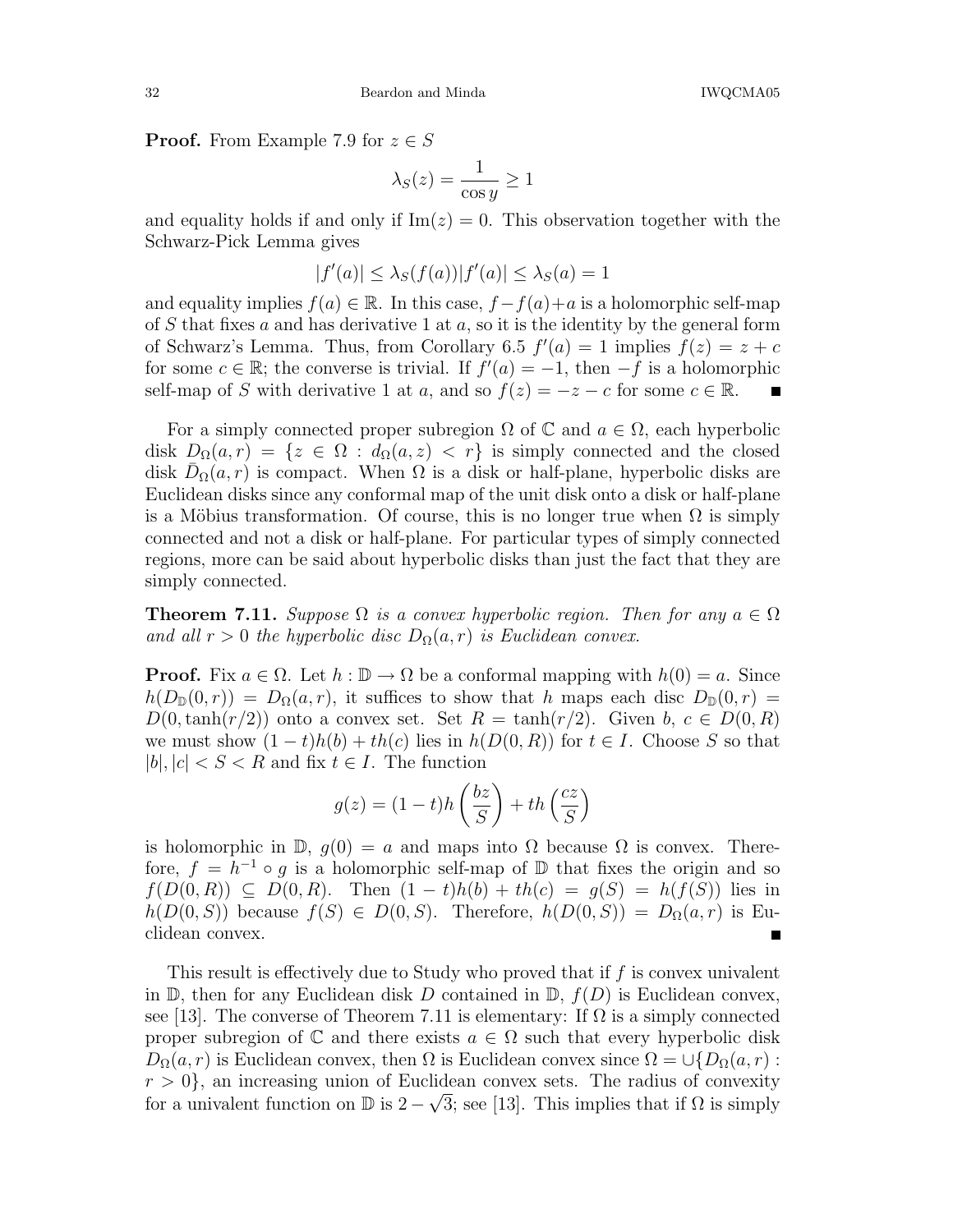**Proof.** From Example 7.9 for $z \in S$

$$\lambda_S(z) = \frac{1}{\cos y} \geq 1$$

and equality holds if and only if $\operatorname{Im}(z) = 0$. This observation together with the Schwarz-Pick Lemma gives

$$|f'(a)| \leq \lambda_S(f(a))|f'(a)| \leq \lambda_S(a) = 1$$

and equality implies $f(a) \in \mathbb{R}$. In this case, $f - f(a) + a$ is a holomorphic self-map of $S$ that fixes $a$ and has derivative 1 at $a$, so it is the identity by the general form of Schwarz's Lemma. Thus, from Corollary 6.5 $f'(a) = 1$ implies $f(z) = z + c$ for some $c \in \mathbb{R}$; the converse is trivial. If $f'(a) = -1$, then $-f$ is a holomorphic self-map of $S$ with derivative 1 at $a$, and so $f(z) = -z - c$ for some $c \in \mathbb{R}$. ∎

For a simply connected proper subregion $\Omega$ of $\mathbb{C}$ and $a \in \Omega$, each hyperbolic disk $D_\Omega(a, r) = \{z \in \Omega : d_\Omega(a, z) < r\}$ is simply connected and the closed disk $\bar{D}_\Omega(a, r)$ is compact. When $\Omega$ is a disk or half-plane, hyperbolic disks are Euclidean disks since any conformal map of the unit disk onto a disk or half-plane is a Möbius transformation. Of course, this is no longer true when $\Omega$ is simply connected and not a disk or half-plane. For particular types of simply connected regions, more can be said about hyperbolic disks than just the fact that they are simply connected.

**Theorem 7.11.** *Suppose $\Omega$ is a convex hyperbolic region. Then for any $a \in \Omega$ and all $r > 0$ the hyperbolic disc $D_\Omega(a, r)$ is Euclidean convex.*

**Proof.** Fix $a \in \Omega$. Let $h : \mathbb{D} \to \Omega$ be a conformal mapping with $h(0) = a$. Since $h(D_\mathbb{D}(0, r)) = D_\Omega(a, r)$, it suffices to show that $h$ maps each disc $D_\mathbb{D}(0, r) = D(0, \tanh(r/2))$ onto a convex set. Set $R = \tanh(r/2)$. Given $b$, $c \in D(0, R)$ we must show $(1 - t)h(b) + th(c)$ lies in $h(D(0, R))$ for $t \in I$. Choose $S$ so that $|b|, |c| < S < R$ and fix $t \in I$. The function

$$g(z) = (1 - t)h\left(\frac{bz}{S}\right) + th\left(\frac{cz}{S}\right)$$

is holomorphic in $\mathbb{D}$, $g(0) = a$ and maps into $\Omega$ because $\Omega$ is convex. Therefore, $f = h^{-1} \circ g$ is a holomorphic self-map of $\mathbb{D}$ that fixes the origin and so $f(D(0, R)) \subseteq D(0, R)$. Then $(1 - t)h(b) + th(c) = g(S) = h(f(S))$ lies in $h(D(0, S))$ because $f(S) \in D(0, S)$. Therefore, $h(D(0, S)) = D_\Omega(a, r)$ is Euclidean convex. ∎

This result is effectively due to Study who proved that if $f$ is convex univalent in $\mathbb{D}$, then for any Euclidean disk $D$ contained in $\mathbb{D}$, $f(D)$ is Euclidean convex, see [13]. The converse of Theorem 7.11 is elementary: If $\Omega$ is a simply connected proper subregion of $\mathbb{C}$ and there exists $a \in \Omega$ such that every hyperbolic disk $D_\Omega(a, r)$ is Euclidean convex, then $\Omega$ is Euclidean convex since $\Omega = \cup\{D_\Omega(a, r) : r > 0\}$, an increasing union of Euclidean convex sets. The radius of convexity for a univalent function on $\mathbb{D}$ is $2 - \sqrt{3}$; see [13]. This implies that if $\Omega$ is simply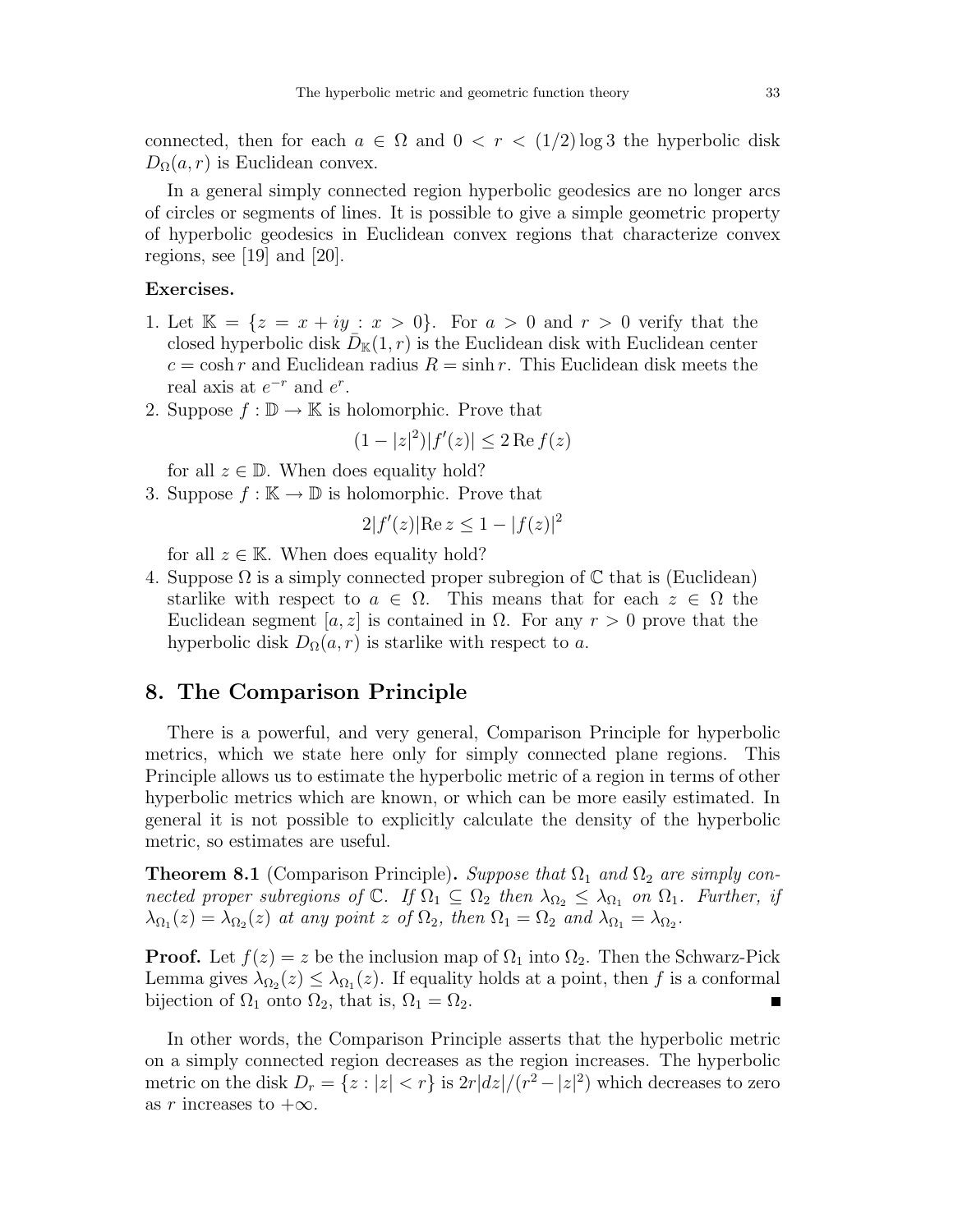connected, then for each $a \in \Omega$ and $0 < r < (1/2)\log 3$ the hyperbolic disk $D_\Omega(a, r)$ is Euclidean convex.

In a general simply connected region hyperbolic geodesics are no longer arcs of circles or segments of lines. It is possible to give a simple geometric property of hyperbolic geodesics in Euclidean convex regions that characterize convex regions, see [19] and [20].

**Exercises.**

1. Let $\mathbb{K} = \{z = x + iy : x > 0\}$. For $a > 0$ and $r > 0$ verify that the closed hyperbolic disk $\bar{D}_{\mathbb{K}}(1, r)$ is the Euclidean disk with Euclidean center $c = \cosh r$ and Euclidean radius $R = \sinh r$. This Euclidean disk meets the real axis at $e^{-r}$ and $e^r$.
2. Suppose $f : \mathbb{D} \to \mathbb{K}$ is holomorphic. Prove that
$$(1 - |z|^2)|f'(z)| \le 2 \operatorname{Re} f(z)$$
for all $z \in \mathbb{D}$. When does equality hold?
3. Suppose $f : \mathbb{K} \to \mathbb{D}$ is holomorphic. Prove that
$$2|f'(z)|\operatorname{Re} z \le 1 - |f(z)|^2$$
for all $z \in \mathbb{K}$. When does equality hold?
4. Suppose $\Omega$ is a simply connected proper subregion of $\mathbb{C}$ that is (Euclidean) starlike with respect to $a \in \Omega$. This means that for each $z \in \Omega$ the Euclidean segment $[a, z]$ is contained in $\Omega$. For any $r > 0$ prove that the hyperbolic disk $D_\Omega(a, r)$ is starlike with respect to $a$.

## 8. The Comparison Principle

There is a powerful, and very general, Comparison Principle for hyperbolic metrics, which we state here only for simply connected plane regions. This Principle allows us to estimate the hyperbolic metric of a region in terms of other hyperbolic metrics which are known, or which can be more easily estimated. In general it is not possible to explicitly calculate the density of the hyperbolic metric, so estimates are useful.

**Theorem 8.1** (Comparison Principle)**.** *Suppose that $\Omega_1$ and $\Omega_2$ are simply connected proper subregions of $\mathbb{C}$. If $\Omega_1 \subseteq \Omega_2$ then $\lambda_{\Omega_2} \le \lambda_{\Omega_1}$ on $\Omega_1$. Further, if $\lambda_{\Omega_1}(z) = \lambda_{\Omega_2}(z)$ at any point $z$ of $\Omega_2$, then $\Omega_1 = \Omega_2$ and $\lambda_{\Omega_1} = \lambda_{\Omega_2}$.*

**Proof.** Let $f(z) = z$ be the inclusion map of $\Omega_1$ into $\Omega_2$. Then the Schwarz-Pick Lemma gives $\lambda_{\Omega_2}(z) \le \lambda_{\Omega_1}(z)$. If equality holds at a point, then $f$ is a conformal bijection of $\Omega_1$ onto $\Omega_2$, that is, $\Omega_1 = \Omega_2$. ∎

In other words, the Comparison Principle asserts that the hyperbolic metric on a simply connected region decreases as the region increases. The hyperbolic metric on the disk $D_r = \{z : |z| < r\}$ is $2r|dz|/(r^2 - |z|^2)$ which decreases to zero as $r$ increases to $+\infty$.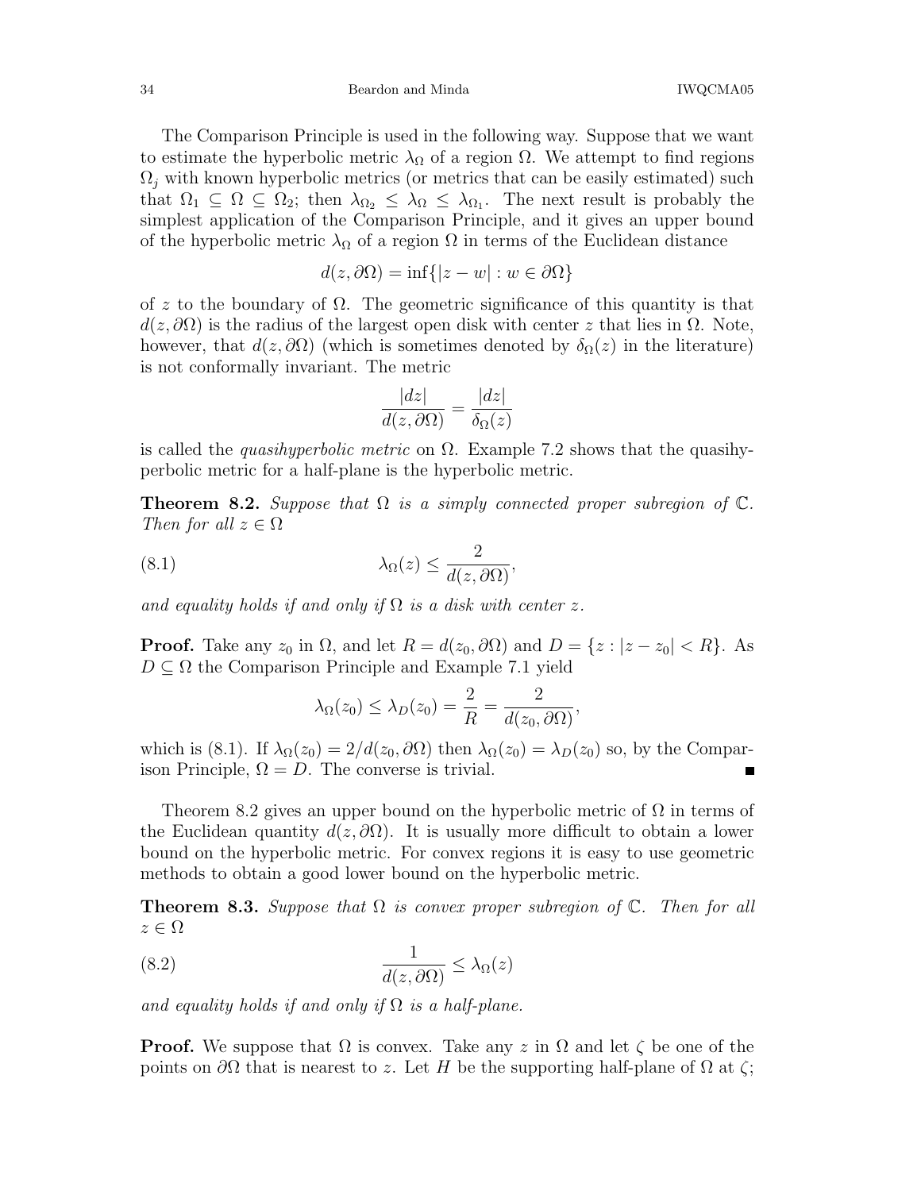The Comparison Principle is used in the following way. Suppose that we want to estimate the hyperbolic metric $\lambda_\Omega$ of a region $\Omega$. We attempt to find regions $\Omega_j$ with known hyperbolic metrics (or metrics that can be easily estimated) such that $\Omega_1 \subseteq \Omega \subseteq \Omega_2$; then $\lambda_{\Omega_2} \leq \lambda_\Omega \leq \lambda_{\Omega_1}$. The next result is probably the simplest application of the Comparison Principle, and it gives an upper bound of the hyperbolic metric $\lambda_\Omega$ of a region $\Omega$ in terms of the Euclidean distance

$$d(z, \partial\Omega) = \inf\{|z - w| : w \in \partial\Omega\}$$

of $z$ to the boundary of $\Omega$. The geometric significance of this quantity is that $d(z, \partial\Omega)$ is the radius of the largest open disk with center $z$ that lies in $\Omega$. Note, however, that $d(z, \partial\Omega)$ (which is sometimes denoted by $\delta_\Omega(z)$ in the literature) is not conformally invariant. The metric

$$\frac{|dz|}{d(z, \partial\Omega)} = \frac{|dz|}{\delta_\Omega(z)}$$

is called the *quasihyperbolic metric* on $\Omega$. Example 7.2 shows that the quasihyperbolic metric for a half-plane is the hyperbolic metric.

**Theorem 8.2.** *Suppose that $\Omega$ is a simply connected proper subregion of $\mathbb{C}$. Then for all $z \in \Omega$*

$$\lambda_\Omega(z) \leq \frac{2}{d(z, \partial\Omega)}, \tag{8.1}$$

*and equality holds if and only if $\Omega$ is a disk with center $z$.*

**Proof.** Take any $z_0$ in $\Omega$, and let $R = d(z_0, \partial\Omega)$ and $D = \{z : |z - z_0| < R\}$. As $D \subseteq \Omega$ the Comparison Principle and Example 7.1 yield

$$\lambda_\Omega(z_0) \leq \lambda_D(z_0) = \frac{2}{R} = \frac{2}{d(z_0, \partial\Omega)},$$

which is (8.1). If $\lambda_\Omega(z_0) = 2/d(z_0, \partial\Omega)$ then $\lambda_\Omega(z_0) = \lambda_D(z_0)$ so, by the Comparison Principle, $\Omega = D$. The converse is trivial. ∎

Theorem 8.2 gives an upper bound on the hyperbolic metric of $\Omega$ in terms of the Euclidean quantity $d(z, \partial\Omega)$. It is usually more difficult to obtain a lower bound on the hyperbolic metric. For convex regions it is easy to use geometric methods to obtain a good lower bound on the hyperbolic metric.

**Theorem 8.3.** *Suppose that $\Omega$ is convex proper subregion of $\mathbb{C}$. Then for all $z \in \Omega$*

$$\frac{1}{d(z, \partial\Omega)} \leq \lambda_\Omega(z) \tag{8.2}$$

*and equality holds if and only if $\Omega$ is a half-plane.*

**Proof.** We suppose that $\Omega$ is convex. Take any $z$ in $\Omega$ and let $\zeta$ be one of the points on $\partial\Omega$ that is nearest to $z$. Let $H$ be the supporting half-plane of $\Omega$ at $\zeta$;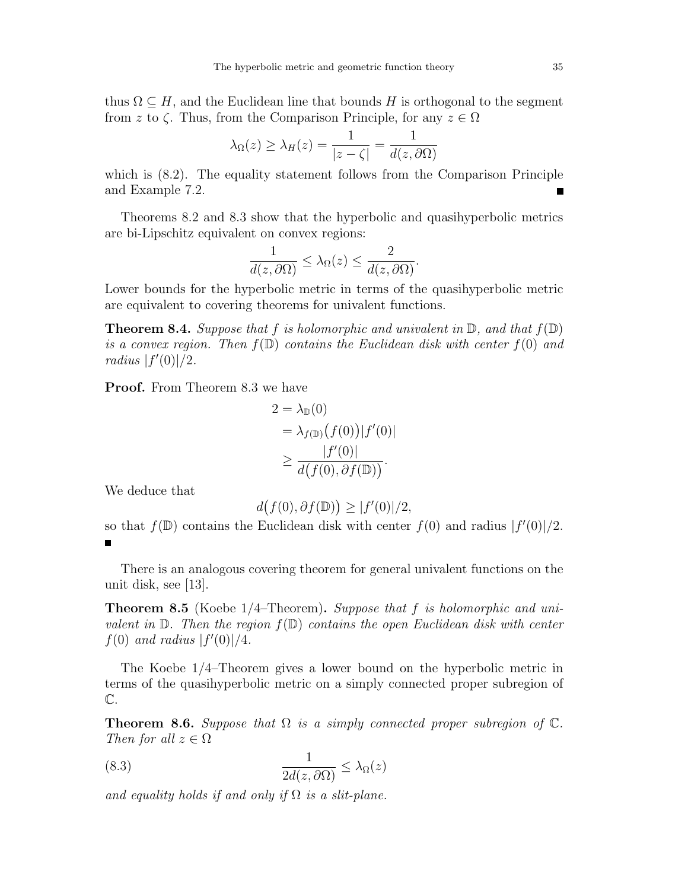thus $\Omega \subseteq H$, and the Euclidean line that bounds $H$ is orthogonal to the segment from $z$ to $\zeta$. Thus, from the Comparison Principle, for any $z \in \Omega$

$$\lambda_\Omega(z) \geq \lambda_H(z) = \frac{1}{|z-\zeta|} = \frac{1}{d(z, \partial\Omega)}$$

which is (8.2). The equality statement follows from the Comparison Principle and Example 7.2. ∎

Theorems 8.2 and 8.3 show that the hyperbolic and quasihyperbolic metrics are bi-Lipschitz equivalent on convex regions:

$$\frac{1}{d(z, \partial\Omega)} \leq \lambda_\Omega(z) \leq \frac{2}{d(z, \partial\Omega)}.$$

Lower bounds for the hyperbolic metric in terms of the quasihyperbolic metric are equivalent to covering theorems for univalent functions.

**Theorem 8.4.** *Suppose that $f$ is holomorphic and univalent in $\mathbb{D}$, and that $f(\mathbb{D})$ is a convex region. Then $f(\mathbb{D})$ contains the Euclidean disk with center $f(0)$ and radius $|f'(0)|/2$.*

**Proof.** From Theorem 8.3 we have

$$\begin{aligned} 2 &= \lambda_{\mathbb{D}}(0) \\ &= \lambda_{f(\mathbb{D})}\big(f(0)\big)|f'(0)| \\ &\geq \frac{|f'(0)|}{d\big(f(0), \partial f(\mathbb{D})\big)}. \end{aligned}$$

We deduce that

$$d\big(f(0), \partial f(\mathbb{D})\big) \geq |f'(0)|/2,$$

so that $f(\mathbb{D})$ contains the Euclidean disk with center $f(0)$ and radius $|f'(0)|/2$. ∎

There is an analogous covering theorem for general univalent functions on the unit disk, see [13].

**Theorem 8.5** (Koebe 1/4–Theorem)**.** *Suppose that $f$ is holomorphic and univalent in $\mathbb{D}$. Then the region $f(\mathbb{D})$ contains the open Euclidean disk with center $f(0)$ and radius $|f'(0)|/4$.*

The Koebe 1/4–Theorem gives a lower bound on the hyperbolic metric in terms of the quasihyperbolic metric on a simply connected proper subregion of $\mathbb{C}$.

**Theorem 8.6.** *Suppose that $\Omega$ is a simply connected proper subregion of $\mathbb{C}$. Then for all $z \in \Omega$*

$$\frac{1}{2d(z, \partial\Omega)} \leq \lambda_\Omega(z) \tag{8.3}$$

*and equality holds if and only if $\Omega$ is a slit-plane.*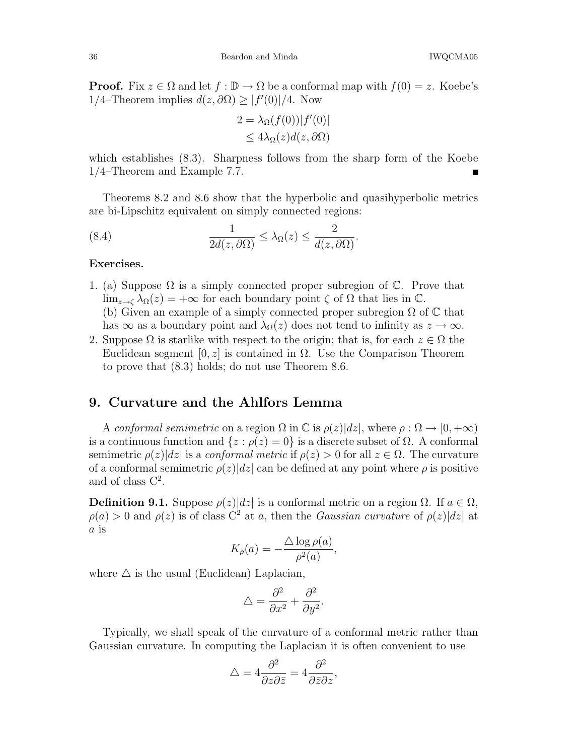**Proof.** Fix $z \in \Omega$ and let $f : \mathbb{D} \to \Omega$ be a conformal map with $f(0) = z$. Koebe's 1/4–Theorem implies $d(z, \partial\Omega) \geq |f'(0)|/4$. Now

$$\begin{aligned} 2 &= \lambda_\Omega(f(0))|f'(0)| \\ &\leq 4\lambda_\Omega(z) d(z, \partial\Omega) \end{aligned}$$

which establishes (8.3). Sharpness follows from the sharp form of the Koebe 1/4–Theorem and Example 7.7. ■

Theorems 8.2 and 8.6 show that the hyperbolic and quasihyperbolic metrics are bi-Lipschitz equivalent on simply connected regions:

$$\frac{1}{2d(z, \partial\Omega)} \leq \lambda_\Omega(z) \leq \frac{2}{d(z, \partial\Omega)}. \tag{8.4}$$

**Exercises.**

1. (a) Suppose $\Omega$ is a simply connected proper subregion of $\mathbb{C}$. Prove that $\lim_{z\to\zeta} \lambda_\Omega(z) = +\infty$ for each boundary point $\zeta$ of $\Omega$ that lies in $\mathbb{C}$.
   (b) Given an example of a simply connected proper subregion $\Omega$ of $\mathbb{C}$ that has $\infty$ as a boundary point and $\lambda_\Omega(z)$ does not tend to infinity as $z \to \infty$.
2. Suppose $\Omega$ is starlike with respect to the origin; that is, for each $z \in \Omega$ the Euclidean segment $[0, z]$ is contained in $\Omega$. Use the Comparison Theorem to prove that (8.3) holds; do not use Theorem 8.6.

## 9. Curvature and the Ahlfors Lemma

A *conformal semimetric* on a region $\Omega$ in $\mathbb{C}$ is $\rho(z)|dz|$, where $\rho : \Omega \to [0, +\infty)$ is a continuous function and $\{z : \rho(z) = 0\}$ is a discrete subset of $\Omega$. A conformal semimetric $\rho(z)|dz|$ is a *conformal metric* if $\rho(z) > 0$ for all $z \in \Omega$. The curvature of a conformal semimetric $\rho(z)|dz|$ can be defined at any point where $\rho$ is positive and of class $C^2$.

**Definition 9.1.** Suppose $\rho(z)|dz|$ is a conformal metric on a region $\Omega$. If $a \in \Omega$, $\rho(a) > 0$ and $\rho(z)$ is of class $C^2$ at $a$, then the *Gaussian curvature* of $\rho(z)|dz|$ at $a$ is

$$K_\rho(a) = -\frac{\triangle \log \rho(a)}{\rho^2(a)},$$

where $\triangle$ is the usual (Euclidean) Laplacian,

$$\triangle = \frac{\partial^2}{\partial x^2} + \frac{\partial^2}{\partial y^2}.$$

Typically, we shall speak of the curvature of a conformal metric rather than Gaussian curvature. In computing the Laplacian it is often convenient to use

$$\triangle = 4\frac{\partial^2}{\partial z \partial \bar{z}} = 4\frac{\partial^2}{\partial \bar{z} \partial z},$$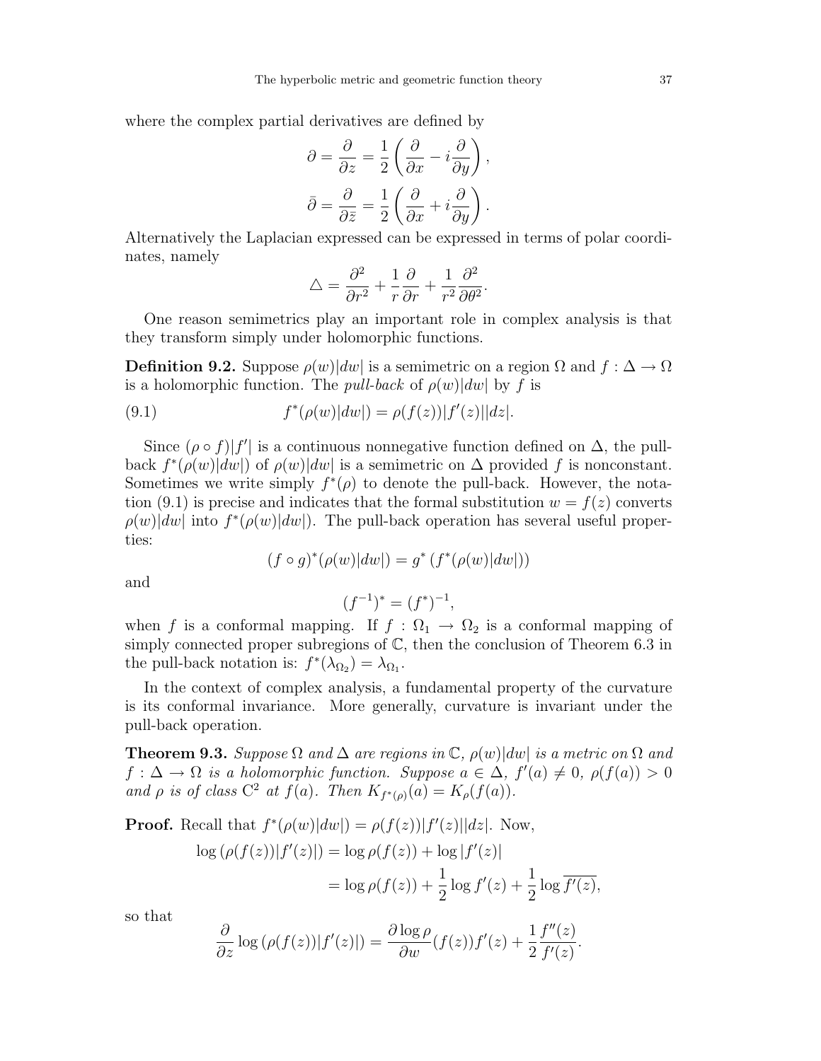where the complex partial derivatives are defined by

$$\partial = \frac{\partial}{\partial z} = \frac{1}{2}\left(\frac{\partial}{\partial x} - i\frac{\partial}{\partial y}\right),$$

$$\bar{\partial} = \frac{\partial}{\partial \bar{z}} = \frac{1}{2}\left(\frac{\partial}{\partial x} + i\frac{\partial}{\partial y}\right).$$

Alternatively the Laplacian expressed can be expressed in terms of polar coordinates, namely

$$\triangle = \frac{\partial^2}{\partial r^2} + \frac{1}{r}\frac{\partial}{\partial r} + \frac{1}{r^2}\frac{\partial^2}{\partial \theta^2}.$$

One reason semimetrics play an important role in complex analysis is that they transform simply under holomorphic functions.

**Definition 9.2.** Suppose $\rho(w)|dw|$ is a semimetric on a region $\Omega$ and $f : \Delta \to \Omega$ is a holomorphic function. The *pull-back* of $\rho(w)|dw|$ by $f$ is

$$f^*(\rho(w)|dw|) = \rho(f(z))|f'(z)||dz|. \tag{9.1}$$

Since $(\rho \circ f)|f'|$ is a continuous nonnegative function defined on $\Delta$, the pull-back $f^*(\rho(w)|dw|)$ of $\rho(w)|dw|$ is a semimetric on $\Delta$ provided $f$ is nonconstant. Sometimes we write simply $f^*(\rho)$ to denote the pull-back. However, the notation (9.1) is precise and indicates that the formal substitution $w = f(z)$ converts $\rho(w)|dw|$ into $f^*(\rho(w)|dw|)$. The pull-back operation has several useful properties:

$$(f \circ g)^*(\rho(w)|dw|) = g^*\left(f^*(\rho(w)|dw|)\right)$$

and

$$(f^{-1})^* = (f^*)^{-1},$$

when $f$ is a conformal mapping. If $f : \Omega_1 \to \Omega_2$ is a conformal mapping of simply connected proper subregions of $\mathbb{C}$, then the conclusion of Theorem 6.3 in the pull-back notation is: $f^*(\lambda_{\Omega_2}) = \lambda_{\Omega_1}$.

In the context of complex analysis, a fundamental property of the curvature is its conformal invariance. More generally, curvature is invariant under the pull-back operation.

**Theorem 9.3.** *Suppose $\Omega$ and $\Delta$ are regions in $\mathbb{C}$, $\rho(w)|dw|$ is a metric on $\Omega$ and $f : \Delta \to \Omega$ is a holomorphic function. Suppose $a \in \Delta$, $f'(a) \neq 0$, $\rho(f(a)) > 0$ and $\rho$ is of class $\mathrm{C}^2$ at $f(a)$. Then $K_{f^*(\rho)}(a) = K_\rho(f(a))$.*

**Proof.** Recall that $f^*(\rho(w)|dw|) = \rho(f(z))|f'(z)||dz|$. Now,

$$\begin{aligned}
\log\left(\rho(f(z))|f'(z)|\right) &= \log \rho(f(z)) + \log|f'(z)| \\
&= \log \rho(f(z)) + \frac{1}{2}\log f'(z) + \frac{1}{2}\log \overline{f'(z)},
\end{aligned}$$

so that

$$\frac{\partial}{\partial z}\log\left(\rho(f(z))|f'(z)|\right) = \frac{\partial \log \rho}{\partial w}(f(z))f'(z) + \frac{1}{2}\frac{f''(z)}{f'(z)}.$$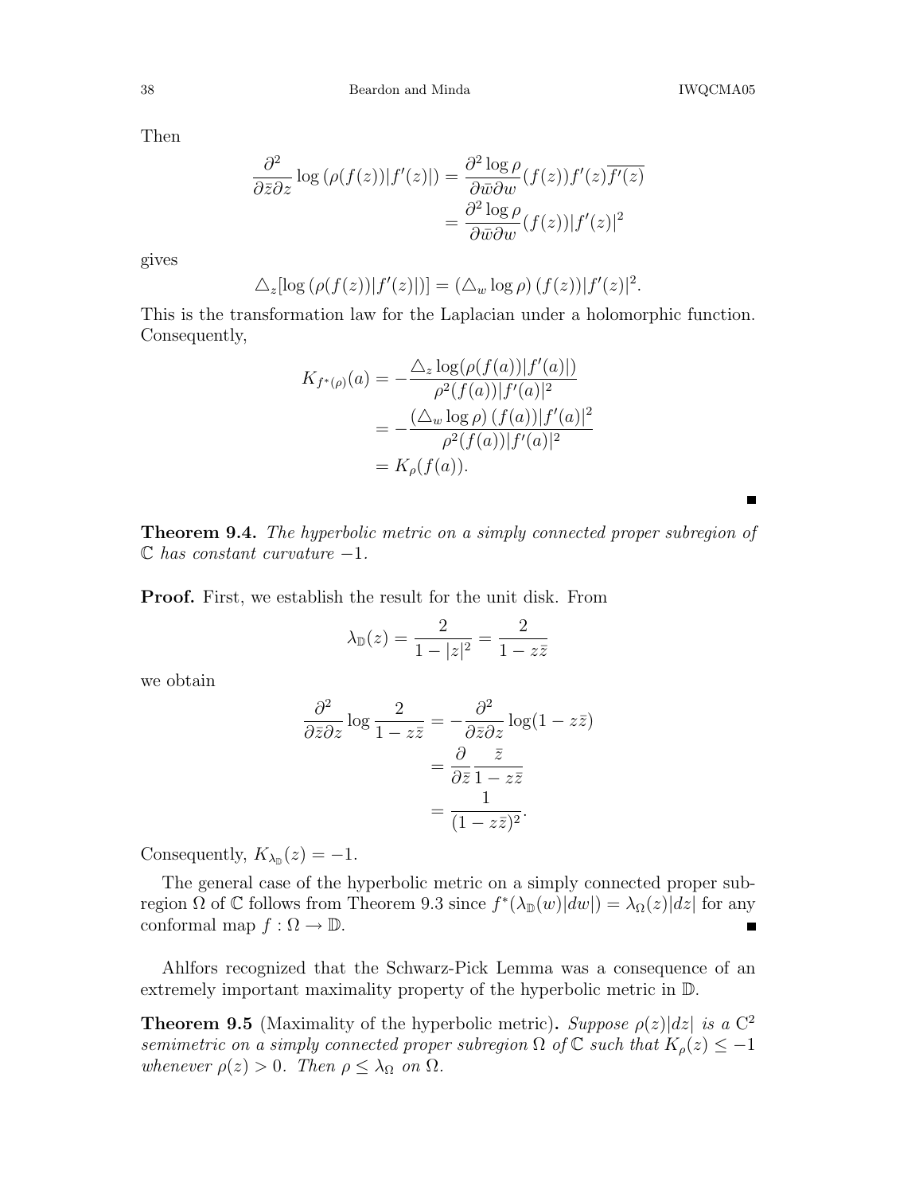Then

$$\frac{\partial^2}{\partial\bar{z}\partial z}\log\left(\rho(f(z))|f'(z)|\right) = \frac{\partial^2 \log\rho}{\partial\bar{w}\partial w}(f(z))f'(z)\overline{f'(z)}$$
$$= \frac{\partial^2 \log\rho}{\partial\bar{w}\partial w}(f(z))|f'(z)|^2$$

gives

$$\triangle_z[\log\left(\rho(f(z))|f'(z)|\right)] = \left(\triangle_w \log\rho\right)(f(z))|f'(z)|^2.$$

This is the transformation law for the Laplacian under a holomorphic function. Consequently,

$$K_{f^*(\rho)}(a) = -\frac{\triangle_z \log(\rho(f(a))|f'(a)|)}{\rho^2(f(a))|f'(a)|^2}$$
$$= -\frac{\left(\triangle_w \log\rho\right)(f(a))|f'(a)|^2}{\rho^2(f(a))|f'(a)|^2}$$
$$= K_\rho(f(a)).$$

∎

**Theorem 9.4.** *The hyperbolic metric on a simply connected proper subregion of $\mathbb{C}$ has constant curvature $-1$.*

**Proof.** First, we establish the result for the unit disk. From

$$\lambda_{\mathbb{D}}(z) = \frac{2}{1-|z|^2} = \frac{2}{1-z\bar{z}}$$

we obtain

$$\frac{\partial^2}{\partial\bar{z}\partial z}\log\frac{2}{1-z\bar{z}} = -\frac{\partial^2}{\partial\bar{z}\partial z}\log(1-z\bar{z})$$
$$= \frac{\partial}{\partial\bar{z}}\frac{\bar{z}}{1-z\bar{z}}$$
$$= \frac{1}{(1-z\bar{z})^2}.$$

Consequently, $K_{\lambda_{\mathbb{D}}}(z) = -1$.

The general case of the hyperbolic metric on a simply connected proper subregion $\Omega$ of $\mathbb{C}$ follows from Theorem 9.3 since $f^*(\lambda_{\mathbb{D}}(w)|dw|) = \lambda_\Omega(z)|dz|$ for any conformal map $f : \Omega \to \mathbb{D}$. ∎

Ahlfors recognized that the Schwarz-Pick Lemma was a consequence of an extremely important maximality property of the hyperbolic metric in $\mathbb{D}$.

**Theorem 9.5** (Maximality of the hyperbolic metric)**.** *Suppose $\rho(z)|dz|$ is a $C^2$ semimetric on a simply connected proper subregion $\Omega$ of $\mathbb{C}$ such that $K_\rho(z) \leq -1$ whenever $\rho(z) > 0$. Then $\rho \leq \lambda_\Omega$ on $\Omega$.*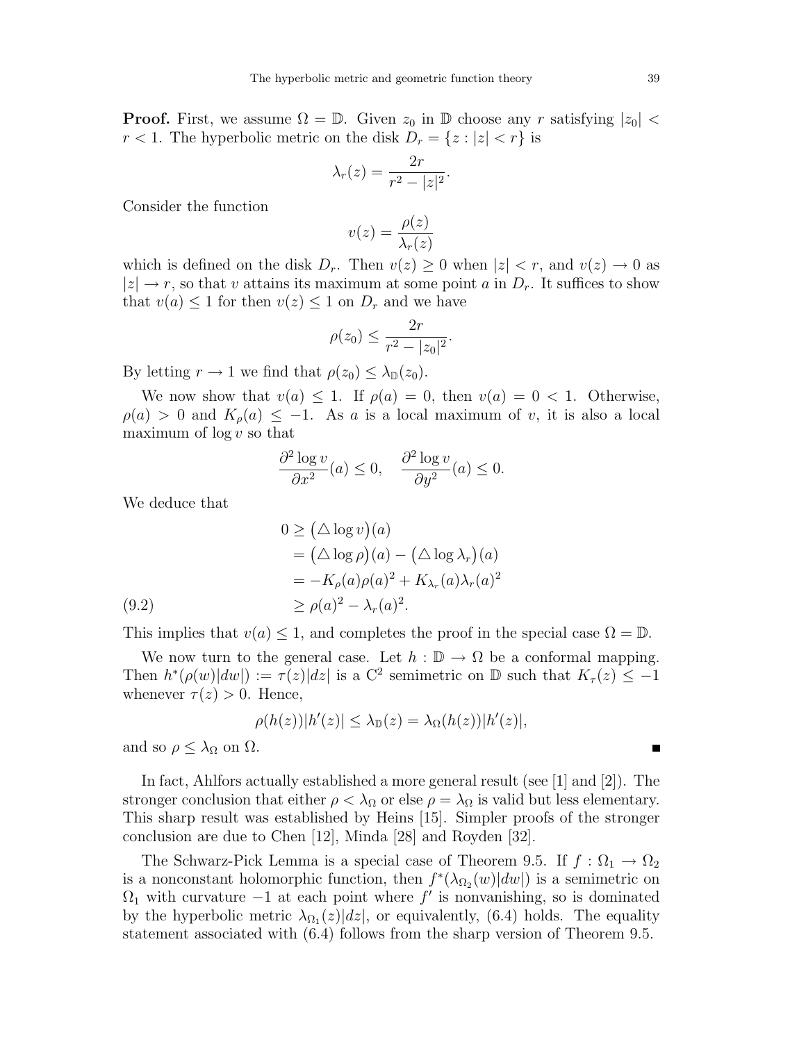**Proof.** First, we assume $\Omega = \mathbb{D}$. Given $z_0$ in $\mathbb{D}$ choose any $r$ satisfying $|z_0| < r < 1$. The hyperbolic metric on the disk $D_r = \{z : |z| < r\}$ is

$$\lambda_r(z) = \frac{2r}{r^2 - |z|^2}.$$

Consider the function

$$v(z) = \frac{\rho(z)}{\lambda_r(z)}$$

which is defined on the disk $D_r$. Then $v(z) \geq 0$ when $|z| < r$, and $v(z) \to 0$ as $|z| \to r$, so that $v$ attains its maximum at some point $a$ in $D_r$. It suffices to show that $v(a) \leq 1$ for then $v(z) \leq 1$ on $D_r$ and we have

$$\rho(z_0) \leq \frac{2r}{r^2 - |z_0|^2}.$$

By letting $r \to 1$ we find that $\rho(z_0) \leq \lambda_{\mathbb{D}}(z_0)$.

We now show that $v(a) \leq 1$. If $\rho(a) = 0$, then $v(a) = 0 < 1$. Otherwise, $\rho(a) > 0$ and $K_\rho(a) \leq -1$. As $a$ is a local maximum of $v$, it is also a local maximum of $\log v$ so that

$$\frac{\partial^2 \log v}{\partial x^2}(a) \leq 0, \quad \frac{\partial^2 \log v}{\partial y^2}(a) \leq 0.$$

We deduce that

$$\begin{aligned}
0 &\geq \big(\triangle \log v\big)(a) \\
&= \big(\triangle \log \rho\big)(a) - \big(\triangle \log \lambda_r\big)(a) \\
&= -K_\rho(a)\rho(a)^2 + K_{\lambda_r}(a)\lambda_r(a)^2 \\
&\geq \rho(a)^2 - \lambda_r(a)^2. \qquad (9.2)
\end{aligned}$$

This implies that $v(a) \leq 1$, and completes the proof in the special case $\Omega = \mathbb{D}$.

We now turn to the general case. Let $h : \mathbb{D} \to \Omega$ be a conformal mapping. Then $h^*(\rho(w)|dw|) := \tau(z)|dz|$ is a $C^2$ semimetric on $\mathbb{D}$ such that $K_\tau(z) \leq -1$ whenever $\tau(z) > 0$. Hence,

$$\rho(h(z))|h'(z)| \leq \lambda_{\mathbb{D}}(z) = \lambda_\Omega(h(z))|h'(z)|,$$

and so $\rho \leq \lambda_\Omega$ on $\Omega$. ∎

In fact, Ahlfors actually established a more general result (see [1] and [2]). The stronger conclusion that either $\rho < \lambda_\Omega$ or else $\rho = \lambda_\Omega$ is valid but less elementary. This sharp result was established by Heins [15]. Simpler proofs of the stronger conclusion are due to Chen [12], Minda [28] and Royden [32].

The Schwarz-Pick Lemma is a special case of Theorem 9.5. If $f : \Omega_1 \to \Omega_2$ is a nonconstant holomorphic function, then $f^*(\lambda_{\Omega_2}(w)|dw|)$ is a semimetric on $\Omega_1$ with curvature $-1$ at each point where $f'$ is nonvanishing, so is dominated by the hyperbolic metric $\lambda_{\Omega_1}(z)|dz|$, or equivalently, (6.4) holds. The equality statement associated with (6.4) follows from the sharp version of Theorem 9.5.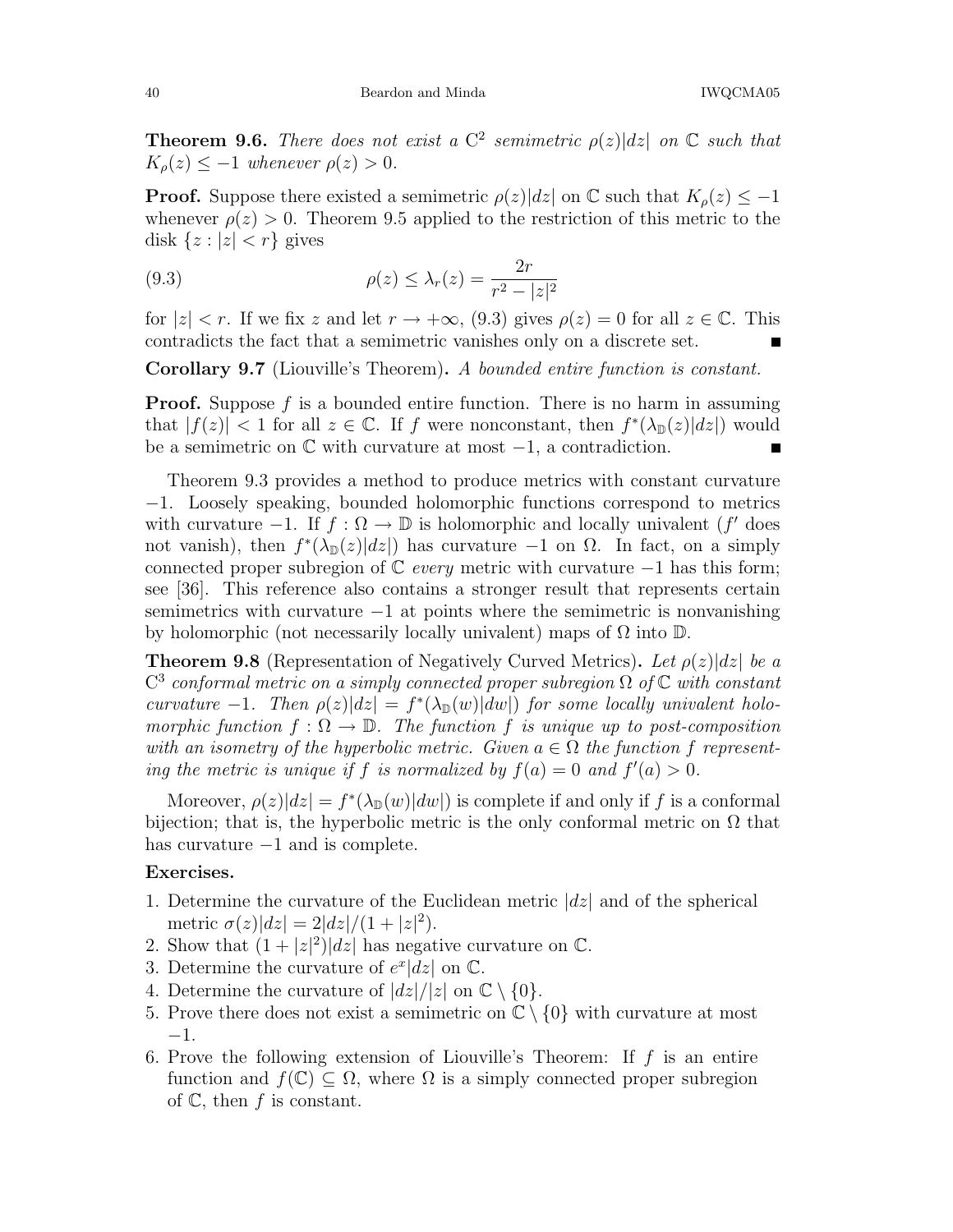**Theorem 9.6.** *There does not exist a* $\mathrm{C}^2$ *semimetric* $\rho(z)|dz|$ *on* $\mathbb{C}$ *such that* $K_\rho(z) \le -1$ *whenever* $\rho(z) > 0$.

**Proof.** Suppose there existed a semimetric $\rho(z)|dz|$ on $\mathbb{C}$ such that $K_\rho(z) \le -1$ whenever $\rho(z) > 0$. Theorem 9.5 applied to the restriction of this metric to the disk $\{z : |z| < r\}$ gives

$$\rho(z) \le \lambda_r(z) = \frac{2r}{r^2 - |z|^2} \tag{9.3}$$

for $|z| < r$. If we fix $z$ and let $r \to +\infty$, (9.3) gives $\rho(z) = 0$ for all $z \in \mathbb{C}$. This contradicts the fact that a semimetric vanishes only on a discrete set. ∎

**Corollary 9.7** (Liouville's Theorem)**.** *A bounded entire function is constant.*

**Proof.** Suppose $f$ is a bounded entire function. There is no harm in assuming that $|f(z)| < 1$ for all $z \in \mathbb{C}$. If $f$ were nonconstant, then $f^*(\lambda_{\mathbb{D}}(z)|dz|)$ would be a semimetric on $\mathbb{C}$ with curvature at most $-1$, a contradiction. ∎

Theorem 9.3 provides a method to produce metrics with constant curvature $-1$. Loosely speaking, bounded holomorphic functions correspond to metrics with curvature $-1$. If $f : \Omega \to \mathbb{D}$ is holomorphic and locally univalent ($f'$ does not vanish), then $f^*(\lambda_{\mathbb{D}}(z)|dz|)$ has curvature $-1$ on $\Omega$. In fact, on a simply connected proper subregion of $\mathbb{C}$ *every* metric with curvature $-1$ has this form; see [36]. This reference also contains a stronger result that represents certain semimetrics with curvature $-1$ at points where the semimetric is nonvanishing by holomorphic (not necessarily locally univalent) maps of $\Omega$ into $\mathbb{D}$.

**Theorem 9.8** (Representation of Negatively Curved Metrics)**.** *Let* $\rho(z)|dz|$ *be a* $\mathrm{C}^3$ *conformal metric on a simply connected proper subregion* $\Omega$ *of* $\mathbb{C}$ *with constant curvature* $-1$*. Then* $\rho(z)|dz| = f^*(\lambda_{\mathbb{D}}(w)|dw|)$ *for some locally univalent holomorphic function* $f : \Omega \to \mathbb{D}$*. The function* $f$ *is unique up to post-composition with an isometry of the hyperbolic metric. Given* $a \in \Omega$ *the function* $f$ *representing the metric is unique if* $f$ *is normalized by* $f(a) = 0$ *and* $f'(a) > 0$*.*

Moreover, $\rho(z)|dz| = f^*(\lambda_{\mathbb{D}}(w)|dw|)$ is complete if and only if $f$ is a conformal bijection; that is, the hyperbolic metric is the only conformal metric on $\Omega$ that has curvature $-1$ and is complete.

**Exercises.**

1. Determine the curvature of the Euclidean metric $|dz|$ and of the spherical metric $\sigma(z)|dz| = 2|dz|/(1 + |z|^2)$.
2. Show that $(1 + |z|^2)|dz|$ has negative curvature on $\mathbb{C}$.
3. Determine the curvature of $e^x|dz|$ on $\mathbb{C}$.
4. Determine the curvature of $|dz|/|z|$ on $\mathbb{C} \setminus \{0\}$.
5. Prove there does not exist a semimetric on $\mathbb{C} \setminus \{0\}$ with curvature at most $-1$.
6. Prove the following extension of Liouville's Theorem: If $f$ is an entire function and $f(\mathbb{C}) \subseteq \Omega$, where $\Omega$ is a simply connected proper subregion of $\mathbb{C}$, then $f$ is constant.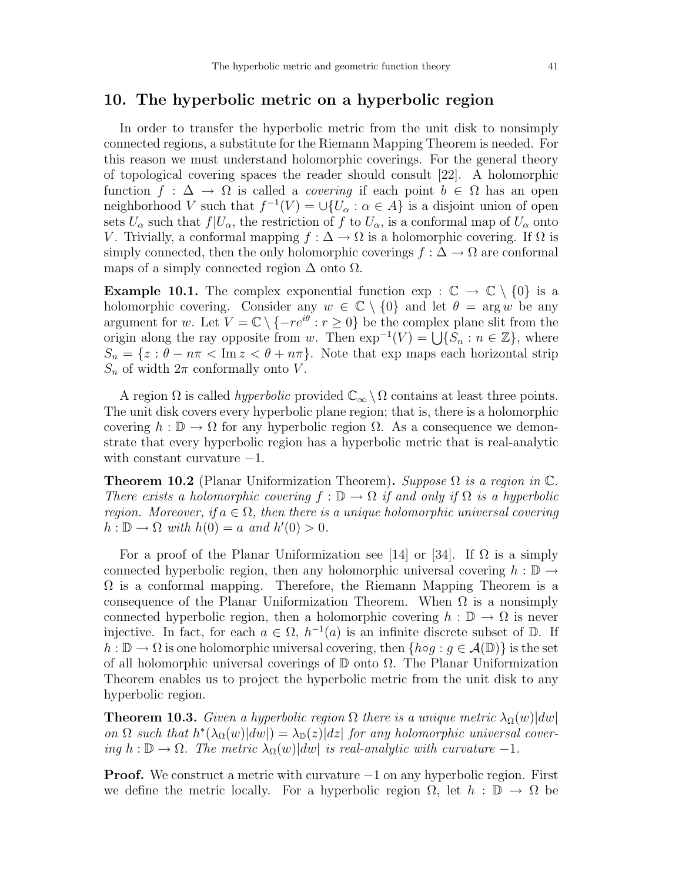## 10. The hyperbolic metric on a hyperbolic region

In order to transfer the hyperbolic metric from the unit disk to nonsimply connected regions, a substitute for the Riemann Mapping Theorem is needed. For this reason we must understand holomorphic coverings. For the general theory of topological covering spaces the reader should consult [22]. A holomorphic function $f : \Delta \to \Omega$ is called a *covering* if each point $b \in \Omega$ has an open neighborhood $V$ such that $f^{-1}(V) = \cup\{U_\alpha : \alpha \in A\}$ is a disjoint union of open sets $U_\alpha$ such that $f|U_\alpha$, the restriction of $f$ to $U_\alpha$, is a conformal map of $U_\alpha$ onto $V$. Trivially, a conformal mapping $f : \Delta \to \Omega$ is a holomorphic covering. If $\Omega$ is simply connected, then the only holomorphic coverings $f : \Delta \to \Omega$ are conformal maps of a simply connected region $\Delta$ onto $\Omega$.

**Example 10.1.** The complex exponential function $\exp : \mathbb{C} \to \mathbb{C} \setminus \{0\}$ is a holomorphic covering. Consider any $w \in \mathbb{C} \setminus \{0\}$ and let $\theta = \arg w$ be any argument for $w$. Let $V = \mathbb{C} \setminus \{-re^{i\theta} : r \geq 0\}$ be the complex plane slit from the origin along the ray opposite from $w$. Then $\exp^{-1}(V) = \bigcup\{S_n : n \in \mathbb{Z}\}$, where $S_n = \{z : \theta - n\pi < \operatorname{Im} z < \theta + n\pi\}$. Note that exp maps each horizontal strip $S_n$ of width $2\pi$ conformally onto $V$.

A region $\Omega$ is called *hyperbolic* provided $\mathbb{C}_\infty \setminus \Omega$ contains at least three points. The unit disk covers every hyperbolic plane region; that is, there is a holomorphic covering $h : \mathbb{D} \to \Omega$ for any hyperbolic region $\Omega$. As a consequence we demonstrate that every hyperbolic region has a hyperbolic metric that is real-analytic with constant curvature $-1$.

**Theorem 10.2** (Planar Uniformization Theorem)**.** *Suppose $\Omega$ is a region in $\mathbb{C}$. There exists a holomorphic covering $f : \mathbb{D} \to \Omega$ if and only if $\Omega$ is a hyperbolic region. Moreover, if $a \in \Omega$, then there is a unique holomorphic universal covering $h : \mathbb{D} \to \Omega$ with $h(0) = a$ and $h'(0) > 0$.*

For a proof of the Planar Uniformization see [14] or [34]. If $\Omega$ is a simply connected hyperbolic region, then any holomorphic universal covering $h : \mathbb{D} \to \Omega$ is a conformal mapping. Therefore, the Riemann Mapping Theorem is a consequence of the Planar Uniformization Theorem. When $\Omega$ is a nonsimply connected hyperbolic region, then a holomorphic covering $h : \mathbb{D} \to \Omega$ is never injective. In fact, for each $a \in \Omega$, $h^{-1}(a)$ is an infinite discrete subset of $\mathbb{D}$. If $h : \mathbb{D} \to \Omega$ is one holomorphic universal covering, then $\{h \circ g : g \in \mathcal{A}(\mathbb{D})\}$ is the set of all holomorphic universal coverings of $\mathbb{D}$ onto $\Omega$. The Planar Uniformization Theorem enables us to project the hyperbolic metric from the unit disk to any hyperbolic region.

**Theorem 10.3.** *Given a hyperbolic region $\Omega$ there is a unique metric $\lambda_\Omega(w)|dw|$ on $\Omega$ such that $h^*(\lambda_\Omega(w)|dw|) = \lambda_{\mathbb{D}}(z)|dz|$ for any holomorphic universal covering $h : \mathbb{D} \to \Omega$. The metric $\lambda_\Omega(w)|dw|$ is real-analytic with curvature $-1$.*

**Proof.** We construct a metric with curvature $-1$ on any hyperbolic region. First we define the metric locally. For a hyperbolic region $\Omega$, let $h : \mathbb{D} \to \Omega$ be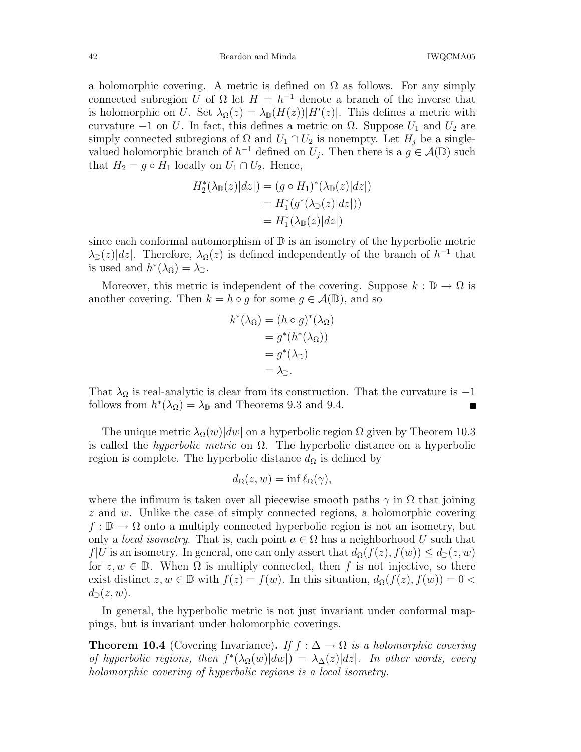a holomorphic covering. A metric is defined on $\Omega$ as follows. For any simply connected subregion $U$ of $\Omega$ let $H = h^{-1}$ denote a branch of the inverse that is holomorphic on $U$. Set $\lambda_\Omega(z) = \lambda_{\mathbb{D}}(H(z))|H'(z)|$. This defines a metric with curvature $-1$ on $U$. In fact, this defines a metric on $\Omega$. Suppose $U_1$ and $U_2$ are simply connected subregions of $\Omega$ and $U_1 \cap U_2$ is nonempty. Let $H_j$ be a single-valued holomorphic branch of $h^{-1}$ defined on $U_j$. Then there is a $g \in \mathcal{A}(\mathbb{D})$ such that $H_2 = g \circ H_1$ locally on $U_1 \cap U_2$. Hence,

$$
\begin{aligned}
H_2^*(\lambda_{\mathbb{D}}(z)|dz|) &= (g \circ H_1)^*(\lambda_{\mathbb{D}}(z)|dz|) \\
&= H_1^*(g^*(\lambda_{\mathbb{D}}(z)|dz|)) \\
&= H_1^*(\lambda_{\mathbb{D}}(z)|dz|)
\end{aligned}
$$

since each conformal automorphism of $\mathbb{D}$ is an isometry of the hyperbolic metric $\lambda_{\mathbb{D}}(z)|dz|$. Therefore, $\lambda_\Omega(z)$ is defined independently of the branch of $h^{-1}$ that is used and $h^*(\lambda_\Omega) = \lambda_{\mathbb{D}}$.

Moreover, this metric is independent of the covering. Suppose $k : \mathbb{D} \to \Omega$ is another covering. Then $k = h \circ g$ for some $g \in \mathcal{A}(\mathbb{D})$, and so

$$
\begin{aligned}
k^*(\lambda_\Omega) &= (h \circ g)^*(\lambda_\Omega) \\
&= g^*(h^*(\lambda_\Omega)) \\
&= g^*(\lambda_{\mathbb{D}}) \\
&= \lambda_{\mathbb{D}}.
\end{aligned}
$$

That $\lambda_\Omega$ is real-analytic is clear from its construction. That the curvature is $-1$ follows from $h^*(\lambda_\Omega) = \lambda_{\mathbb{D}}$ and Theorems 9.3 and 9.4. ∎

The unique metric $\lambda_\Omega(w)|dw|$ on a hyperbolic region $\Omega$ given by Theorem 10.3 is called the *hyperbolic metric* on $\Omega$. The hyperbolic distance on a hyperbolic region is complete. The hyperbolic distance $d_\Omega$ is defined by

$$
d_\Omega(z, w) = \inf \ell_\Omega(\gamma),
$$

where the infimum is taken over all piecewise smooth paths $\gamma$ in $\Omega$ that joining $z$ and $w$. Unlike the case of simply connected regions, a holomorphic covering $f : \mathbb{D} \to \Omega$ onto a multiply connected hyperbolic region is not an isometry, but only a *local isometry*. That is, each point $a \in \Omega$ has a neighborhood $U$ such that $f|U$ is an isometry. In general, one can only assert that $d_\Omega(f(z), f(w)) \le d_{\mathbb{D}}(z, w)$ for $z, w \in \mathbb{D}$. When $\Omega$ is multiply connected, then $f$ is not injective, so there exist distinct $z, w \in \mathbb{D}$ with $f(z) = f(w)$. In this situation, $d_\Omega(f(z), f(w)) = 0 < d_{\mathbb{D}}(z, w)$.

In general, the hyperbolic metric is not just invariant under conformal mappings, but is invariant under holomorphic coverings.

**Theorem 10.4** (Covering Invariance)**.** *If $f : \Delta \to \Omega$ is a holomorphic covering of hyperbolic regions, then $f^*(\lambda_\Omega(w)|dw|) = \lambda_\Delta(z)|dz|$. In other words, every holomorphic covering of hyperbolic regions is a local isometry.*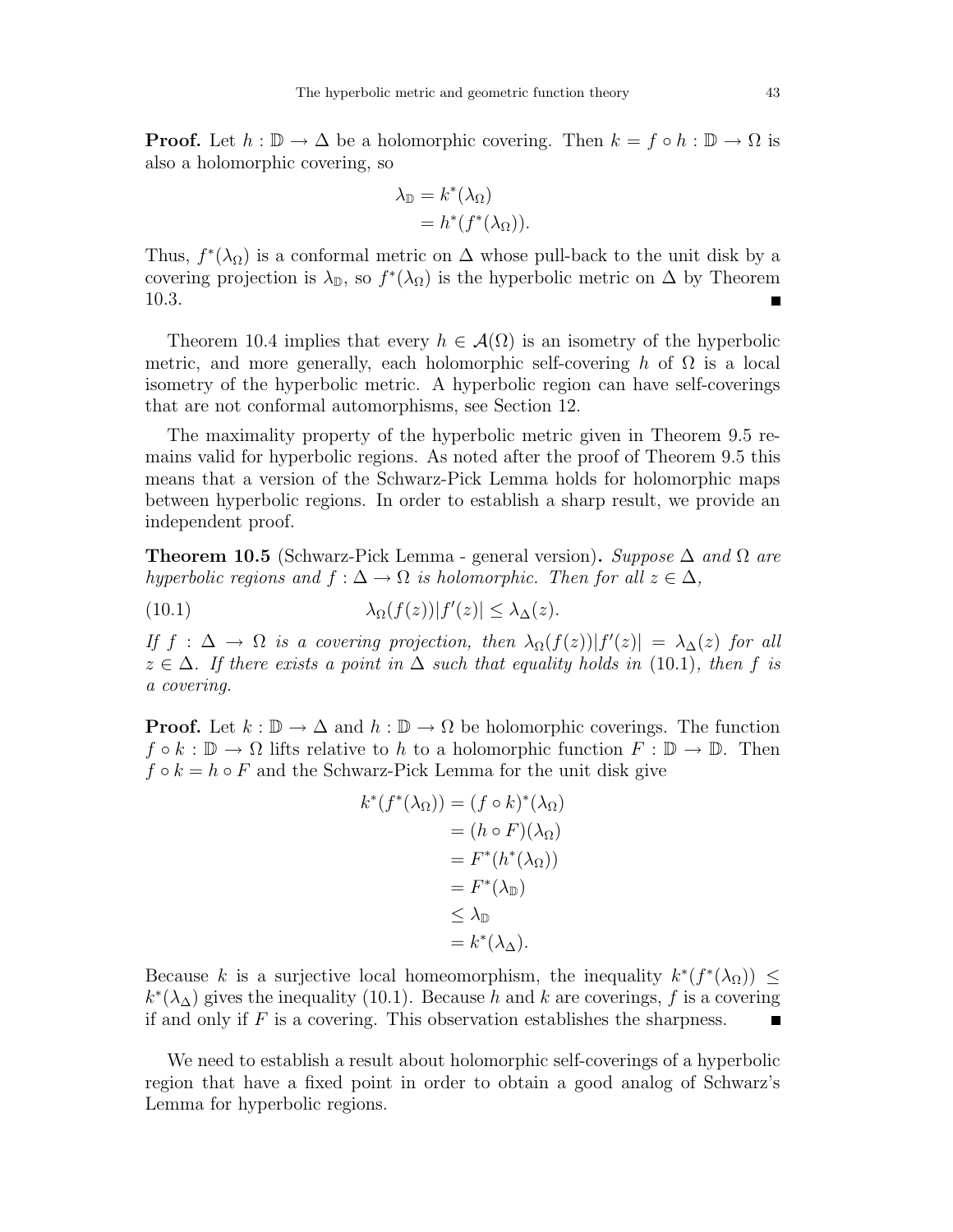**Proof.** Let $h : \mathbb{D} \to \Delta$ be a holomorphic covering. Then $k = f \circ h : \mathbb{D} \to \Omega$ is also a holomorphic covering, so

$$\begin{aligned}\lambda_{\mathbb{D}} &= k^*(\lambda_\Omega) \\ &= h^*(f^*(\lambda_\Omega)).\end{aligned}$$

Thus, $f^*(\lambda_\Omega)$ is a conformal metric on $\Delta$ whose pull-back to the unit disk by a covering projection is $\lambda_{\mathbb{D}}$, so $f^*(\lambda_\Omega)$ is the hyperbolic metric on $\Delta$ by Theorem 10.3. ■

Theorem 10.4 implies that every $h \in \mathcal{A}(\Omega)$ is an isometry of the hyperbolic metric, and more generally, each holomorphic self-covering $h$ of $\Omega$ is a local isometry of the hyperbolic metric. A hyperbolic region can have self-coverings that are not conformal automorphisms, see Section 12.

The maximality property of the hyperbolic metric given in Theorem 9.5 remains valid for hyperbolic regions. As noted after the proof of Theorem 9.5 this means that a version of the Schwarz-Pick Lemma holds for holomorphic maps between hyperbolic regions. In order to establish a sharp result, we provide an independent proof.

**Theorem 10.5** (Schwarz-Pick Lemma - general version)**.** *Suppose $\Delta$ and $\Omega$ are hyperbolic regions and $f : \Delta \to \Omega$ is holomorphic. Then for all $z \in \Delta$,*

$$\lambda_\Omega(f(z))|f'(z)| \le \lambda_\Delta(z). \tag{10.1}$$

*If $f : \Delta \to \Omega$ is a covering projection, then $\lambda_\Omega(f(z))|f'(z)| = \lambda_\Delta(z)$ for all $z \in \Delta$. If there exists a point in $\Delta$ such that equality holds in* (10.1)*, then $f$ is a covering.*

**Proof.** Let $k : \mathbb{D} \to \Delta$ and $h : \mathbb{D} \to \Omega$ be holomorphic coverings. The function $f \circ k : \mathbb{D} \to \Omega$ lifts relative to $h$ to a holomorphic function $F : \mathbb{D} \to \mathbb{D}$. Then $f \circ k = h \circ F$ and the Schwarz-Pick Lemma for the unit disk give

$$\begin{aligned}k^*(f^*(\lambda_\Omega)) &= (f \circ k)^*(\lambda_\Omega) \\ &= (h \circ F)(\lambda_\Omega) \\ &= F^*(h^*(\lambda_\Omega)) \\ &= F^*(\lambda_{\mathbb{D}}) \\ &\le \lambda_{\mathbb{D}} \\ &= k^*(\lambda_\Delta).\end{aligned}$$

Because $k$ is a surjective local homeomorphism, the inequality $k^*(f^*(\lambda_\Omega)) \le k^*(\lambda_\Delta)$ gives the inequality (10.1). Because $h$ and $k$ are coverings, $f$ is a covering if and only if $F$ is a covering. This observation establishes the sharpness. ■

We need to establish a result about holomorphic self-coverings of a hyperbolic region that have a fixed point in order to obtain a good analog of Schwarz's Lemma for hyperbolic regions.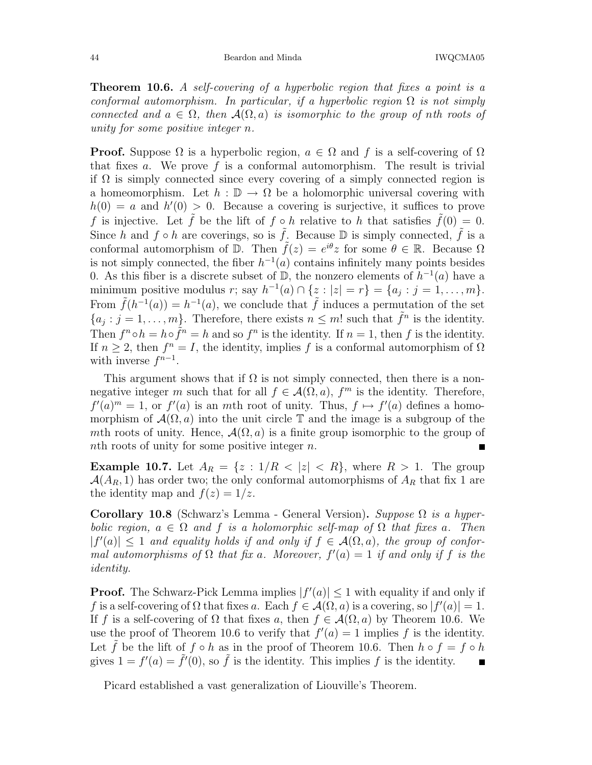**Theorem 10.6.** *A self-covering of a hyperbolic region that fixes a point is a conformal automorphism. In particular, if a hyperbolic region $\Omega$ is not simply connected and $a \in \Omega$, then $\mathcal{A}(\Omega, a)$ is isomorphic to the group of nth roots of unity for some positive integer n.*

**Proof.** Suppose $\Omega$ is a hyperbolic region, $a \in \Omega$ and $f$ is a self-covering of $\Omega$ that fixes $a$. We prove $f$ is a conformal automorphism. The result is trivial if $\Omega$ is simply connected since every covering of a simply connected region is a homeomorphism. Let $h : \mathbb{D} \to \Omega$ be a holomorphic universal covering with $h(0) = a$ and $h'(0) > 0$. Because a covering is surjective, it suffices to prove $f$ is injective. Let $\tilde{f}$ be the lift of $f \circ h$ relative to $h$ that satisfies $\tilde{f}(0) = 0$. Since $h$ and $f \circ h$ are coverings, so is $\tilde{f}$. Because $\mathbb{D}$ is simply connected, $\tilde{f}$ is a conformal automorphism of $\mathbb{D}$. Then $\tilde{f}(z) = e^{i\theta} z$ for some $\theta \in \mathbb{R}$. Because $\Omega$ is not simply connected, the fiber $h^{-1}(a)$ contains infinitely many points besides 0. As this fiber is a discrete subset of $\mathbb{D}$, the nonzero elements of $h^{-1}(a)$ have a minimum positive modulus $r$; say $h^{-1}(a) \cap \{z : |z| = r\} = \{a_j : j = 1, \ldots, m\}$. From $\tilde{f}(h^{-1}(a)) = h^{-1}(a)$, we conclude that $\tilde{f}$ induces a permutation of the set $\{a_j : j = 1, \ldots, m\}$. Therefore, there exists $n \leq m!$ such that $\tilde{f}^n$ is the identity. Then $f^n \circ h = h \circ \tilde{f}^n = h$ and so $f^n$ is the identity. If $n = 1$, then $f$ is the identity. If $n \geq 2$, then $f^n = I$, the identity, implies $f$ is a conformal automorphism of $\Omega$ with inverse $f^{n-1}$.

This argument shows that if $\Omega$ is not simply connected, then there is a nonnegative integer $m$ such that for all $f \in \mathcal{A}(\Omega, a)$, $f^m$ is the identity. Therefore, $f'(a)^m = 1$, or $f'(a)$ is an $m$th root of unity. Thus, $f \mapsto f'(a)$ defines a homomorphism of $\mathcal{A}(\Omega, a)$ into the unit circle $\mathbb{T}$ and the image is a subgroup of the $m$th roots of unity. Hence, $\mathcal{A}(\Omega, a)$ is a finite group isomorphic to the group of $n$th roots of unity for some positive integer $n$. ∎

**Example 10.7.** Let $A_R = \{z : 1/R < |z| < R\}$, where $R > 1$. The group $\mathcal{A}(A_R, 1)$ has order two; the only conformal automorphisms of $A_R$ that fix 1 are the identity map and $f(z) = 1/z$.

**Corollary 10.8** (Schwarz's Lemma - General Version)**.** *Suppose $\Omega$ is a hyperbolic region, $a \in \Omega$ and $f$ is a holomorphic self-map of $\Omega$ that fixes $a$. Then $|f'(a)| \leq 1$ and equality holds if and only if $f \in \mathcal{A}(\Omega, a)$, the group of conformal automorphisms of $\Omega$ that fix $a$. Moreover, $f'(a) = 1$ if and only if $f$ is the identity.*

**Proof.** The Schwarz-Pick Lemma implies $|f'(a)| \leq 1$ with equality if and only if $f$ is a self-covering of $\Omega$ that fixes $a$. Each $f \in \mathcal{A}(\Omega, a)$ is a covering, so $|f'(a)| = 1$. If $f$ is a self-covering of $\Omega$ that fixes $a$, then $f \in \mathcal{A}(\Omega, a)$ by Theorem 10.6. We use the proof of Theorem 10.6 to verify that $f'(a) = 1$ implies $f$ is the identity. Let $\tilde{f}$ be the lift of $f \circ h$ as in the proof of Theorem 10.6. Then $h \circ f = f \circ h$ gives $1 = f'(a) = \tilde{f}'(0)$, so $\tilde{f}$ is the identity. This implies $f$ is the identity. ∎

Picard established a vast generalization of Liouville's Theorem.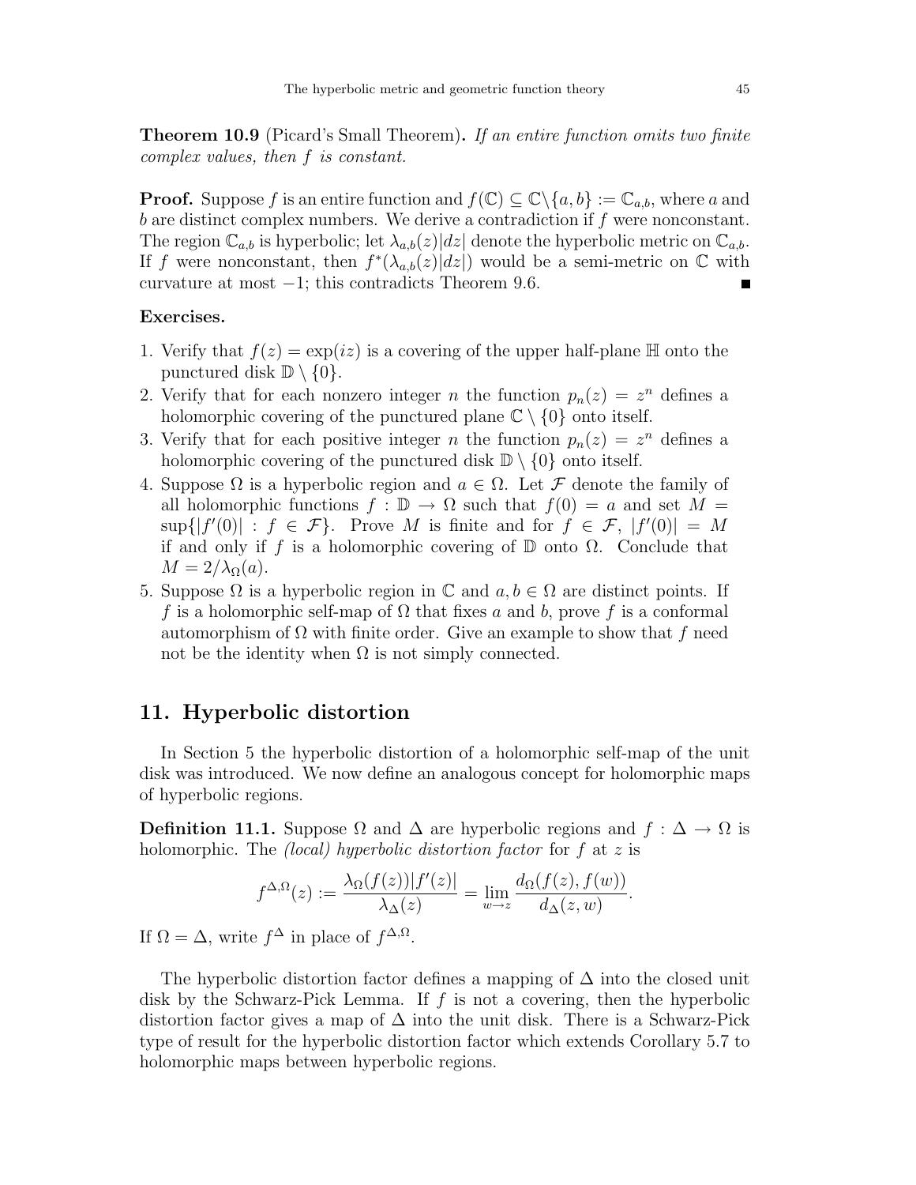**Theorem 10.9** (Picard's Small Theorem)**.** *If an entire function omits two finite complex values, then $f$ is constant.*

**Proof.** Suppose $f$ is an entire function and $f(\mathbb{C}) \subseteq \mathbb{C}\backslash\{a,b\} := \mathbb{C}_{a,b}$, where $a$ and $b$ are distinct complex numbers. We derive a contradiction if $f$ were nonconstant. The region $\mathbb{C}_{a,b}$ is hyperbolic; let $\lambda_{a,b}(z)|dz|$ denote the hyperbolic metric on $\mathbb{C}_{a,b}$. If $f$ were nonconstant, then $f^*(\lambda_{a,b}(z)|dz|)$ would be a semi-metric on $\mathbb{C}$ with curvature at most $-1$; this contradicts Theorem 9.6. ∎

**Exercises.**

1. Verify that $f(z) = \exp(iz)$ is a covering of the upper half-plane $\mathbb{H}$ onto the punctured disk $\mathbb{D} \setminus \{0\}$.
2. Verify that for each nonzero integer $n$ the function $p_n(z) = z^n$ defines a holomorphic covering of the punctured plane $\mathbb{C} \setminus \{0\}$ onto itself.
3. Verify that for each positive integer $n$ the function $p_n(z) = z^n$ defines a holomorphic covering of the punctured disk $\mathbb{D} \setminus \{0\}$ onto itself.
4. Suppose $\Omega$ is a hyperbolic region and $a \in \Omega$. Let $\mathcal{F}$ denote the family of all holomorphic functions $f : \mathbb{D} \to \Omega$ such that $f(0) = a$ and set $M = \sup\{|f'(0)| : f \in \mathcal{F}\}$. Prove $M$ is finite and for $f \in \mathcal{F}$, $|f'(0)| = M$ if and only if $f$ is a holomorphic covering of $\mathbb{D}$ onto $\Omega$. Conclude that $M = 2/\lambda_\Omega(a)$.
5. Suppose $\Omega$ is a hyperbolic region in $\mathbb{C}$ and $a, b \in \Omega$ are distinct points. If $f$ is a holomorphic self-map of $\Omega$ that fixes $a$ and $b$, prove $f$ is a conformal automorphism of $\Omega$ with finite order. Give an example to show that $f$ need not be the identity when $\Omega$ is not simply connected.

## 11. Hyperbolic distortion

In Section 5 the hyperbolic distortion of a holomorphic self-map of the unit disk was introduced. We now define an analogous concept for holomorphic maps of hyperbolic regions.

**Definition 11.1.** Suppose $\Omega$ and $\Delta$ are hyperbolic regions and $f : \Delta \to \Omega$ is holomorphic. The *(local) hyperbolic distortion factor* for $f$ at $z$ is

$$f^{\Delta,\Omega}(z) := \frac{\lambda_\Omega(f(z))|f'(z)|}{\lambda_\Delta(z)} = \lim_{w \to z} \frac{d_\Omega(f(z), f(w))}{d_\Delta(z, w)}.$$

If $\Omega = \Delta$, write $f^\Delta$ in place of $f^{\Delta,\Omega}$.

The hyperbolic distortion factor defines a mapping of $\Delta$ into the closed unit disk by the Schwarz-Pick Lemma. If $f$ is not a covering, then the hyperbolic distortion factor gives a map of $\Delta$ into the unit disk. There is a Schwarz-Pick type of result for the hyperbolic distortion factor which extends Corollary 5.7 to holomorphic maps between hyperbolic regions.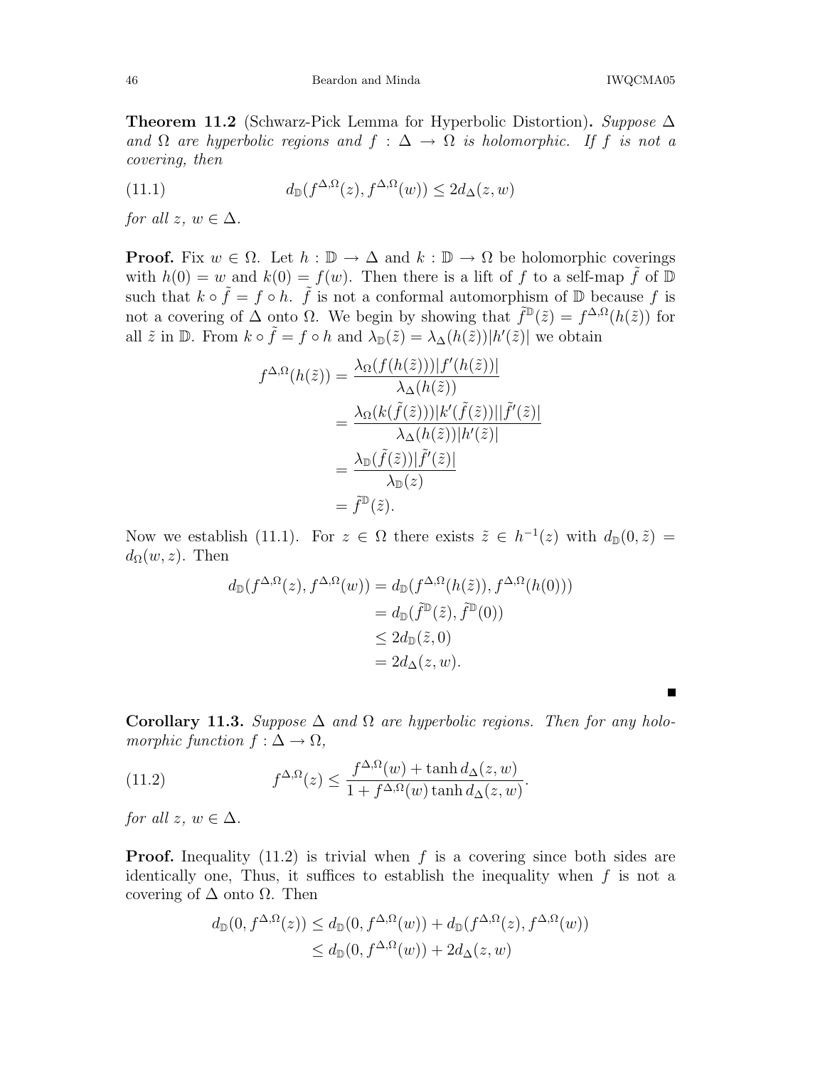**Theorem 11.2** (Schwarz-Pick Lemma for Hyperbolic Distortion)**.** *Suppose $\Delta$ and $\Omega$ are hyperbolic regions and $f : \Delta \to \Omega$ is holomorphic. If $f$ is not a covering, then*

$$d_{\mathbb{D}}(f^{\Delta,\Omega}(z), f^{\Delta,\Omega}(w)) \leq 2d_{\Delta}(z,w) \tag{11.1}$$

*for all $z$, $w \in \Delta$.*

**Proof.** Fix $w \in \Omega$. Let $h : \mathbb{D} \to \Delta$ and $k : \mathbb{D} \to \Omega$ be holomorphic coverings with $h(0) = w$ and $k(0) = f(w)$. Then there is a lift of $f$ to a self-map $\tilde{f}$ of $\mathbb{D}$ such that $k \circ \tilde{f} = f \circ h$. $\tilde{f}$ is not a conformal automorphism of $\mathbb{D}$ because $f$ is not a covering of $\Delta$ onto $\Omega$. We begin by showing that $\tilde{f}^{\mathbb{D}}(\tilde{z}) = f^{\Delta,\Omega}(h(\tilde{z}))$ for all $\tilde{z}$ in $\mathbb{D}$. From $k \circ \tilde{f} = f \circ h$ and $\lambda_{\mathbb{D}}(\tilde{z}) = \lambda_{\Delta}(h(\tilde{z}))|h'(\tilde{z})|$ we obtain

$$\begin{aligned}
f^{\Delta,\Omega}(h(\tilde{z})) &= \frac{\lambda_{\Omega}(f(h(\tilde{z})))|f'(h(\tilde{z}))|}{\lambda_{\Delta}(h(\tilde{z}))} \\
&= \frac{\lambda_{\Omega}(k(\tilde{f}(\tilde{z})))|k'(\tilde{f}(\tilde{z}))||\tilde{f}'(\tilde{z})|}{\lambda_{\Delta}(h(\tilde{z}))|h'(\tilde{z})|} \\
&= \frac{\lambda_{\mathbb{D}}(\tilde{f}(\tilde{z}))|\tilde{f}'(\tilde{z})|}{\lambda_{\mathbb{D}}(z)} \\
&= \tilde{f}^{\mathbb{D}}(\tilde{z}).
\end{aligned}$$

Now we establish (11.1). For $z \in \Omega$ there exists $\tilde{z} \in h^{-1}(z)$ with $d_{\mathbb{D}}(0, \tilde{z}) = d_{\Omega}(w, z)$. Then

$$\begin{aligned}
d_{\mathbb{D}}(f^{\Delta,\Omega}(z), f^{\Delta,\Omega}(w)) &= d_{\mathbb{D}}(f^{\Delta,\Omega}(h(\tilde{z})), f^{\Delta,\Omega}(h(0))) \\
&= d_{\mathbb{D}}(\tilde{f}^{\mathbb{D}}(\tilde{z}), \tilde{f}^{\mathbb{D}}(0)) \\
&\leq 2d_{\mathbb{D}}(\tilde{z}, 0) \\
&= 2d_{\Delta}(z, w).
\end{aligned}$$

■

**Corollary 11.3.** *Suppose $\Delta$ and $\Omega$ are hyperbolic regions. Then for any holomorphic function $f : \Delta \to \Omega$,*

$$f^{\Delta,\Omega}(z) \leq \frac{f^{\Delta,\Omega}(w) + \tanh d_{\Delta}(z,w)}{1 + f^{\Delta,\Omega}(w) \tanh d_{\Delta}(z,w)}. \tag{11.2}$$

*for all $z$, $w \in \Delta$.*

**Proof.** Inequality (11.2) is trivial when $f$ is a covering since both sides are identically one, Thus, it suffices to establish the inequality when $f$ is not a covering of $\Delta$ onto $\Omega$. Then

$$\begin{aligned}
d_{\mathbb{D}}(0, f^{\Delta,\Omega}(z)) &\leq d_{\mathbb{D}}(0, f^{\Delta,\Omega}(w)) + d_{\mathbb{D}}(f^{\Delta,\Omega}(z), f^{\Delta,\Omega}(w)) \\
&\leq d_{\mathbb{D}}(0, f^{\Delta,\Omega}(w)) + 2d_{\Delta}(z,w)
\end{aligned}$$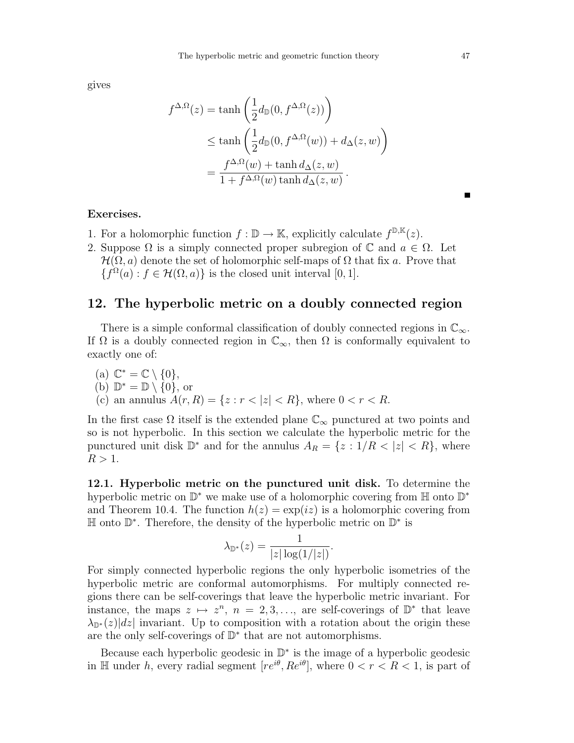gives

$$
\begin{aligned}
f^{\Delta,\Omega}(z) &= \tanh\left(\frac{1}{2}d_{\mathbb{D}}(0, f^{\Delta,\Omega}(z))\right) \\
&\leq \tanh\left(\frac{1}{2}d_{\mathbb{D}}(0, f^{\Delta,\Omega}(w)) + d_{\Delta}(z,w)\right) \\
&= \frac{f^{\Delta,\Omega}(w) + \tanh d_{\Delta}(z,w)}{1 + f^{\Delta,\Omega}(w)\tanh d_{\Delta}(z,w)}\,.
\end{aligned}
$$

■

**Exercises.**

1. For a holomorphic function $f : \mathbb{D} \to \mathbb{K}$, explicitly calculate $f^{\mathbb{D},\mathbb{K}}(z)$.
2. Suppose $\Omega$ is a simply connected proper subregion of $\mathbb{C}$ and $a \in \Omega$. Let $\mathcal{H}(\Omega, a)$ denote the set of holomorphic self-maps of $\Omega$ that fix $a$. Prove that $\{f^{\Omega}(a) : f \in \mathcal{H}(\Omega, a)\}$ is the closed unit interval $[0, 1]$.

## 12. The hyperbolic metric on a doubly connected region

There is a simple conformal classification of doubly connected regions in $\mathbb{C}_\infty$. If $\Omega$ is a doubly connected region in $\mathbb{C}_\infty$, then $\Omega$ is conformally equivalent to exactly one of:

(a) $\mathbb{C}^* = \mathbb{C} \setminus \{0\}$,
(b) $\mathbb{D}^* = \mathbb{D} \setminus \{0\}$, or
(c) an annulus $A(r, R) = \{z : r < |z| < R\}$, where $0 < r < R$.

In the first case $\Omega$ itself is the extended plane $\mathbb{C}_\infty$ punctured at two points and so is not hyperbolic. In this section we calculate the hyperbolic metric for the punctured unit disk $\mathbb{D}^*$ and for the annulus $A_R = \{z : 1/R < |z| < R\}$, where $R > 1$.

**12.1. Hyperbolic metric on the punctured unit disk.** To determine the hyperbolic metric on $\mathbb{D}^*$ we make use of a holomorphic covering from $\mathbb{H}$ onto $\mathbb{D}^*$ and Theorem 10.4. The function $h(z) = \exp(iz)$ is a holomorphic covering from $\mathbb{H}$ onto $\mathbb{D}^*$. Therefore, the density of the hyperbolic metric on $\mathbb{D}^*$ is

$$
\lambda_{\mathbb{D}^*}(z) = \frac{1}{|z|\log(1/|z|)}.
$$

For simply connected hyperbolic regions the only hyperbolic isometries of the hyperbolic metric are conformal automorphisms. For multiply connected regions there can be self-coverings that leave the hyperbolic metric invariant. For instance, the maps $z \mapsto z^n$, $n = 2, 3, \ldots$, are self-coverings of $\mathbb{D}^*$ that leave $\lambda_{\mathbb{D}^*}(z)|dz|$ invariant. Up to composition with a rotation about the origin these are the only self-coverings of $\mathbb{D}^*$ that are not automorphisms.

Because each hyperbolic geodesic in $\mathbb{D}^*$ is the image of a hyperbolic geodesic in $\mathbb{H}$ under $h$, every radial segment $[re^{i\theta}, Re^{i\theta}]$, where $0 < r < R < 1$, is part of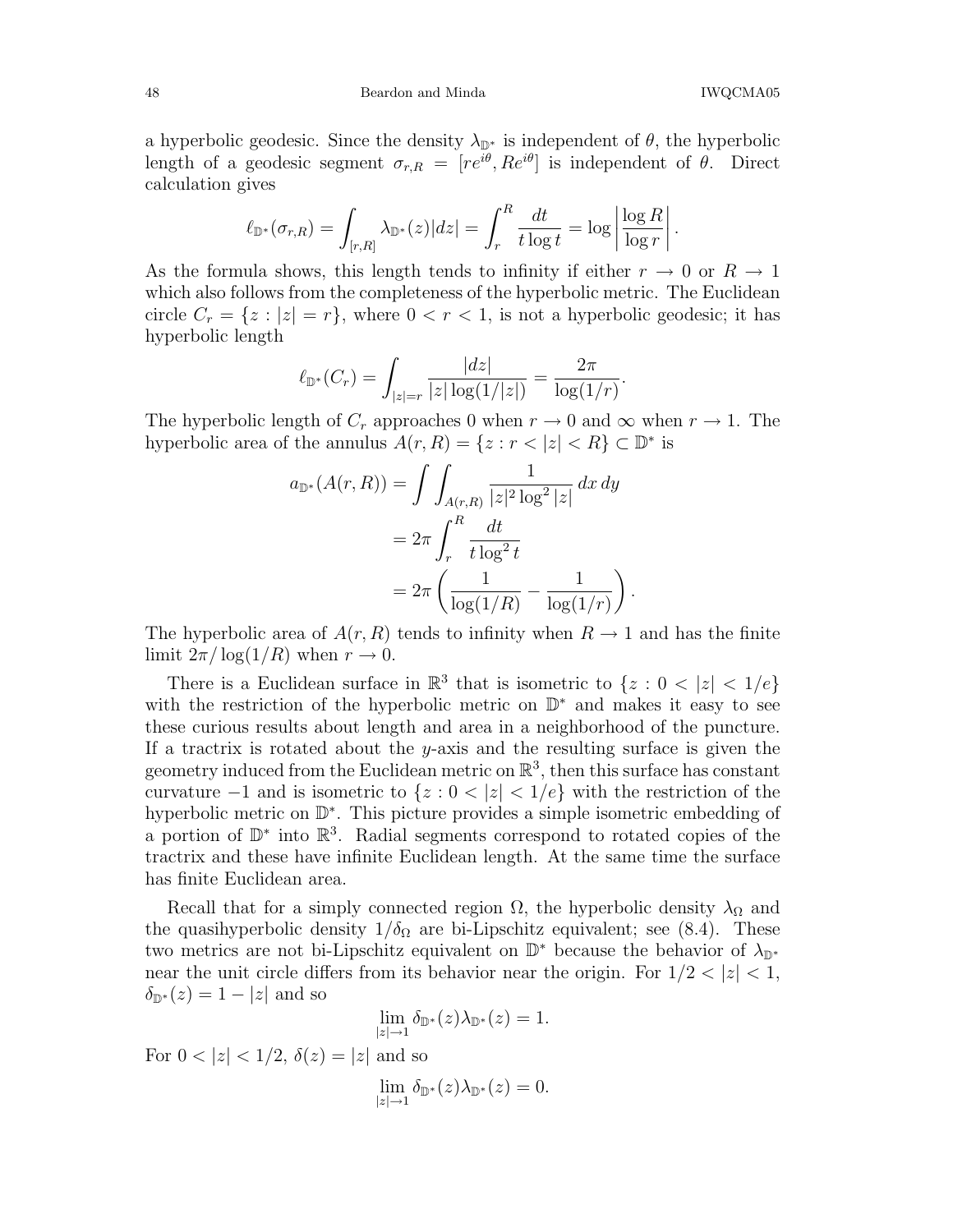a hyperbolic geodesic. Since the density $\lambda_{\mathbb{D}^*}$ is independent of $\theta$, the hyperbolic length of a geodesic segment $\sigma_{r,R} = [re^{i\theta}, Re^{i\theta}]$ is independent of $\theta$. Direct calculation gives

$$\ell_{\mathbb{D}^*}(\sigma_{r,R}) = \int_{[r,R]} \lambda_{\mathbb{D}^*}(z)|dz| = \int_r^R \frac{dt}{t \log t} = \log \left| \frac{\log R}{\log r} \right|.$$

As the formula shows, this length tends to infinity if either $r \to 0$ or $R \to 1$ which also follows from the completeness of the hyperbolic metric. The Euclidean circle $C_r = \{z : |z| = r\}$, where $0 < r < 1$, is not a hyperbolic geodesic; it has hyperbolic length

$$\ell_{\mathbb{D}^*}(C_r) = \int_{|z|=r} \frac{|dz|}{|z| \log(1/|z|)} = \frac{2\pi}{\log(1/r)}.$$

The hyperbolic length of $C_r$ approaches 0 when $r \to 0$ and $\infty$ when $r \to 1$. The hyperbolic area of the annulus $A(r, R) = \{z : r < |z| < R\} \subset \mathbb{D}^*$ is

$$\begin{aligned}
a_{\mathbb{D}^*}(A(r,R)) &= \int\int_{A(r,R)} \frac{1}{|z|^2 \log^2 |z|}\, dx\, dy \\
&= 2\pi \int_r^R \frac{dt}{t \log^2 t} \\
&= 2\pi \left( \frac{1}{\log(1/R)} - \frac{1}{\log(1/r)} \right).
\end{aligned}$$

The hyperbolic area of $A(r, R)$ tends to infinity when $R \to 1$ and has the finite limit $2\pi / \log(1/R)$ when $r \to 0$.

There is a Euclidean surface in $\mathbb{R}^3$ that is isometric to $\{z : 0 < |z| < 1/e\}$ with the restriction of the hyperbolic metric on $\mathbb{D}^*$ and makes it easy to see these curious results about length and area in a neighborhood of the puncture. If a tractrix is rotated about the $y$-axis and the resulting surface is given the geometry induced from the Euclidean metric on $\mathbb{R}^3$, then this surface has constant curvature $-1$ and is isometric to $\{z : 0 < |z| < 1/e\}$ with the restriction of the hyperbolic metric on $\mathbb{D}^*$. This picture provides a simple isometric embedding of a portion of $\mathbb{D}^*$ into $\mathbb{R}^3$. Radial segments correspond to rotated copies of the tractrix and these have infinite Euclidean length. At the same time the surface has finite Euclidean area.

Recall that for a simply connected region $\Omega$, the hyperbolic density $\lambda_\Omega$ and the quasihyperbolic density $1/\delta_\Omega$ are bi-Lipschitz equivalent; see (8.4). These two metrics are not bi-Lipschitz equivalent on $\mathbb{D}^*$ because the behavior of $\lambda_{\mathbb{D}^*}$ near the unit circle differs from its behavior near the origin. For $1/2 < |z| < 1$, $\delta_{\mathbb{D}^*}(z) = 1 - |z|$ and so

$$\lim_{|z| \to 1} \delta_{\mathbb{D}^*}(z) \lambda_{\mathbb{D}^*}(z) = 1.$$

For $0 < |z| < 1/2$, $\delta(z) = |z|$ and so

$$\lim_{|z| \to 1} \delta_{\mathbb{D}^*}(z) \lambda_{\mathbb{D}^*}(z) = 0.$$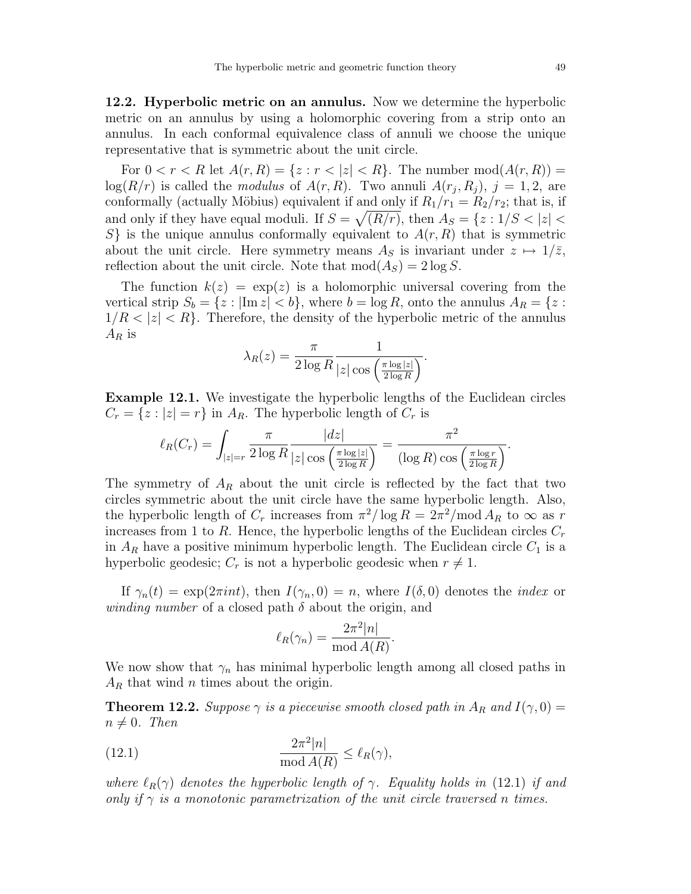**12.2. Hyperbolic metric on an annulus.** Now we determine the hyperbolic metric on an annulus by using a holomorphic covering from a strip onto an annulus. In each conformal equivalence class of annuli we choose the unique representative that is symmetric about the unit circle.

For $0 < r < R$ let $A(r, R) = \{z : r < |z| < R\}$. The number $\operatorname{mod}(A(r, R)) = \log(R/r)$ is called the *modulus* of $A(r, R)$. Two annuli $A(r_j, R_j)$, $j = 1, 2$, are conformally (actually Möbius) equivalent if and only if $R_1/r_1 = R_2/r_2$; that is, if and only if they have equal moduli. If $S = \sqrt{(R/r)}$, then $A_S = \{z : 1/S < |z| < S\}$ is the unique annulus conformally equivalent to $A(r, R)$ that is symmetric about the unit circle. Here symmetry means $A_S$ is invariant under $z \mapsto 1/\bar{z}$, reflection about the unit circle. Note that $\operatorname{mod}(A_S) = 2 \log S$.

The function $k(z) = \exp(z)$ is a holomorphic universal covering from the vertical strip $S_b = \{z : |\operatorname{Im} z| < b\}$, where $b = \log R$, onto the annulus $A_R = \{z : 1/R < |z| < R\}$. Therefore, the density of the hyperbolic metric of the annulus $A_R$ is

$$\lambda_R(z) = \frac{\pi}{2 \log R} \frac{1}{|z| \cos\left(\frac{\pi \log |z|}{2 \log R}\right)}.$$

**Example 12.1.** We investigate the hyperbolic lengths of the Euclidean circles $C_r = \{z : |z| = r\}$ in $A_R$. The hyperbolic length of $C_r$ is

$$\ell_R(C_r) = \int_{|z|=r} \frac{\pi}{2 \log R} \frac{|dz|}{|z| \cos\left(\frac{\pi \log |z|}{2 \log R}\right)} = \frac{\pi^2}{(\log R) \cos\left(\frac{\pi \log r}{2 \log R}\right)}.$$

The symmetry of $A_R$ about the unit circle is reflected by the fact that two circles symmetric about the unit circle have the same hyperbolic length. Also, the hyperbolic length of $C_r$ increases from $\pi^2/\log R = 2\pi^2/\operatorname{mod} A_R$ to $\infty$ as $r$ increases from 1 to $R$. Hence, the hyperbolic lengths of the Euclidean circles $C_r$ in $A_R$ have a positive minimum hyperbolic length. The Euclidean circle $C_1$ is a hyperbolic geodesic; $C_r$ is not a hyperbolic geodesic when $r \neq 1$.

If $\gamma_n(t) = \exp(2\pi i n t)$, then $I(\gamma_n, 0) = n$, where $I(\delta, 0)$ denotes the *index* or *winding number* of a closed path $\delta$ about the origin, and

$$\ell_R(\gamma_n) = \frac{2\pi^2 |n|}{\operatorname{mod} A(R)}.$$

We now show that $\gamma_n$ has minimal hyperbolic length among all closed paths in $A_R$ that wind $n$ times about the origin.

**Theorem 12.2.** *Suppose $\gamma$ is a piecewise smooth closed path in $A_R$ and $I(\gamma, 0) = n \neq 0$. Then*

$$\frac{2\pi^2 |n|}{\operatorname{mod} A(R)} \leq \ell_R(\gamma), \tag{12.1}$$

*where $\ell_R(\gamma)$ denotes the hyperbolic length of $\gamma$. Equality holds in* (12.1) *if and only if $\gamma$ is a monotonic parametrization of the unit circle traversed $n$ times.*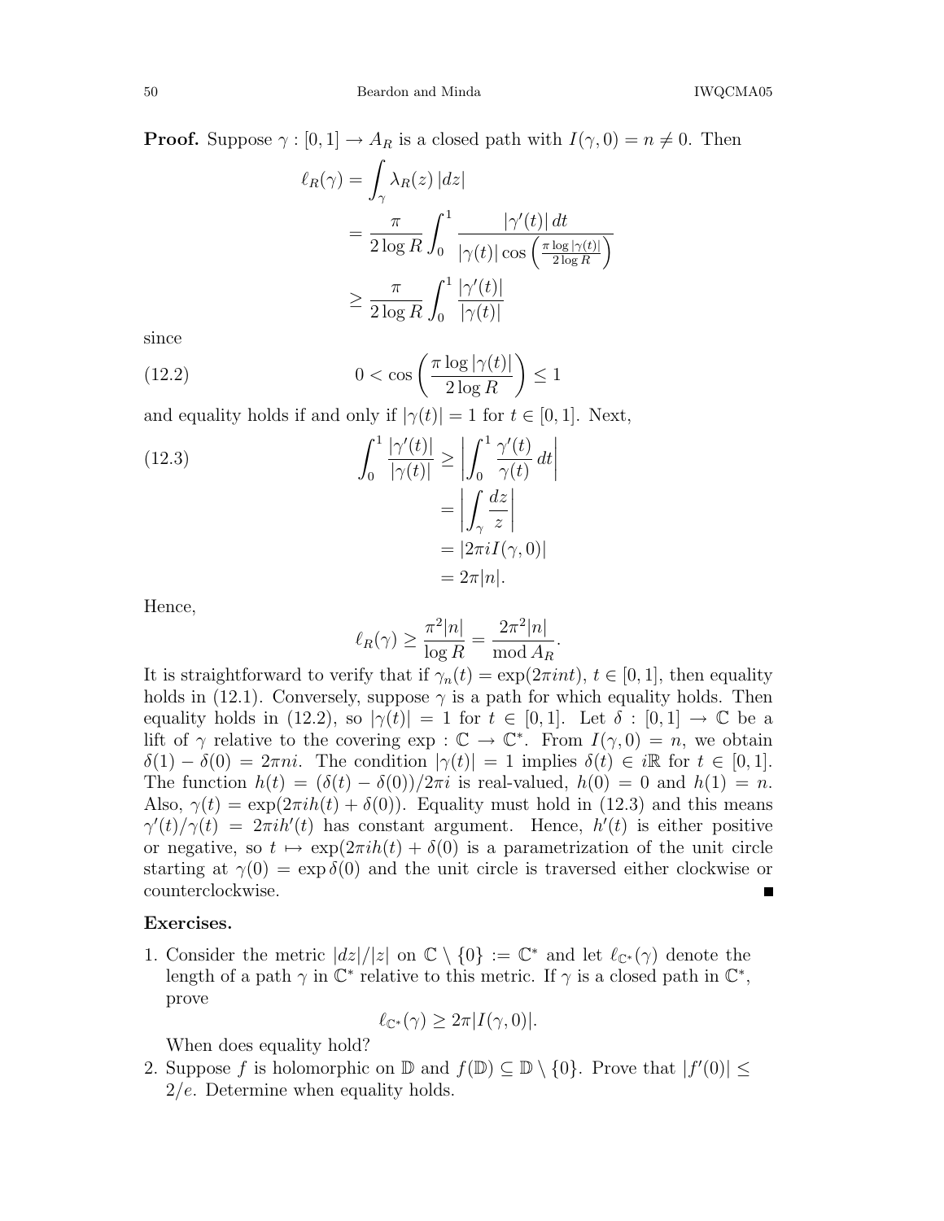**Proof.** Suppose $\gamma : [0,1] \to A_R$ is a closed path with $I(\gamma, 0) = n \neq 0$. Then

$$
\begin{aligned}
\ell_R(\gamma) &= \int_\gamma \lambda_R(z)\,|dz| \\
&= \frac{\pi}{2\log R} \int_0^1 \frac{|\gamma'(t)|\,dt}{|\gamma(t)| \cos\left(\frac{\pi \log|\gamma(t)|}{2\log R}\right)} \\
&\geq \frac{\pi}{2\log R} \int_0^1 \frac{|\gamma'(t)|}{|\gamma(t)|}
\end{aligned}
$$

since

$$
0 < \cos\left(\frac{\pi \log|\gamma(t)|}{2\log R}\right) \leq 1 \tag{12.2}
$$

and equality holds if and only if $|\gamma(t)| = 1$ for $t \in [0,1]$. Next,

$$
\begin{aligned}
\int_0^1 \frac{|\gamma'(t)|}{|\gamma(t)|} &\geq \left| \int_0^1 \frac{\gamma'(t)}{\gamma(t)}\,dt \right| \\
&= \left| \int_\gamma \frac{dz}{z} \right| \\
&= |2\pi i I(\gamma, 0)| \\
&= 2\pi |n|.
\end{aligned} \tag{12.3}
$$

Hence,

$$
\ell_R(\gamma) \geq \frac{\pi^2 |n|}{\log R} = \frac{2\pi^2 |n|}{\operatorname{mod} A_R}.
$$

It is straightforward to verify that if $\gamma_n(t) = \exp(2\pi i n t)$, $t \in [0,1]$, then equality holds in (12.1). Conversely, suppose $\gamma$ is a path for which equality holds. Then equality holds in (12.2), so $|\gamma(t)| = 1$ for $t \in [0,1]$. Let $\delta : [0,1] \to \mathbb{C}$ be a lift of $\gamma$ relative to the covering $\exp : \mathbb{C} \to \mathbb{C}^*$. From $I(\gamma, 0) = n$, we obtain $\delta(1) - \delta(0) = 2\pi n i$. The condition $|\gamma(t)| = 1$ implies $\delta(t) \in i\mathbb{R}$ for $t \in [0,1]$. The function $h(t) = (\delta(t) - \delta(0))/2\pi i$ is real-valued, $h(0) = 0$ and $h(1) = n$. Also, $\gamma(t) = \exp(2\pi i h(t) + \delta(0))$. Equality must hold in (12.3) and this means $\gamma'(t)/\gamma(t) = 2\pi i h'(t)$ has constant argument. Hence, $h'(t)$ is either positive or negative, so $t \mapsto \exp(2\pi i h(t) + \delta(0)$ is a parametrization of the unit circle starting at $\gamma(0) = \exp \delta(0)$ and the unit circle is traversed either clockwise or counterclockwise. ■

**Exercises.**

1. Consider the metric $|dz|/|z|$ on $\mathbb{C} \setminus \{0\} := \mathbb{C}^*$ and let $\ell_{\mathbb{C}^*}(\gamma)$ denote the length of a path $\gamma$ in $\mathbb{C}^*$ relative to this metric. If $\gamma$ is a closed path in $\mathbb{C}^*$, prove
$$
\ell_{\mathbb{C}^*}(\gamma) \geq 2\pi |I(\gamma, 0)|.
$$
When does equality hold?
2. Suppose $f$ is holomorphic on $\mathbb{D}$ and $f(\mathbb{D}) \subseteq \mathbb{D} \setminus \{0\}$. Prove that $|f'(0)| \leq 2/e$. Determine when equality holds.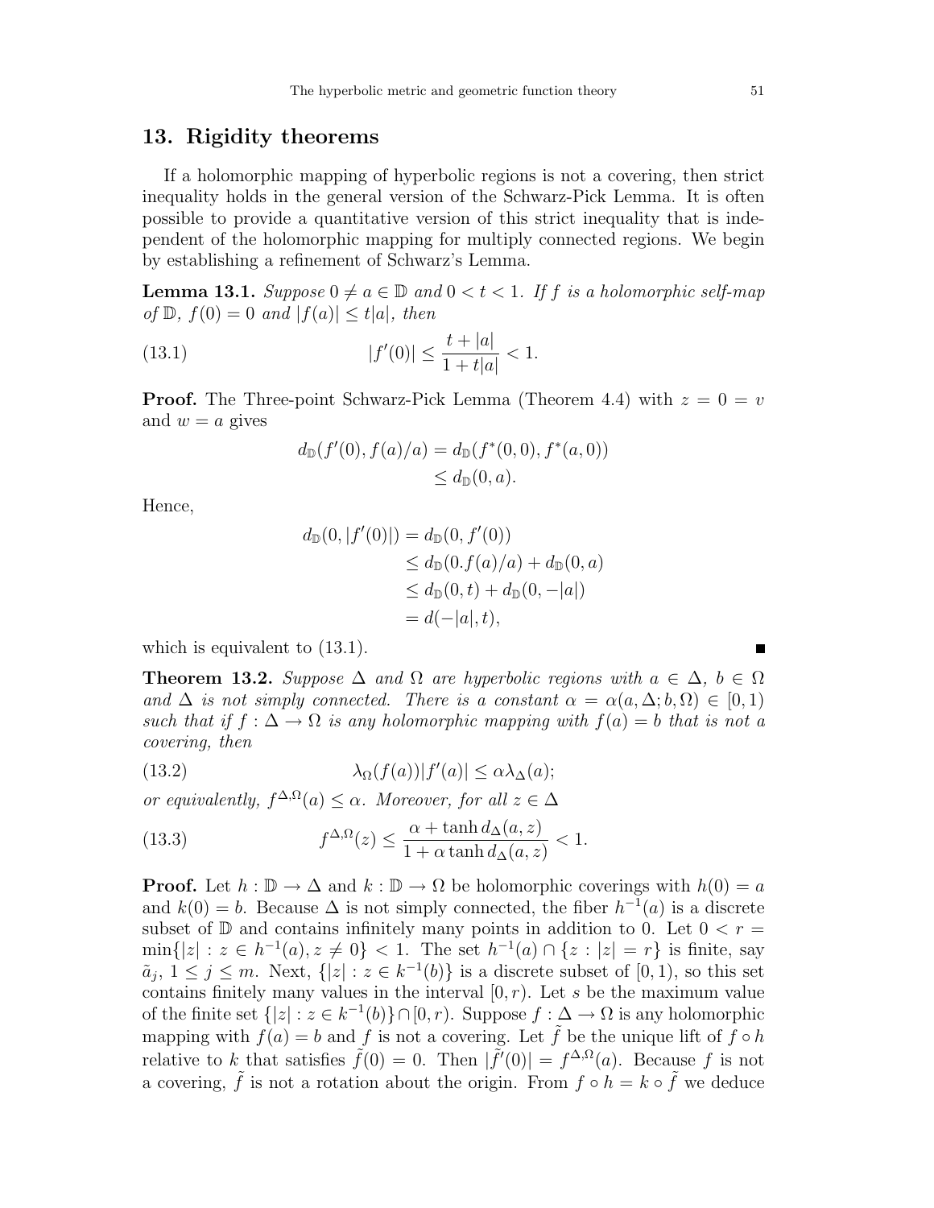## 13. Rigidity theorems

If a holomorphic mapping of hyperbolic regions is not a covering, then strict inequality holds in the general version of the Schwarz-Pick Lemma. It is often possible to provide a quantitative version of this strict inequality that is independent of the holomorphic mapping for multiply connected regions. We begin by establishing a refinement of Schwarz's Lemma.

**Lemma 13.1.** *Suppose $0 \neq a \in \mathbb{D}$ and $0 < t < 1$. If $f$ is a holomorphic self-map of $\mathbb{D}$, $f(0) = 0$ and $|f(a)| \leq t|a|$, then*

$$|f'(0)| \leq \frac{t + |a|}{1 + t|a|} < 1. \tag{13.1}$$

**Proof.** The Three-point Schwarz-Pick Lemma (Theorem 4.4) with $z = 0 = v$ and $w = a$ gives

$$\begin{aligned} d_{\mathbb{D}}(f'(0), f(a)/a) &= d_{\mathbb{D}}(f^*(0,0), f^*(a,0)) \\ &\leq d_{\mathbb{D}}(0, a). \end{aligned}$$

Hence,

$$\begin{aligned} d_{\mathbb{D}}(0, |f'(0)|) &= d_{\mathbb{D}}(0, f'(0)) \\ &\leq d_{\mathbb{D}}(0.f(a)/a) + d_{\mathbb{D}}(0, a) \\ &\leq d_{\mathbb{D}}(0, t) + d_{\mathbb{D}}(0, -|a|) \\ &= d(-|a|, t), \end{aligned}$$

which is equivalent to (13.1). ∎

**Theorem 13.2.** *Suppose $\Delta$ and $\Omega$ are hyperbolic regions with $a \in \Delta$, $b \in \Omega$ and $\Delta$ is not simply connected. There is a constant $\alpha = \alpha(a, \Delta; b, \Omega) \in [0, 1)$ such that if $f : \Delta \to \Omega$ is any holomorphic mapping with $f(a) = b$ that is not a covering, then*

$$\lambda_\Omega(f(a))|f'(a)| \leq \alpha \lambda_\Delta(a); \tag{13.2}$$

*or equivalently, $f^{\Delta,\Omega}(a) \leq \alpha$. Moreover, for all $z \in \Delta$*

$$f^{\Delta,\Omega}(z) \leq \frac{\alpha + \tanh d_\Delta(a, z)}{1 + \alpha \tanh d_\Delta(a, z)} < 1. \tag{13.3}$$

**Proof.** Let $h : \mathbb{D} \to \Delta$ and $k : \mathbb{D} \to \Omega$ be holomorphic coverings with $h(0) = a$ and $k(0) = b$. Because $\Delta$ is not simply connected, the fiber $h^{-1}(a)$ is a discrete subset of $\mathbb{D}$ and contains infinitely many points in addition to 0. Let $0 < r = \min\{|z| : z \in h^{-1}(a), z \neq 0\} < 1$. The set $h^{-1}(a) \cap \{z : |z| = r\}$ is finite, say $\tilde{a}_j$, $1 \leq j \leq m$. Next, $\{|z| : z \in k^{-1}(b)\}$ is a discrete subset of $[0, 1)$, so this set contains finitely many values in the interval $[0, r)$. Let $s$ be the maximum value of the finite set $\{|z| : z \in k^{-1}(b)\} \cap [0, r)$. Suppose $f : \Delta \to \Omega$ is any holomorphic mapping with $f(a) = b$ and $f$ is not a covering. Let $\tilde{f}$ be the unique lift of $f \circ h$ relative to $k$ that satisfies $\tilde{f}(0) = 0$. Then $|\tilde{f}'(0)| = f^{\Delta,\Omega}(a)$. Because $f$ is not a covering, $\tilde{f}$ is not a rotation about the origin. From $f \circ h = k \circ \tilde{f}$ we deduce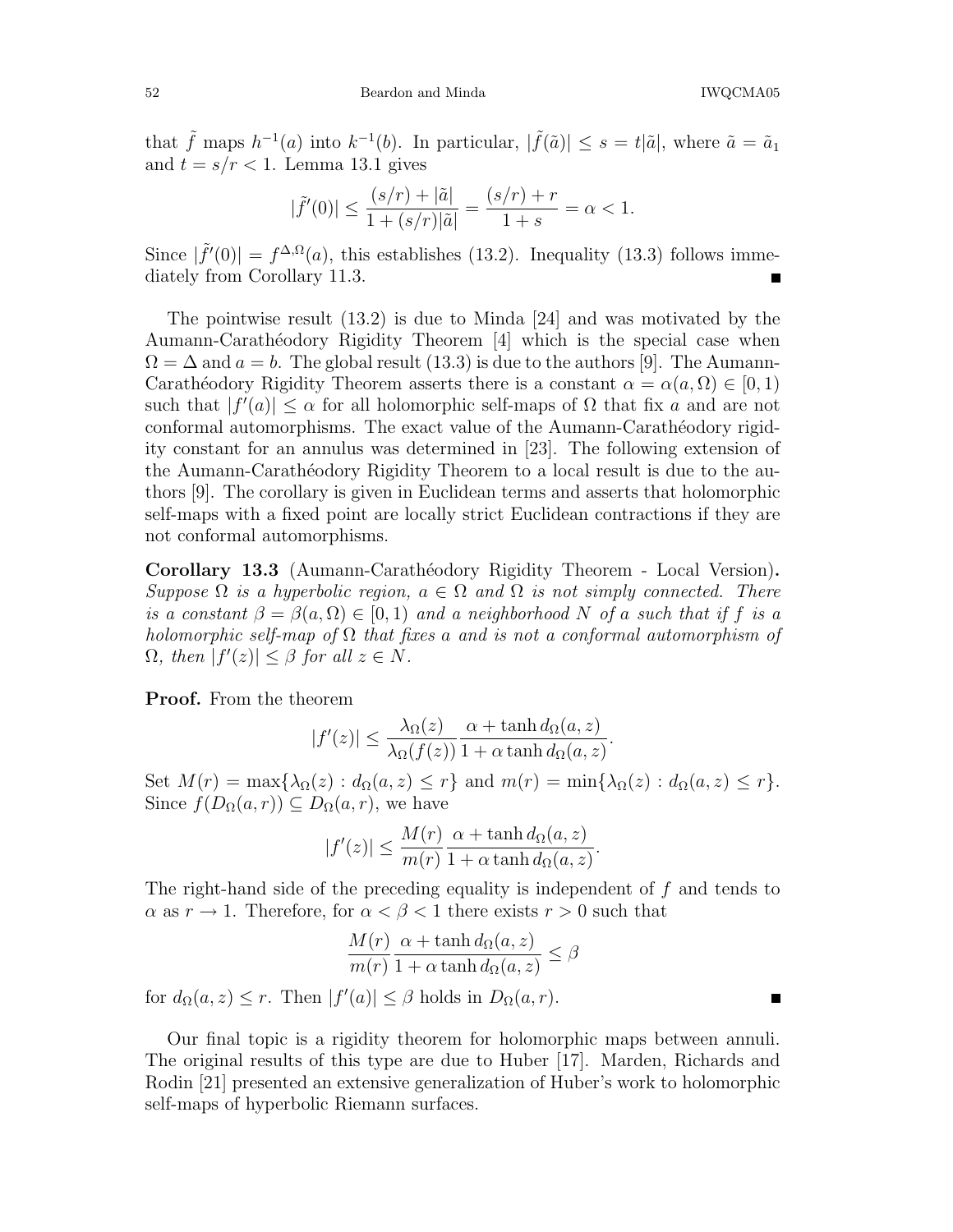that $\tilde{f}$ maps $h^{-1}(a)$ into $k^{-1}(b)$. In particular, $|\tilde{f}(\tilde{a})| \le s = t|\tilde{a}|$, where $\tilde{a} = \tilde{a}_1$ and $t = s/r < 1$. Lemma 13.1 gives

$$|\tilde{f}'(0)| \le \frac{(s/r) + |\tilde{a}|}{1 + (s/r)|\tilde{a}|} = \frac{(s/r) + r}{1 + s} = \alpha < 1.$$

Since $|\tilde{f}'(0)| = f^{\Delta,\Omega}(a)$, this establishes (13.2). Inequality (13.3) follows immediately from Corollary 11.3. ∎

The pointwise result (13.2) is due to Minda [24] and was motivated by the Aumann-Carathéodory Rigidity Theorem [4] which is the special case when $\Omega = \Delta$ and $a = b$. The global result (13.3) is due to the authors [9]. The Aumann-Carathéodory Rigidity Theorem asserts there is a constant $\alpha = \alpha(a, \Omega) \in [0, 1)$ such that $|f'(a)| \le \alpha$ for all holomorphic self-maps of $\Omega$ that fix $a$ and are not conformal automorphisms. The exact value of the Aumann-Carathéodory rigidity constant for an annulus was determined in [23]. The following extension of the Aumann-Carathéodory Rigidity Theorem to a local result is due to the authors [9]. The corollary is given in Euclidean terms and asserts that holomorphic self-maps with a fixed point are locally strict Euclidean contractions if they are not conformal automorphisms.

**Corollary 13.3** (Aumann-Carathéodory Rigidity Theorem - Local Version)**.** *Suppose $\Omega$ is a hyperbolic region, $a \in \Omega$ and $\Omega$ is not simply connected. There is a constant $\beta = \beta(a, \Omega) \in [0, 1)$ and a neighborhood $N$ of $a$ such that if $f$ is a holomorphic self-map of $\Omega$ that fixes $a$ and is not a conformal automorphism of $\Omega$, then $|f'(z)| \le \beta$ for all $z \in N$.*

**Proof.** From the theorem

$$|f'(z)| \le \frac{\lambda_\Omega(z)}{\lambda_\Omega(f(z))} \frac{\alpha + \tanh d_\Omega(a, z)}{1 + \alpha \tanh d_\Omega(a, z)}.$$

Set $M(r) = \max\{\lambda_\Omega(z) : d_\Omega(a, z) \le r\}$ and $m(r) = \min\{\lambda_\Omega(z) : d_\Omega(a, z) \le r\}$. Since $f(D_\Omega(a, r)) \subseteq D_\Omega(a, r)$, we have

$$|f'(z)| \le \frac{M(r)}{m(r)} \frac{\alpha + \tanh d_\Omega(a, z)}{1 + \alpha \tanh d_\Omega(a, z)}.$$

The right-hand side of the preceding equality is independent of $f$ and tends to $\alpha$ as $r \to 1$. Therefore, for $\alpha < \beta < 1$ there exists $r > 0$ such that

$$\frac{M(r)}{m(r)} \frac{\alpha + \tanh d_\Omega(a, z)}{1 + \alpha \tanh d_\Omega(a, z)} \le \beta$$

for $d_\Omega(a, z) \le r$. Then $|f'(a)| \le \beta$ holds in $D_\Omega(a, r)$. ∎

Our final topic is a rigidity theorem for holomorphic maps between annuli. The original results of this type are due to Huber [17]. Marden, Richards and Rodin [21] presented an extensive generalization of Huber's work to holomorphic self-maps of hyperbolic Riemann surfaces.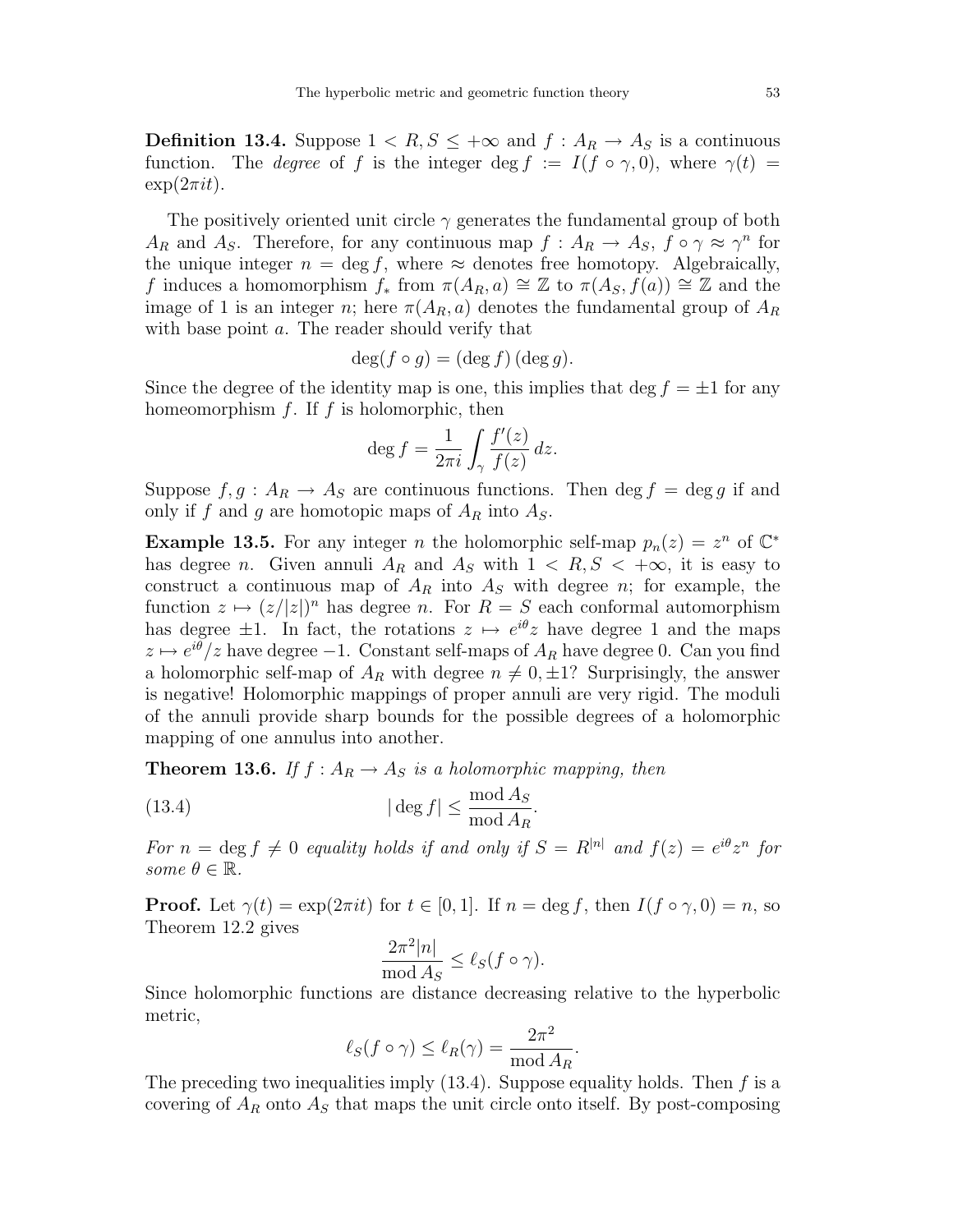**Definition 13.4.** Suppose $1 < R, S \le +\infty$ and $f : A_R \to A_S$ is a continuous function. The *degree* of $f$ is the integer $\deg f := I(f \circ \gamma, 0)$, where $\gamma(t) = \exp(2\pi i t)$.

The positively oriented unit circle $\gamma$ generates the fundamental group of both $A_R$ and $A_S$. Therefore, for any continuous map $f : A_R \to A_S$, $f \circ \gamma \approx \gamma^n$ for the unique integer $n = \deg f$, where $\approx$ denotes free homotopy. Algebraically, $f$ induces a homomorphism $f_*$ from $\pi(A_R, a) \cong \mathbb{Z}$ to $\pi(A_S, f(a)) \cong \mathbb{Z}$ and the image of 1 is an integer $n$; here $\pi(A_R, a)$ denotes the fundamental group of $A_R$ with base point $a$. The reader should verify that

$$\deg(f \circ g) = (\deg f)\,(\deg g).$$

Since the degree of the identity map is one, this implies that $\deg f = \pm 1$ for any homeomorphism $f$. If $f$ is holomorphic, then

$$\deg f = \frac{1}{2\pi i} \int_\gamma \frac{f'(z)}{f(z)}\, dz.$$

Suppose $f, g : A_R \to A_S$ are continuous functions. Then $\deg f = \deg g$ if and only if $f$ and $g$ are homotopic maps of $A_R$ into $A_S$.

**Example 13.5.** For any integer $n$ the holomorphic self-map $p_n(z) = z^n$ of $\mathbb{C}^*$ has degree $n$. Given annuli $A_R$ and $A_S$ with $1 < R, S < +\infty$, it is easy to construct a continuous map of $A_R$ into $A_S$ with degree $n$; for example, the function $z \mapsto (z/|z|)^n$ has degree $n$. For $R = S$ each conformal automorphism has degree $\pm 1$. In fact, the rotations $z \mapsto e^{i\theta} z$ have degree 1 and the maps $z \mapsto e^{i\theta}/z$ have degree $-1$. Constant self-maps of $A_R$ have degree 0. Can you find a holomorphic self-map of $A_R$ with degree $n \neq 0, \pm 1$? Surprisingly, the answer is negative! Holomorphic mappings of proper annuli are very rigid. The moduli of the annuli provide sharp bounds for the possible degrees of a holomorphic mapping of one annulus into another.

**Theorem 13.6.** *If $f : A_R \to A_S$ is a holomorphic mapping, then*

$$|\deg f| \le \frac{\operatorname{mod} A_S}{\operatorname{mod} A_R}. \tag{13.4}$$

*For $n = \deg f \neq 0$ equality holds if and only if $S = R^{|n|}$ and $f(z) = e^{i\theta} z^n$ for some $\theta \in \mathbb{R}$.*

**Proof.** Let $\gamma(t) = \exp(2\pi i t)$ for $t \in [0, 1]$. If $n = \deg f$, then $I(f \circ \gamma, 0) = n$, so Theorem 12.2 gives

$$\frac{2\pi^2 |n|}{\operatorname{mod} A_S} \le \ell_S(f \circ \gamma).$$

Since holomorphic functions are distance decreasing relative to the hyperbolic metric,

$$\ell_S(f \circ \gamma) \le \ell_R(\gamma) = \frac{2\pi^2}{\operatorname{mod} A_R}.$$

The preceding two inequalities imply (13.4). Suppose equality holds. Then $f$ is a covering of $A_R$ onto $A_S$ that maps the unit circle onto itself. By post-composing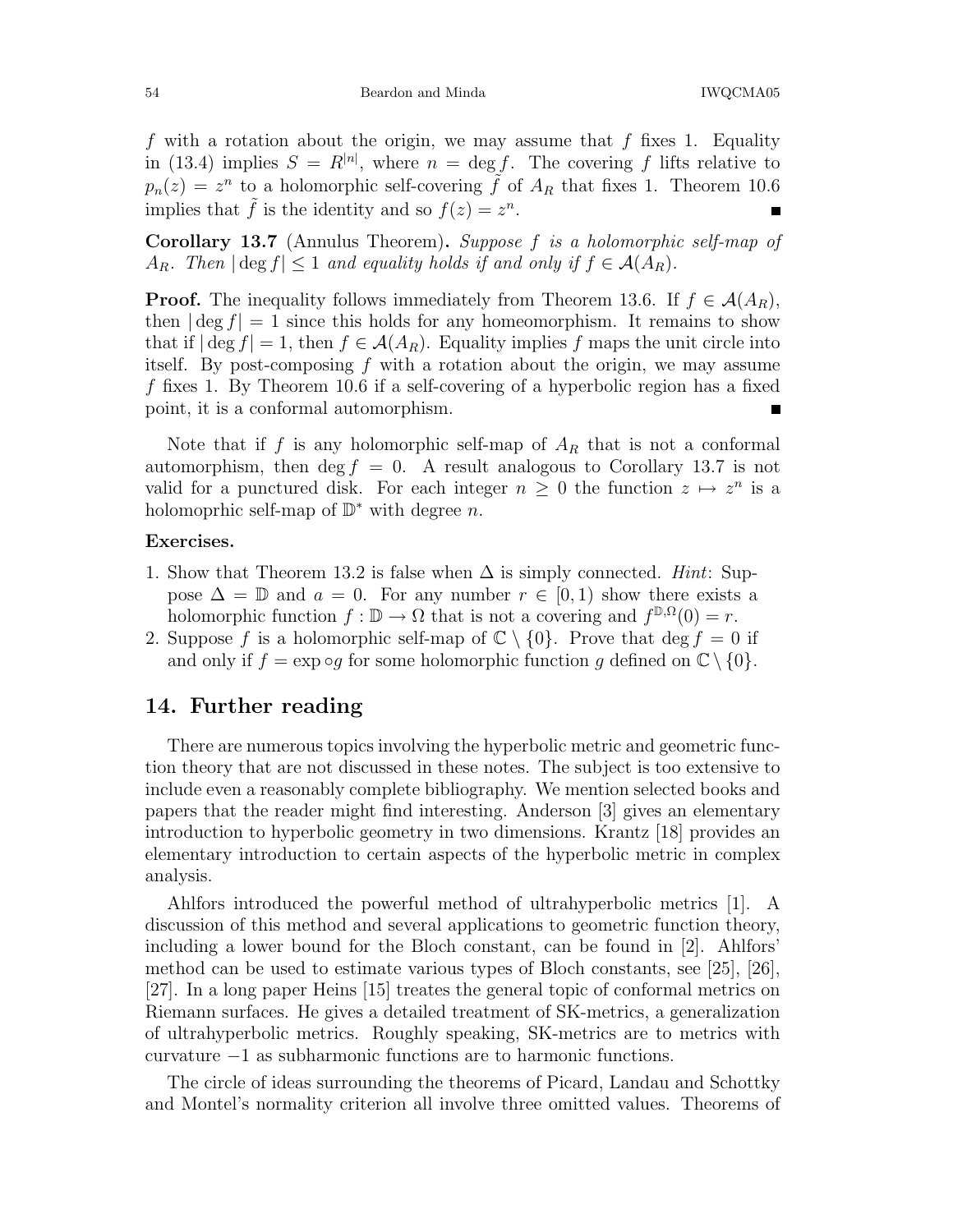$f$ with a rotation about the origin, we may assume that $f$ fixes 1. Equality in (13.4) implies $S = R^{|n|}$, where $n = \deg f$. The covering $f$ lifts relative to $p_n(z) = z^n$ to a holomorphic self-covering $\tilde{f}$ of $A_R$ that fixes 1. Theorem 10.6 implies that $\tilde{f}$ is the identity and so $f(z) = z^n$. ■

**Corollary 13.7** (Annulus Theorem)**.** *Suppose $f$ is a holomorphic self-map of $A_R$. Then $|\deg f| \leq 1$ and equality holds if and only if $f \in \mathcal{A}(A_R)$.*

**Proof.** The inequality follows immediately from Theorem 13.6. If $f \in \mathcal{A}(A_R)$, then $|\deg f| = 1$ since this holds for any homeomorphism. It remains to show that if $|\deg f| = 1$, then $f \in \mathcal{A}(A_R)$. Equality implies $f$ maps the unit circle into itself. By post-composing $f$ with a rotation about the origin, we may assume $f$ fixes 1. By Theorem 10.6 if a self-covering of a hyperbolic region has a fixed point, it is a conformal automorphism. ■

Note that if $f$ is any holomorphic self-map of $A_R$ that is not a conformal automorphism, then $\deg f = 0$. A result analogous to Corollary 13.7 is not valid for a punctured disk. For each integer $n \geq 0$ the function $z \mapsto z^n$ is a holomoprhic self-map of $\mathbb{D}^*$ with degree $n$.

**Exercises.**

1. Show that Theorem 13.2 is false when $\Delta$ is simply connected. *Hint*: Suppose $\Delta = \mathbb{D}$ and $a = 0$. For any number $r \in [0, 1)$ show there exists a holomorphic function $f : \mathbb{D} \to \Omega$ that is not a covering and $f^{\mathbb{D},\Omega}(0) = r$.
2. Suppose $f$ is a holomorphic self-map of $\mathbb{C} \setminus \{0\}$. Prove that $\deg f = 0$ if and only if $f = \exp \circ g$ for some holomorphic function $g$ defined on $\mathbb{C} \setminus \{0\}$.

## 14. Further reading

There are numerous topics involving the hyperbolic metric and geometric function theory that are not discussed in these notes. The subject is too extensive to include even a reasonably complete bibliography. We mention selected books and papers that the reader might find interesting. Anderson [3] gives an elementary introduction to hyperbolic geometry in two dimensions. Krantz [18] provides an elementary introduction to certain aspects of the hyperbolic metric in complex analysis.

Ahlfors introduced the powerful method of ultrahyperbolic metrics [1]. A discussion of this method and several applications to geometric function theory, including a lower bound for the Bloch constant, can be found in [2]. Ahlfors' method can be used to estimate various types of Bloch constants, see [25], [26], [27]. In a long paper Heins [15] treates the general topic of conformal metrics on Riemann surfaces. He gives a detailed treatment of SK-metrics, a generalization of ultrahyperbolic metrics. Roughly speaking, SK-metrics are to metrics with curvature $-1$ as subharmonic functions are to harmonic functions.

The circle of ideas surrounding the theorems of Picard, Landau and Schottky and Montel's normality criterion all involve three omitted values. Theorems of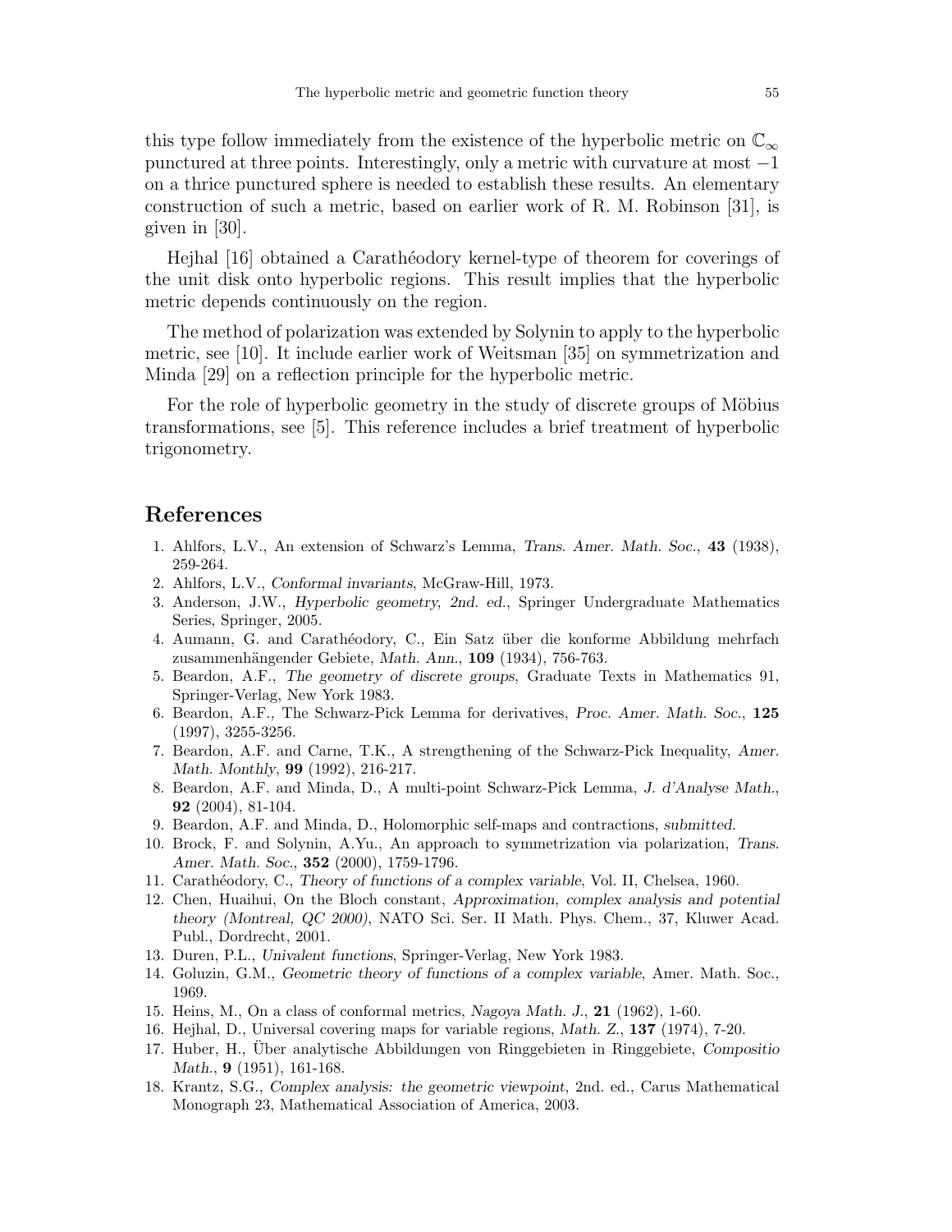this type follow immediately from the existence of the hyperbolic metric on $\mathbb{C}_\infty$ punctured at three points. Interestingly, only a metric with curvature at most $-1$ on a thrice punctured sphere is needed to establish these results. An elementary construction of such a metric, based on earlier work of R. M. Robinson [31], is given in [30].

Hejhal [16] obtained a Carathéodory kernel-type of theorem for coverings of the unit disk onto hyperbolic regions. This result implies that the hyperbolic metric depends continuously on the region.

The method of polarization was extended by Solynin to apply to the hyperbolic metric, see [10]. It include earlier work of Weitsman [35] on symmetrization and Minda [29] on a reflection principle for the hyperbolic metric.

For the role of hyperbolic geometry in the study of discrete groups of Möbius transformations, see [5]. This reference includes a brief treatment of hyperbolic trigonometry.

## References

1. Ahlfors, L.V., An extension of Schwarz's Lemma, *Trans. Amer. Math. Soc.*, **43** (1938), 259-264.
2. Ahlfors, L.V., *Conformal invariants*, McGraw-Hill, 1973.
3. Anderson, J.W., *Hyperbolic geometry, 2nd. ed.*, Springer Undergraduate Mathematics Series, Springer, 2005.
4. Aumann, G. and Carathéodory, C., Ein Satz über die konforme Abbildung mehrfach zusammenhängender Gebiete, *Math. Ann.*, **109** (1934), 756-763.
5. Beardon, A.F., *The geometry of discrete groups*, Graduate Texts in Mathematics 91, Springer-Verlag, New York 1983.
6. Beardon, A.F., The Schwarz-Pick Lemma for derivatives, *Proc. Amer. Math. Soc.*, **125** (1997), 3255-3256.
7. Beardon, A.F. and Carne, T.K., A strengthening of the Schwarz-Pick Inequality, *Amer. Math. Monthly*, **99** (1992), 216-217.
8. Beardon, A.F. and Minda, D., A multi-point Schwarz-Pick Lemma, *J. d'Analyse Math.*, **92** (2004), 81-104.
9. Beardon, A.F. and Minda, D., Holomorphic self-maps and contractions, *submitted.*
10. Brock, F. and Solynin, A.Yu., An approach to symmetrization via polarization, *Trans. Amer. Math. Soc.*, **352** (2000), 1759-1796.
11. Carathéodory, C., *Theory of functions of a complex variable*, Vol. II, Chelsea, 1960.
12. Chen, Huaihui, On the Bloch constant, *Approximation, complex analysis and potential theory (Montreal, QC 2000)*, NATO Sci. Ser. II Math. Phys. Chem., 37, Kluwer Acad. Publ., Dordrecht, 2001.
13. Duren, P.L., *Univalent functions*, Springer-Verlag, New York 1983.
14. Goluzin, G.M., *Geometric theory of functions of a complex variable*, Amer. Math. Soc., 1969.
15. Heins, M., On a class of conformal metrics, *Nagoya Math. J.*, **21** (1962), 1-60.
16. Hejhal, D., Universal covering maps for variable regions, *Math. Z.*, **137** (1974), 7-20.
17. Huber, H., Über analytische Abbildungen von Ringgebieten in Ringgebiete, *Compositio Math.*, **9** (1951), 161-168.
18. Krantz, S.G., *Complex analysis: the geometric viewpoint*, 2nd. ed., Carus Mathematical Monograph 23, Mathematical Association of America, 2003.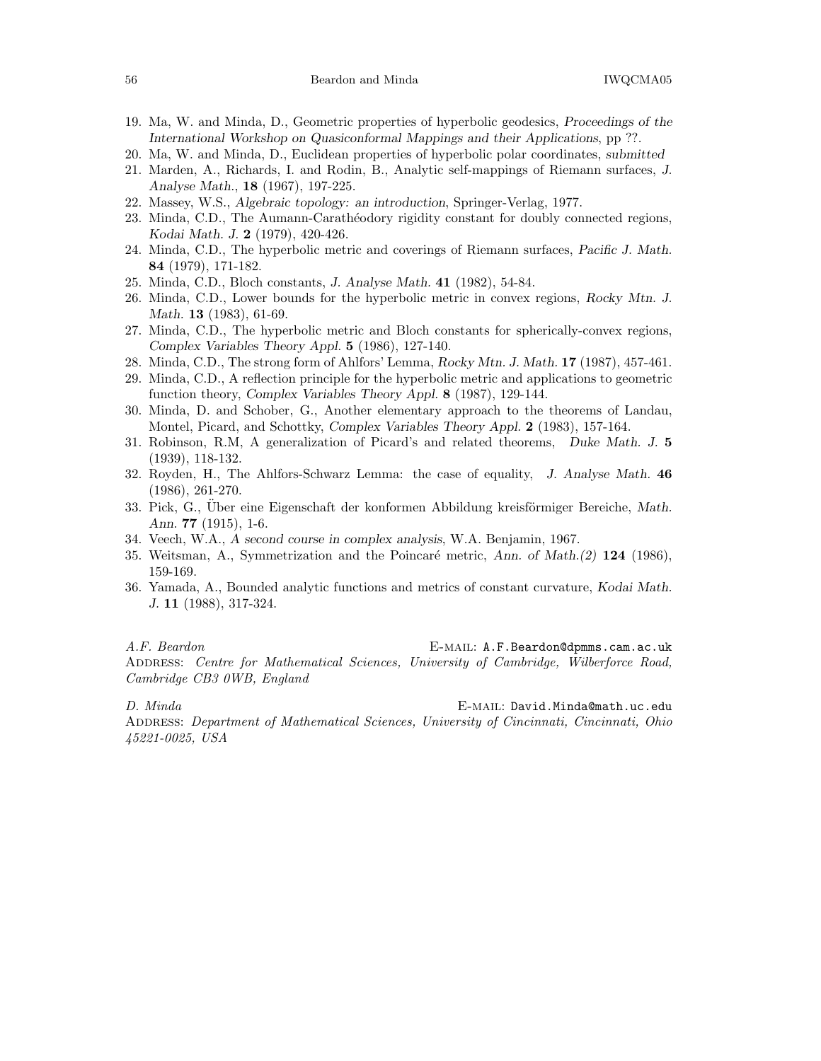19. Ma, W. and Minda, D., Geometric properties of hyperbolic geodesics, *Proceedings of the International Workshop on Quasiconformal Mappings and their Applications*, pp ??.
20. Ma, W. and Minda, D., Euclidean properties of hyperbolic polar coordinates, *submitted*
21. Marden, A., Richards, I. and Rodin, B., Analytic self-mappings of Riemann surfaces, *J. Analyse Math.*, **18** (1967), 197-225.
22. Massey, W.S., *Algebraic topology: an introduction*, Springer-Verlag, 1977.
23. Minda, C.D., The Aumann-Carathéodory rigidity constant for doubly connected regions, *Kodai Math. J.* **2** (1979), 420-426.
24. Minda, C.D., The hyperbolic metric and coverings of Riemann surfaces, *Pacific J. Math.* **84** (1979), 171-182.
25. Minda, C.D., Bloch constants, *J. Analyse Math.* **41** (1982), 54-84.
26. Minda, C.D., Lower bounds for the hyperbolic metric in convex regions, *Rocky Mtn. J. Math.* **13** (1983), 61-69.
27. Minda, C.D., The hyperbolic metric and Bloch constants for spherically-convex regions, *Complex Variables Theory Appl.* **5** (1986), 127-140.
28. Minda, C.D., The strong form of Ahlfors' Lemma, *Rocky Mtn. J. Math.* **17** (1987), 457-461.
29. Minda, C.D., A reflection principle for the hyperbolic metric and applications to geometric function theory, *Complex Variables Theory Appl.* **8** (1987), 129-144.
30. Minda, D. and Schober, G., Another elementary approach to the theorems of Landau, Montel, Picard, and Schottky, *Complex Variables Theory Appl.* **2** (1983), 157-164.
31. Robinson, R.M, A generalization of Picard's and related theorems, *Duke Math. J.* **5** (1939), 118-132.
32. Royden, H., The Ahlfors-Schwarz Lemma: the case of equality, *J. Analyse Math.* **46** (1986), 261-270.
33. Pick, G., Über eine Eigenschaft der konformen Abbildung kreisförmiger Bereiche, *Math. Ann.* **77** (1915), 1-6.
34. Veech, W.A., *A second course in complex analysis*, W.A. Benjamin, 1967.
35. Weitsman, A., Symmetrization and the Poincaré metric, *Ann. of Math.(2)* **124** (1986), 159-169.
36. Yamada, A., Bounded analytic functions and metrics of constant curvature, *Kodai Math. J.* **11** (1988), 317-324.

*A.F. Beardon* E-mail: A.F.Beardon@dpmms.cam.ac.uk
Address: *Centre for Mathematical Sciences, University of Cambridge, Wilberforce Road, Cambridge CB3 0WB, England*

*D. Minda* E-mail: David.Minda@math.uc.edu
Address: *Department of Mathematical Sciences, University of Cincinnati, Cincinnati, Ohio 45221-0025, USA*